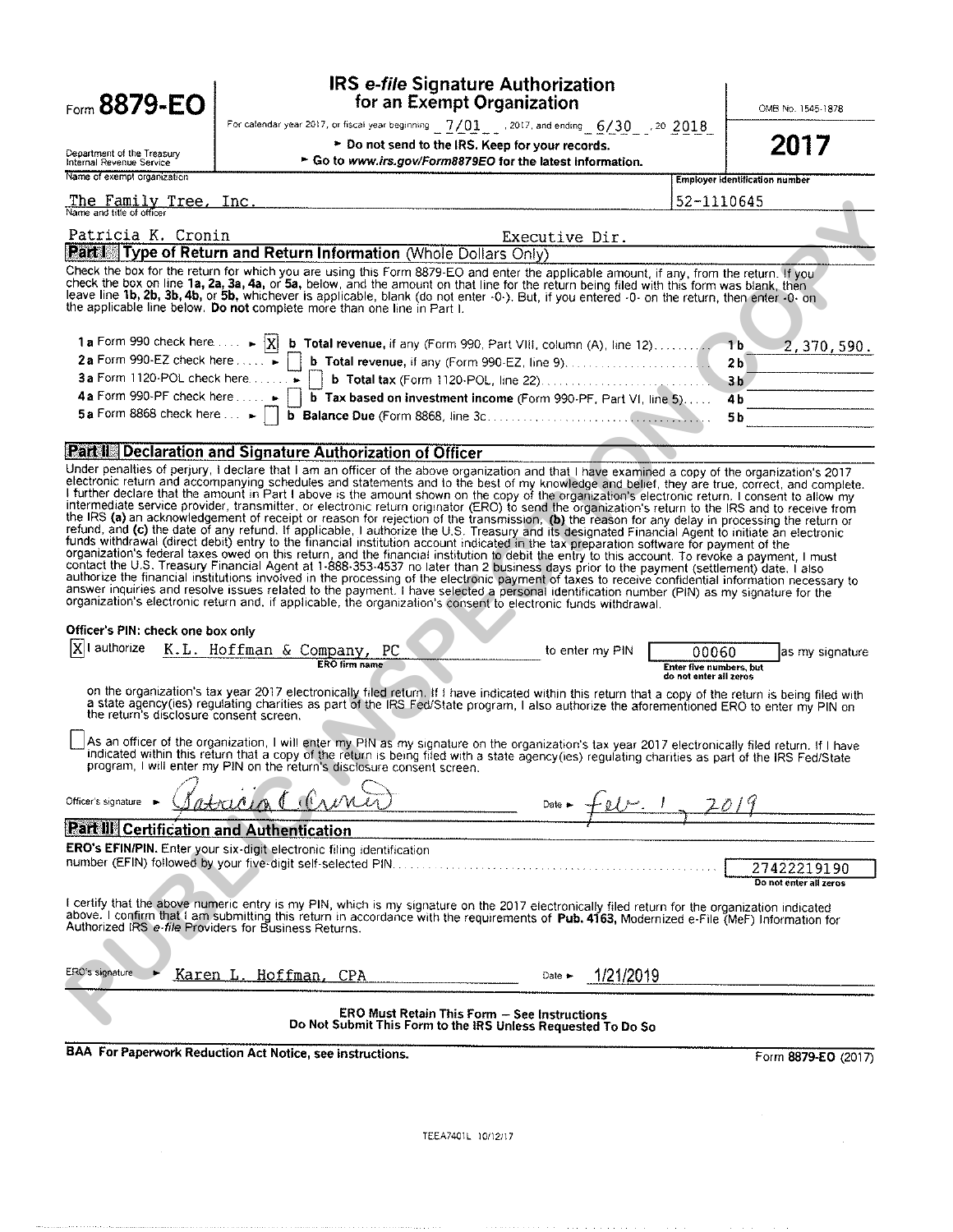Form **8879-EO**

Department of the Treasury
Internal Revenue Service

# IRS *e-file* Signature Authorization for an Exempt Organization

For calendar year 2017, or fiscal year beginning 7/01, 2017, and ending 6/30, 20 2018

► Do not send to the IRS. Keep for your records.

► Go to *www.irs.gov/Form8879EO* for the latest information.

OMB No. 1545-1878

**2017**

Name of exempt organization: The Family Tree, Inc.

Employer identification number: 52-1110645

Name and title of officer: Patricia K. Cronin, Executive Dir.

## Part I — Type of Return and Return Information (Whole Dollars Only)

Check the box for the return for which you are using this Form 8879-EO and enter the applicable amount, if any, from the return. If you check the box on line **1a, 2a, 3a, 4a,** or **5a,** below, and the amount on that line for the return being filed with this form was blank, then leave line **1b, 2b, 3b, 4b,** or **5b,** whichever is applicable, blank (do not enter -0-). But, if you entered -0- on the return, then enter -0- on the applicable line below. **Do not** complete more than one line in Part I.

| | | | |
|---|---|---|---|
| **1a** Form 990 check here ► [X] | **b Total revenue,** if any (Form 990, Part VIII, column (A), line 12) | **1b** | 2,370,590. |
| **2a** Form 990-EZ check here ► [ ] | **b Total revenue,** if any (Form 990-EZ, line 9) | **2b** | |
| **3a** Form 1120-POL check here ► [ ] | **b Total tax** (Form 1120-POL, line 22) | **3b** | |
| **4a** Form 990-PF check here ► [ ] | **b Tax based on investment income** (Form 990-PF, Part VI, line 5) | **4b** | |
| **5a** Form 8868 check here ► [ ] | **b Balance Due** (Form 8868, line 3c | **5b** | |

## Part II — Declaration and Signature Authorization of Officer

Under penalties of perjury, I declare that I am an officer of the above organization and that I have examined a copy of the organization's 2017 electronic return and accompanying schedules and statements and to the best of my knowledge and belief, they are true, correct, and complete. I further declare that the amount in Part I above is the amount shown on the copy of the organization's electronic return. I consent to allow my intermediate service provider, transmitter, or electronic return originator (ERO) to send the organization's return to the IRS and to receive from the IRS **(a)** an acknowledgement of receipt or reason for rejection of the transmission, **(b)** the reason for any delay in processing the return or refund, and **(c)** the date of any refund. If applicable, I authorize the U.S. Treasury and its designated Financial Agent to initiate an electronic funds withdrawal (direct debit) entry to the financial institution account indicated in the tax preparation software for payment of the organization's federal taxes owed on this return, and the financial institution to debit the entry to this account. To revoke a payment, I must contact the U.S. Treasury Financial Agent at 1-888-353-4537 no later than 2 business days prior to the payment (settlement) date. I also authorize the financial institutions involved in the processing of the electronic payment of taxes to receive confidential information necessary to answer inquiries and resolve issues related to the payment. I have selected a personal identification number (PIN) as my signature for the organization's electronic return and, if applicable, the organization's consent to electronic funds withdrawal.

**Officer's PIN: check one box only**

[X] I authorize K.L. Hoffman & Company, PC (ERO firm name) to enter my PIN 00060 (Enter five numbers, but do not enter all zeros) as my signature on the organization's tax year 2017 electronically filed return. If I have indicated within this return that a copy of the return is being filed with a state agency(ies) regulating charities as part of the IRS Fed/State program, I also authorize the aforementioned ERO to enter my PIN on the return's disclosure consent screen.

[ ] As an officer of the organization, I will enter my PIN as my signature on the organization's tax year 2017 electronically filed return. If I have indicated within this return that a copy of the return is being filed with a state agency(ies) regulating charities as part of the IRS Fed/State program, I will enter my PIN on the return's disclosure consent screen.

Officer's signature ► Patricia K. Cronin    Date ► Feb. 1, 2019

## Part III — Certification and Authentication

**ERO's EFIN/PIN.** Enter your six-digit electronic filing identification number (EFIN) followed by your five-digit self-selected PIN: 27422219190 (Do not enter all zeros)

I certify that the above numeric entry is my PIN, which is my signature on the 2017 electronically filed return for the organization indicated above. I confirm that I am submitting this return in accordance with the requirements of **Pub. 4163,** Modernized e-File (MeF) Information for Authorized IRS *e-file* Providers for Business Returns.

ERO's signature ► Karen L. Hoffman, CPA    Date ► 1/21/2019

**ERO Must Retain This Form — See Instructions**
**Do Not Submit This Form to the IRS Unless Requested To Do So**

**BAA For Paperwork Reduction Act Notice, see instructions.**    Form **8879-EO** (2017)

TEEA7401L 10/12/17

PUBLIC INSPECTION COPY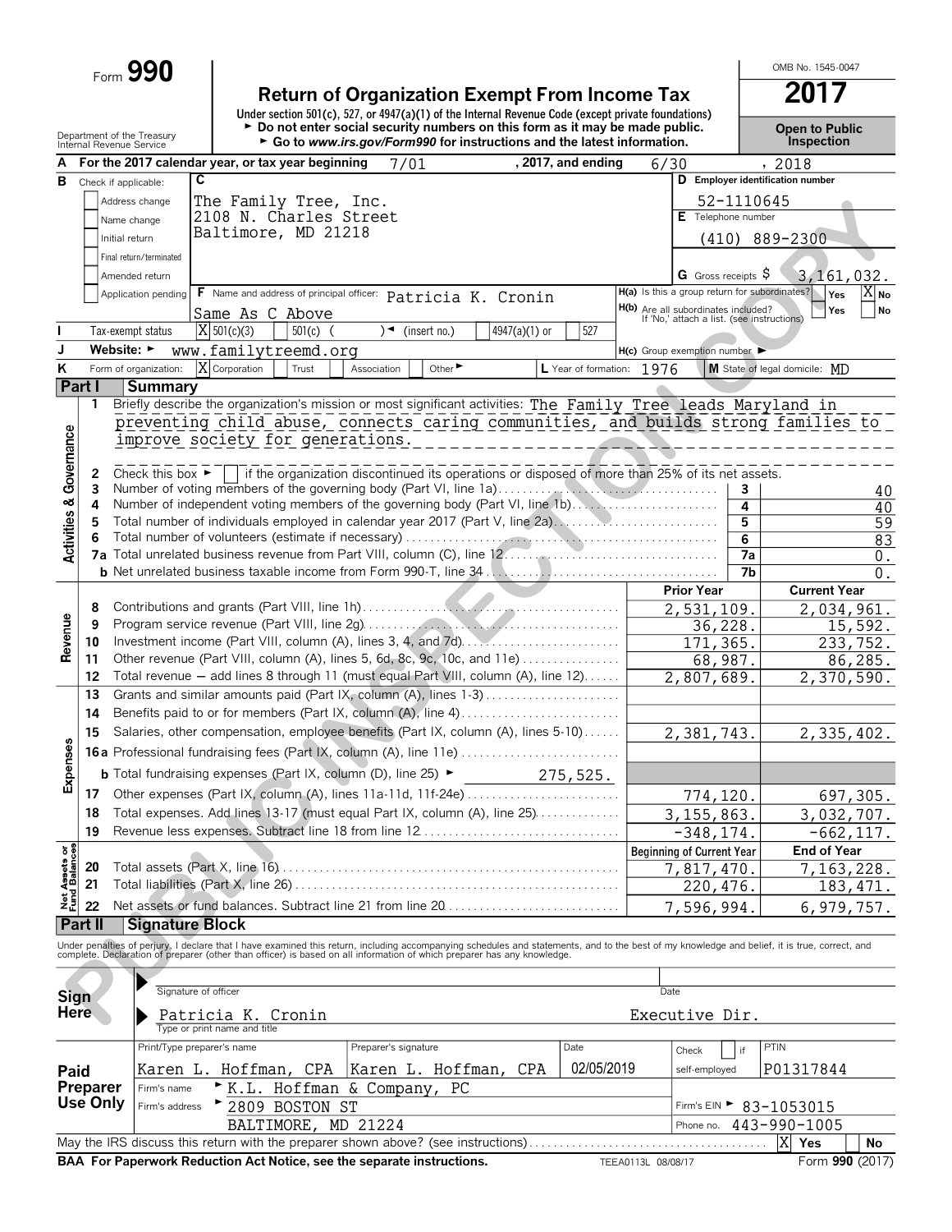Form **990**

# Return of Organization Exempt From Income Tax

**2017**

OMB No. 1545-0047

Under section 501(c), 527, or 4947(a)(1) of the Internal Revenue Code (except private foundations)

► Do not enter social security numbers on this form as it may be made public.

► Go to *www.irs.gov/Form990* for instructions and the latest information.

Department of the Treasury
Internal Revenue Service

**Open to Public Inspection**

**A** For the 2017 calendar year, or tax year beginning 7/01, 2017, and ending 6/30, 2018

**B** Check if applicable:
- Address change
- Name change
- Initial return
- Final return/terminated
- Amended return
- Application pending

**C** The Family Tree, Inc.
2108 N. Charles Street
Baltimore, MD 21218

**D** Employer identification number: 52-1110645

**E** Telephone number: (410) 889-2300

**G** Gross receipts $ 3,161,032.

**F** Name and address of principal officer: Patricia K. Cronin
Same As C Above

**H(a)** Is this a group return for subordinates? Yes [ ] No [X]

**H(b)** Are all subordinates included? Yes [ ] No [ ]
If 'No,' attach a list. (see instructions)

**I** Tax-exempt status: [X] 501(c)(3) [ ] 501(c) ( ) ◄ (insert no.) [ ] 4947(a)(1) or [ ] 527

**J** Website: ► www.familytreemd.org

**H(c)** Group exemption number ►

**K** Form of organization: [X] Corporation [ ] Trust [ ] Association [ ] Other ►

**L** Year of formation: 1976

**M** State of legal domicile: MD

## Part I Summary

**Activities & Governance**

1 Briefly describe the organization's mission or most significant activities: The Family Tree leads Maryland in preventing child abuse, connects caring communities, and builds strong families to improve society for generations.

2 Check this box ► [ ] if the organization discontinued its operations or disposed of more than 25% of its net assets.

| | | | |
|---|---|---|---|
| 3 | Number of voting members of the governing body (Part VI, line 1a) | 3 | 40 |
| 4 | Number of independent voting members of the governing body (Part VI, line 1b) | 4 | 40 |
| 5 | Total number of individuals employed in calendar year 2017 (Part V, line 2a) | 5 | 59 |
| 6 | Total number of volunteers (estimate if necessary) | 6 | 83 |
| 7a | Total unrelated business revenue from Part VIII, column (C), line 12 | 7a | 0. |
| b | Net unrelated business taxable income from Form 990-T, line 34 | 7b | 0. |

| | | | Prior Year | Current Year |
|---|---|---|---|---|
| **Revenue** | 8 | Contributions and grants (Part VIII, line 1h) | 2,531,109. | 2,034,961. |
| | 9 | Program service revenue (Part VIII, line 2g) | 36,228. | 15,592. |
| | 10 | Investment income (Part VIII, column (A), lines 3, 4, and 7d) | 171,365. | 233,752. |
| | 11 | Other revenue (Part VIII, column (A), lines 5, 6d, 8c, 9c, 10c, and 11e) | 68,987. | 86,285. |
| | 12 | Total revenue — add lines 8 through 11 (must equal Part VIII, column (A), line 12) | 2,807,689. | 2,370,590. |
| **Expenses** | 13 | Grants and similar amounts paid (Part IX, column (A), lines 1-3) | | |
| | 14 | Benefits paid to or for members (Part IX, column (A), line 4) | | |
| | 15 | Salaries, other compensation, employee benefits (Part IX, column (A), lines 5-10) | 2,381,743. | 2,335,402. |
| | 16a | Professional fundraising fees (Part IX, column (A), line 11e) | | |
| | b | Total fundraising expenses (Part IX, column (D), line 25) ► 275,525. | | |
| | 17 | Other expenses (Part IX, column (A), lines 11a-11d, 11f-24e) | 774,120. | 697,305. |
| | 18 | Total expenses. Add lines 13-17 (must equal Part IX, column (A), line 25) | 3,155,863. | 3,032,707. |
| | 19 | Revenue less expenses. Subtract line 18 from line 12 | -348,174. | -662,117. |

| | | | Beginning of Current Year | End of Year |
|---|---|---|---|---|
| **Net Assets or Fund Balances** | 20 | Total assets (Part X, line 16) | 7,817,470. | 7,163,228. |
| | 21 | Total liabilities (Part X, line 26) | 220,476. | 183,471. |
| | 22 | Net assets or fund balances. Subtract line 21 from line 20 | 7,596,994. | 6,979,757. |

## Part II Signature Block

Under penalties of perjury, I declare that I have examined this return, including accompanying schedules and statements, and to the best of my knowledge and belief, it is true, correct, and complete. Declaration of preparer (other than officer) is based on all information of which preparer has any knowledge.

**Sign Here**

Signature of officer ____________ Date ____________

Patricia K. Cronin Executive Dir.
Type or print name and title

**Paid Preparer Use Only**

| Print/Type preparer's name | Preparer's signature | Date | Check [ ] if self-employed | PTIN |
|---|---|---|---|---|
| Karen L. Hoffman, CPA | Karen L. Hoffman, CPA | 02/05/2019 | | P01317844 |

Firm's name ► K.L. Hoffman & Company, PC
Firm's address ► 2809 BOSTON ST, BALTIMORE, MD 21224
Firm's EIN ► 83-1053015
Phone no. 443-990-1005

May the IRS discuss this return with the preparer shown above? (see instructions) [X] Yes [ ] No

**BAA For Paperwork Reduction Act Notice, see the separate instructions.** TEEA0113L 08/08/17 Form **990** (2017)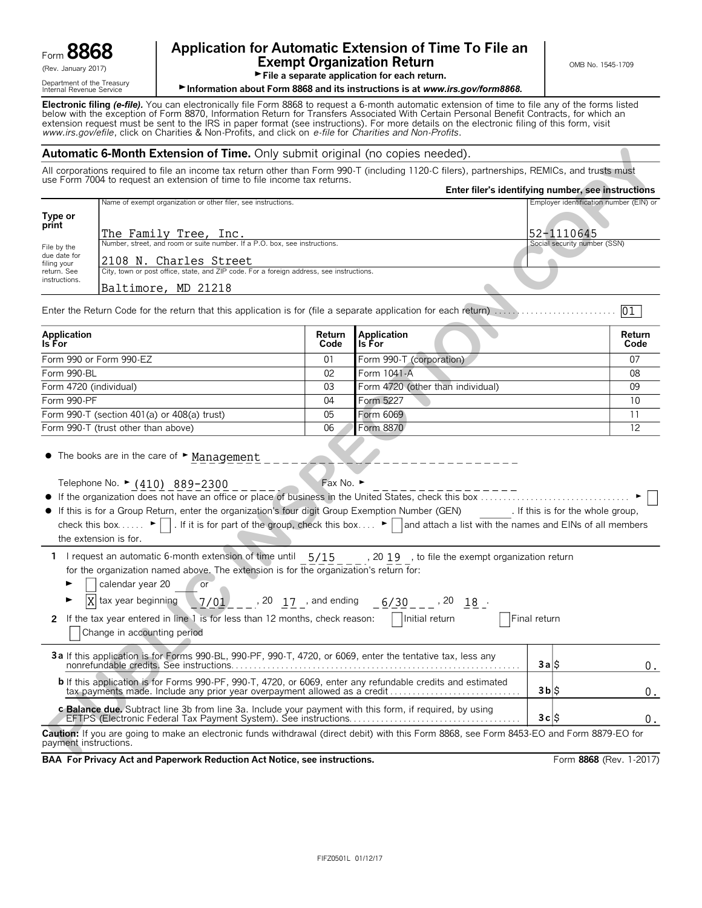Form **8868**
(Rev. January 2017)
Department of the Treasury
Internal Revenue Service

# Application for Automatic Extension of Time To File an Exempt Organization Return

► File a separate application for each return.
► Information about Form 8868 and its instructions is at *www.irs.gov/form8868.*

OMB No. 1545-1709

**Electronic filing *(e-file)*.** You can electronically file Form 8868 to request a 6-month automatic extension of time to file any of the forms listed below with the exception of Form 8870, Information Return for Transfers Associated With Certain Personal Benefit Contracts, for which an extension request must be sent to the IRS in paper format (see instructions). For more details on the electronic filing of this form, visit *www.irs.gov/efile*, click on Charities & Non-Profits, and click on *e-file* for *Charities and Non-Profits*.

## Automatic 6-Month Extension of Time. Only submit original (no copies needed).

All corporations required to file an income tax return other than Form 990-T (including 1120-C filers), partnerships, REMICs, and trusts must use Form 7004 to request an extension of time to file income tax returns.

**Enter filer's identifying number, see instructions**

| Type or print<br>File by the due date for filing your return. See instructions. | Name of exempt organization or other filer, see instructions.<br>The Family Tree, Inc. | Employer identification number (EIN) or<br>52-1110645 |
|---|---|---|
| | Number, street, and room or suite number. If a P.O. box, see instructions.<br>2108 N. Charles Street | Social security number (SSN) |
| | City, town or post office, state, and ZIP code. For a foreign address, see instructions.<br>Baltimore, MD 21218 | |

Enter the Return Code for the return that this application is for (file a separate application for each return) . . . . . . . . . 01

| Application Is For | Return Code | Application Is For | Return Code |
|---|---|---|---|
| Form 990 or Form 990-EZ | 01 | Form 990-T (corporation) | 07 |
| Form 990-BL | 02 | Form 1041-A | 08 |
| Form 4720 (individual) | 03 | Form 4720 (other than individual) | 09 |
| Form 990-PF | 04 | Form 5227 | 10 |
| Form 990-T (section 401(a) or 408(a) trust) | 05 | Form 6069 | 11 |
| Form 990-T (trust other than above) | 06 | Form 8870 | 12 |

- The books are in the care of ► Management

  Telephone No. ► (410) 889-2300 Fax No. ►
- If the organization does not have an office or place of business in the United States, check this box . . . . . . ► ☐
- If this is for a Group Return, enter the organization's four digit Group Exemption Number (GEN) ______. If this is for the whole group, check this box . . . . . ► ☐. If it is for part of the group, check this box . . . . ► ☐ and attach a list with the names and EINs of all members the extension is for.

**1** I request an automatic 6-month extension of time until 5/15, 20 19, to file the exempt organization return for the organization named above. The extension is for the organization's return for:

► ☐ calendar year 20 ___ or

► ☒ tax year beginning 7/01, 20 17, and ending 6/30, 20 18.

**2** If the tax year entered in line 1 is for less than 12 months, check reason: ☐ Initial return ☐ Final return ☐ Change in accounting period

| | | |
|---|---|---|
| **3a** If this application is for Forms 990-BL, 990-PF, 990-T, 4720, or 6069, enter the tentative tax, less any nonrefundable credits. See instructions. | **3a** | $ 0. |
| **b** If this application is for Forms 990-PF, 990-T, or 6069, enter any refundable credits and estimated tax payments made. Include any prior year overpayment allowed as a credit | **3b** | $ 0. |
| **c Balance due.** Subtract line 3b from line 3a. Include your payment with this form, if required, by using EFTPS (Electronic Federal Tax Payment System). See instructions. | **3c** | $ 0. |

**Caution:** If you are going to make an electronic funds withdrawal (direct debit) with this Form 8868, see Form 8453-EO and Form 8879-EO for payment instructions.

**BAA For Privacy Act and Paperwork Reduction Act Notice, see instructions.** Form **8868** (Rev. 1-2017)

FIFZ0501L 01/12/17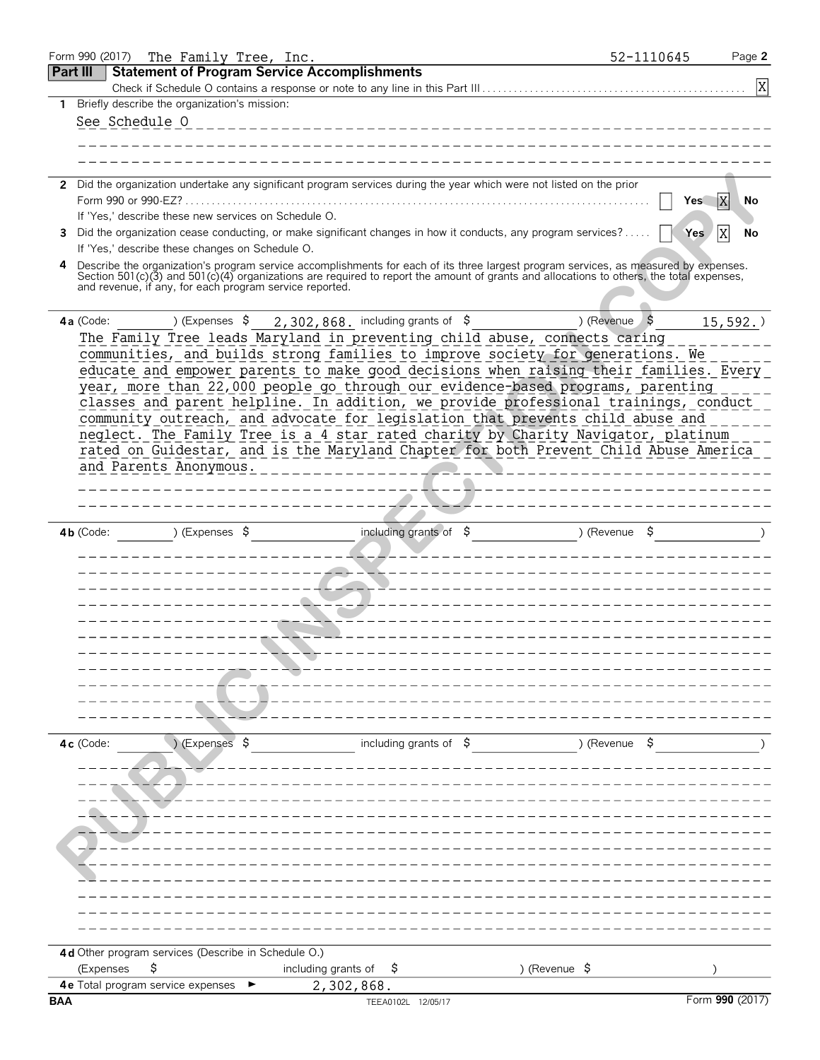Form 990 (2017) The Family Tree, Inc. 52-1110645 Page 2

## Part III Statement of Program Service Accomplishments

Check if Schedule O contains a response or note to any line in this Part III . . . . . . . . . . [X]

**1** Briefly describe the organization's mission:

See Schedule O

**2** Did the organization undertake any significant program services during the year which were not listed on the prior Form 990 or 990-EZ? . . . . . . . . . . [ ] Yes [X] No

If 'Yes,' describe these new services on Schedule O.

**3** Did the organization cease conducting, or make significant changes in how it conducts, any program services? . . . . . [ ] Yes [X] No

If 'Yes,' describe these changes on Schedule O.

**4** Describe the organization's program service accomplishments for each of its three largest program services, as measured by expenses. Section 501(c)(3) and 501(c)(4) organizations are required to report the amount of grants and allocations to others, the total expenses, and revenue, if any, for each program service reported.

**4a** (Code: ) (Expenses $ 2,302,868. including grants of $ ) (Revenue $ 15,592.)

The Family Tree leads Maryland in preventing child abuse, connects caring communities, and builds strong families to improve society for generations. We educate and empower parents to make good decisions when raising their families. Every year, more than 22,000 people go through our evidence-based programs, parenting classes and parent helpline. In addition, we provide professional trainings, conduct community outreach, and advocate for legislation that prevents child abuse and neglect. The Family Tree is a 4 star rated charity by Charity Navigator, platinum rated on Guidestar, and is the Maryland Chapter for both Prevent Child Abuse America and Parents Anonymous.

**4b** (Code: ) (Expenses $ including grants of $ ) (Revenue $ )

**4c** (Code: ) (Expenses $ including grants of $ ) (Revenue $ )

**4d** Other program services (Describe in Schedule O.)

(Expenses $ including grants of $ ) (Revenue $ )

**4e** Total program service expenses ► 2,302,868.

BAA TEEA0102L 12/05/17 Form **990** (2017)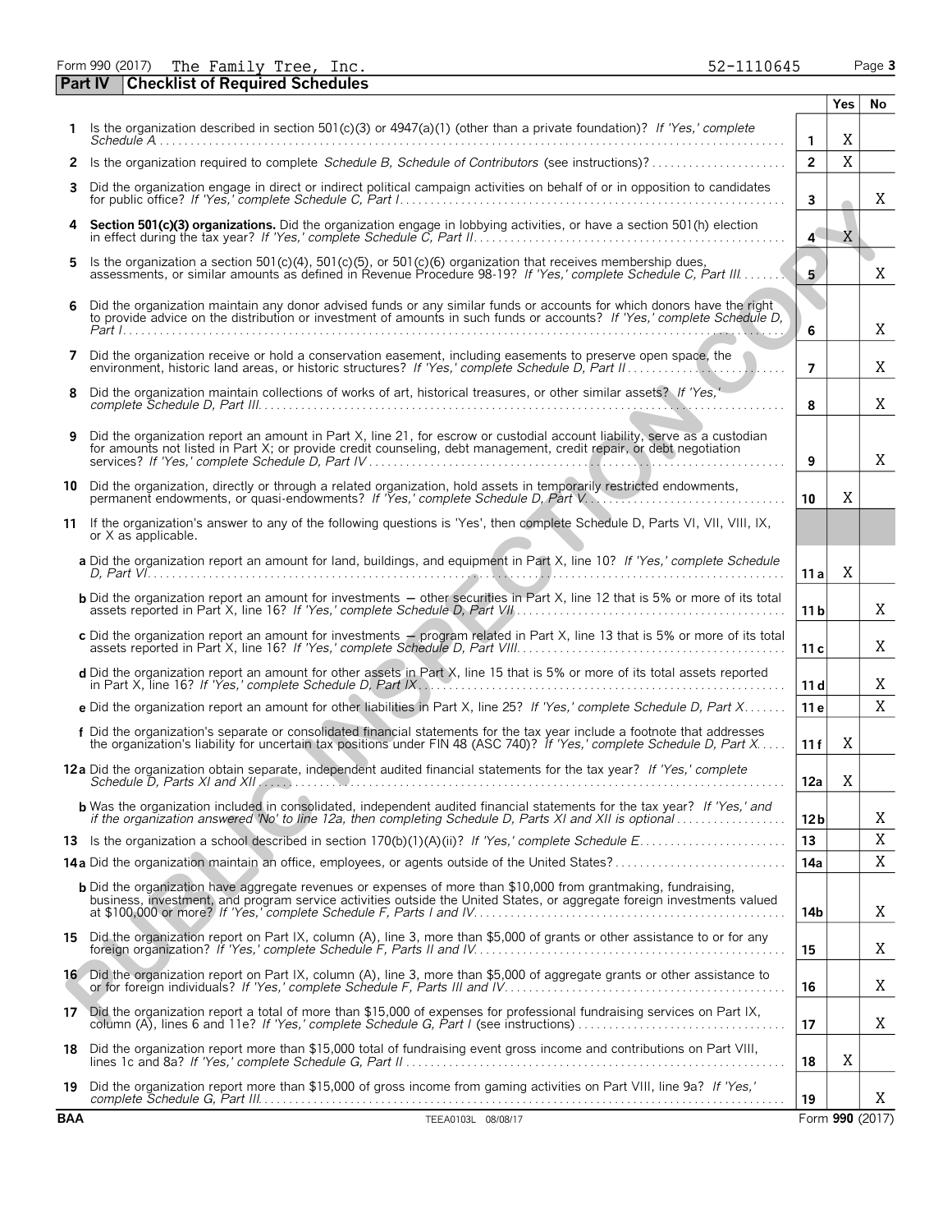Form 990 (2017) The Family Tree, Inc. 52-1110645

## Part IV Checklist of Required Schedules

| | | | Yes | No |
|---|---|---|---|---|
| 1 | Is the organization described in section 501(c)(3) or 4947(a)(1) (other than a private foundation)? *If 'Yes,' complete Schedule A* | 1 | X | |
| 2 | Is the organization required to complete *Schedule B, Schedule of Contributors* (see instructions)? | 2 | X | |
| 3 | Did the organization engage in direct or indirect political campaign activities on behalf of or in opposition to candidates for public office? *If 'Yes,' complete Schedule C, Part I* | 3 | | X |
| 4 | **Section 501(c)(3) organizations.** Did the organization engage in lobbying activities, or have a section 501(h) election in effect during the tax year? *If 'Yes,' complete Schedule C, Part II* | 4 | X | |
| 5 | Is the organization a section 501(c)(4), 501(c)(5), or 501(c)(6) organization that receives membership dues, assessments, or similar amounts as defined in Revenue Procedure 98-19? *If 'Yes,' complete Schedule C, Part III* | 5 | | X |
| 6 | Did the organization maintain any donor advised funds or any similar funds or accounts for which donors have the right to provide advice on the distribution or investment of amounts in such funds or accounts? *If 'Yes,' complete Schedule D, Part I* | 6 | | X |
| 7 | Did the organization receive or hold a conservation easement, including easements to preserve open space, the environment, historic land areas, or historic structures? *If 'Yes,' complete Schedule D, Part II* | 7 | | X |
| 8 | Did the organization maintain collections of works of art, historical treasures, or other similar assets? *If 'Yes,' complete Schedule D, Part III* | 8 | | X |
| 9 | Did the organization report an amount in Part X, line 21, for escrow or custodial account liability, serve as a custodian for amounts not listed in Part X; or provide credit counseling, debt management, credit repair, or debt negotiation services? *If 'Yes,' complete Schedule D, Part IV* | 9 | | X |
| 10 | Did the organization, directly or through a related organization, hold assets in temporarily restricted endowments, permanent endowments, or quasi-endowments? *If 'Yes,' complete Schedule D, Part V* | 10 | X | |
| 11 | If the organization's answer to any of the following questions is 'Yes', then complete Schedule D, Parts VI, VII, VIII, IX, or X as applicable. | | | |
| | **a** Did the organization report an amount for land, buildings, and equipment in Part X, line 10? *If 'Yes,' complete Schedule D, Part VI* | 11a | X | |
| | **b** Did the organization report an amount for investments — other securities in Part X, line 12 that is 5% or more of its total assets reported in Part X, line 16? *If 'Yes,' complete Schedule D, Part VII* | 11b | | X |
| | **c** Did the organization report an amount for investments — program related in Part X, line 13 that is 5% or more of its total assets reported in Part X, line 16? *If 'Yes,' complete Schedule D, Part VIII* | 11c | | X |
| | **d** Did the organization report an amount for other assets in Part X, line 15 that is 5% or more of its total assets reported in Part X, line 16? *If 'Yes,' complete Schedule D, Part IX* | 11d | | X |
| | **e** Did the organization report an amount for other liabilities in Part X, line 25? *If 'Yes,' complete Schedule D, Part X* | 11e | | X |
| | **f** Did the organization's separate or consolidated financial statements for the tax year include a footnote that addresses the organization's liability for uncertain tax positions under FIN 48 (ASC 740)? *If 'Yes,' complete Schedule D, Part X* | 11f | X | |
| 12a | Did the organization obtain separate, independent audited financial statements for the tax year? *If 'Yes,' complete Schedule D, Parts XI and XII* | 12a | X | |
| | **b** Was the organization included in consolidated, independent audited financial statements for the tax year? *If 'Yes,' and if the organization answered 'No' to line 12a, then completing Schedule D, Parts XI and XII is optional* | 12b | | X |
| 13 | Is the organization a school described in section 170(b)(1)(A)(ii)? *If 'Yes,' complete Schedule E* | 13 | | X |
| 14a | Did the organization maintain an office, employees, or agents outside of the United States? | 14a | | X |
| | **b** Did the organization have aggregate revenues or expenses of more than $10,000 from grantmaking, fundraising, business, investment, and program service activities outside the United States, or aggregate foreign investments valued at $100,000 or more? *If 'Yes,' complete Schedule F, Parts I and IV* | 14b | | X |
| 15 | Did the organization report on Part IX, column (A), line 3, more than $5,000 of grants or other assistance to or for any foreign organization? *If 'Yes,' complete Schedule F, Parts II and IV* | 15 | | X |
| 16 | Did the organization report on Part IX, column (A), line 3, more than $5,000 of aggregate grants or other assistance to or for foreign individuals? *If 'Yes,' complete Schedule F, Parts III and IV* | 16 | | X |
| 17 | Did the organization report a total of more than $15,000 of expenses for professional fundraising services on Part IX, column (A), lines 6 and 11e? *If 'Yes,' complete Schedule G, Part I* (see instructions) | 17 | | X |
| 18 | Did the organization report more than $15,000 total of fundraising event gross income and contributions on Part VIII, lines 1c and 8a? *If 'Yes,' complete Schedule G, Part II* | 18 | X | |
| 19 | Did the organization report more than $15,000 of gross income from gaming activities on Part VIII, line 9a? *If 'Yes,' complete Schedule G, Part III* | 19 | | X |

BAA TEEA0103L 08/08/17 Form **990** (2017)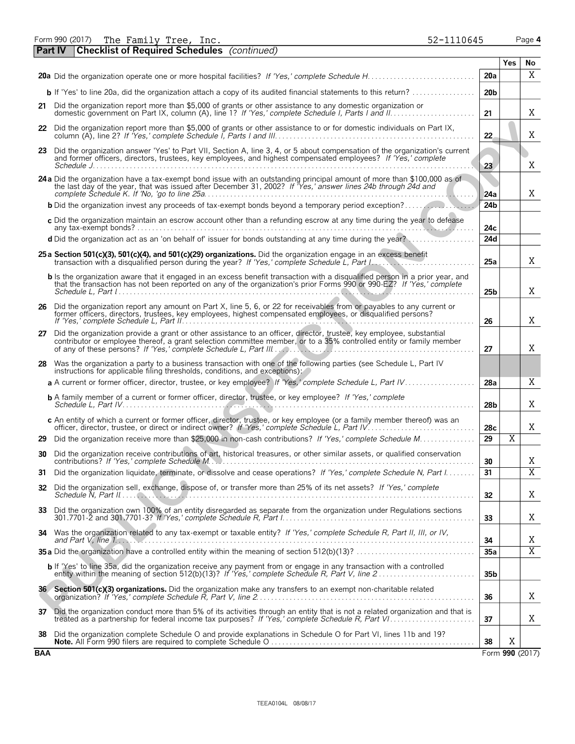Form 990 (2017) The Family Tree, Inc. 52-1110645 Page 4

**Part IV Checklist of Required Schedules** *(continued)*

| | | | Yes | No |
|---|---|---|---|---|
| **20a** | Did the organization operate one or more hospital facilities? *If 'Yes,' complete Schedule H* | **20a** | | X |
| **b** | If 'Yes' to line 20a, did the organization attach a copy of its audited financial statements to this return? | **20b** | | |
| **21** | Did the organization report more than $5,000 of grants or other assistance to any domestic organization or domestic government on Part IX, column (A), line 1? *If 'Yes,' complete Schedule I, Parts I and II* | **21** | | X |
| **22** | Did the organization report more than $5,000 of grants or other assistance to or for domestic individuals on Part IX, column (A), line 2? *If 'Yes,' complete Schedule I, Parts I and III* | **22** | | X |
| **23** | Did the organization answer 'Yes' to Part VII, Section A, line 3, 4, or 5 about compensation of the organization's current and former officers, directors, trustees, key employees, and highest compensated employees? *If 'Yes,' complete Schedule J* | **23** | | X |
| **24a** | Did the organization have a tax-exempt bond issue with an outstanding principal amount of more than $100,000 as of the last day of the year, that was issued after December 31, 2002? *If 'Yes,' answer lines 24b through 24d and complete Schedule K. If 'No,' go to line 25a* | **24a** | | X |
| **b** | Did the organization invest any proceeds of tax-exempt bonds beyond a temporary period exception? | **24b** | | |
| **c** | Did the organization maintain an escrow account other than a refunding escrow at any time during the year to defease any tax-exempt bonds? | **24c** | | |
| **d** | Did the organization act as an 'on behalf of' issuer for bonds outstanding at any time during the year? | **24d** | | |
| **25a** | **Section 501(c)(3), 501(c)(4), and 501(c)(29) organizations.** Did the organization engage in an excess benefit transaction with a disqualified person during the year? *If 'Yes,' complete Schedule L, Part I* | **25a** | | X |
| **b** | Is the organization aware that it engaged in an excess benefit transaction with a disqualified person in a prior year, and that the transaction has not been reported on any of the organization's prior Forms 990 or 990-EZ? *If 'Yes,' complete Schedule L, Part I* | **25b** | | X |
| **26** | Did the organization report any amount on Part X, line 5, 6, or 22 for receivables from or payables to any current or former officers, directors, trustees, key employees, highest compensated employees, or disqualified persons? *If 'Yes,' complete Schedule L, Part II* | **26** | | X |
| **27** | Did the organization provide a grant or other assistance to an officer, director, trustee, key employee, substantial contributor or employee thereof, a grant selection committee member, or to a 35% controlled entity or family member of any of these persons? *If 'Yes,' complete Schedule L, Part III* | **27** | | X |
| **28** | Was the organization a party to a business transaction with one of the following parties (see Schedule L, Part IV instructions for applicable filing thresholds, conditions, and exceptions): | | | |
| **a** | A current or former officer, director, trustee, or key employee? *If 'Yes,' complete Schedule L, Part IV* | **28a** | | X |
| **b** | A family member of a current or former officer, director, trustee, or key employee? *If 'Yes,' complete Schedule L, Part IV* | **28b** | | X |
| **c** | An entity of which a current or former officer, director, trustee, or key employee (or a family member thereof) was an officer, director, trustee, or direct or indirect owner? *If 'Yes,' complete Schedule L, Part IV* | **28c** | | X |
| **29** | Did the organization receive more than $25,000 in non-cash contributions? *If 'Yes,' complete Schedule M* | **29** | X | |
| **30** | Did the organization receive contributions of art, historical treasures, or other similar assets, or qualified conservation contributions? *If 'Yes,' complete Schedule M* | **30** | | X |
| **31** | Did the organization liquidate, terminate, or dissolve and cease operations? *If 'Yes,' complete Schedule N, Part I* | **31** | | X |
| **32** | Did the organization sell, exchange, dispose of, or transfer more than 25% of its net assets? *If 'Yes,' complete Schedule N, Part II* | **32** | | X |
| **33** | Did the organization own 100% of an entity disregarded as separate from the organization under Regulations sections 301.7701-2 and 301.7701-3? *If 'Yes,' complete Schedule R, Part I* | **33** | | X |
| **34** | Was the organization related to any tax-exempt or taxable entity? *If 'Yes,' complete Schedule R, Part II, III, or IV, and Part V, line 1* | **34** | | X |
| **35a** | Did the organization have a controlled entity within the meaning of section 512(b)(13)? | **35a** | | X |
| **b** | If 'Yes' to line 35a, did the organization receive any payment from or engage in any transaction with a controlled entity within the meaning of section 512(b)(13)? *If 'Yes,' complete Schedule R, Part V, line 2* | **35b** | | |
| **36** | **Section 501(c)(3) organizations.** Did the organization make any transfers to an exempt non-charitable related organization? *If 'Yes,' complete Schedule R, Part V, line 2* | **36** | | X |
| **37** | Did the organization conduct more than 5% of its activities through an entity that is not a related organization and that is treated as a partnership for federal income tax purposes? *If 'Yes,' complete Schedule R, Part VI* | **37** | | X |
| **38** | Did the organization complete Schedule O and provide explanations in Schedule O for Part VI, lines 11b and 19? **Note.** All Form 990 filers are required to complete Schedule O | **38** | X | |

**BAA** Form **990** (2017)

TEEA0104L 08/08/17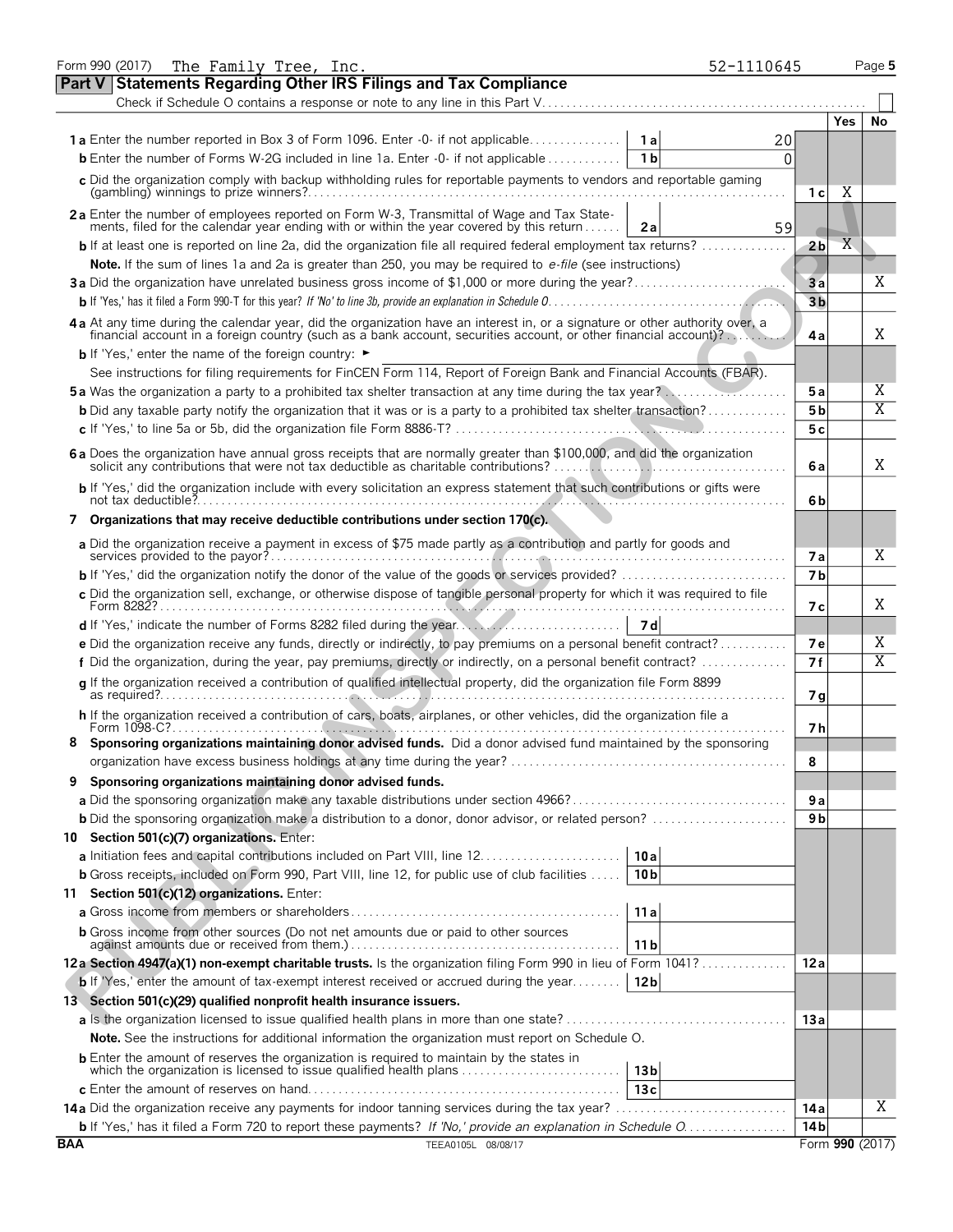Form 990 (2017) The Family Tree, Inc. 52-1110645

## Part V Statements Regarding Other IRS Filings and Tax Compliance

Check if Schedule O contains a response or note to any line in this Part V. ☐

| | | | | Yes | No |
|---|---|---|---|---|---|
| **1a** Enter the number reported in Box 3 of Form 1096. Enter -0- if not applicable | 1a | 20 | | | |
| **b** Enter the number of Forms W-2G included in line 1a. Enter -0- if not applicable | 1b | 0 | | | |
| **c** Did the organization comply with backup withholding rules for reportable payments to vendors and reportable gaming (gambling) winnings to prize winners? | | | 1c | X | |
| **2a** Enter the number of employees reported on Form W-3, Transmittal of Wage and Tax Statements, filed for the calendar year ending with or within the year covered by this return | 2a | 59 | | | |
| **b** If at least one is reported on line 2a, did the organization file all required federal employment tax returns? | | | 2b | X | |
| **Note.** If the sum of lines 1a and 2a is greater than 250, you may be required to *e-file* (see instructions) | | | | | |
| **3a** Did the organization have unrelated business gross income of $1,000 or more during the year? | | | 3a | | X |
| **b** If 'Yes,' has it filed a Form 990-T for this year? *If 'No' to line 3b, provide an explanation in Schedule O* | | | 3b | | |
| **4a** At any time during the calendar year, did the organization have an interest in, or a signature or other authority over, a financial account in a foreign country (such as a bank account, securities account, or other financial account)? | | | 4a | | X |
| **b** If 'Yes,' enter the name of the foreign country: ► | | | | | |
| See instructions for filing requirements for FinCEN Form 114, Report of Foreign Bank and Financial Accounts (FBAR). | | | | | |
| **5a** Was the organization a party to a prohibited tax shelter transaction at any time during the tax year? | | | 5a | | X |
| **b** Did any taxable party notify the organization that it was or is a party to a prohibited tax shelter transaction? | | | 5b | | X |
| **c** If 'Yes,' to line 5a or 5b, did the organization file Form 8886-T? | | | 5c | | |
| **6a** Does the organization have annual gross receipts that are normally greater than $100,000, and did the organization solicit any contributions that were not tax deductible as charitable contributions? | | | 6a | | X |
| **b** If 'Yes,' did the organization include with every solicitation an express statement that such contributions or gifts were not tax deductible? | | | 6b | | |
| **7 Organizations that may receive deductible contributions under section 170(c).** | | | | | |
| **a** Did the organization receive a payment in excess of $75 made partly as a contribution and partly for goods and services provided to the payor? | | | 7a | | X |
| **b** If 'Yes,' did the organization notify the donor of the value of the goods or services provided? | | | 7b | | |
| **c** Did the organization sell, exchange, or otherwise dispose of tangible personal property for which it was required to file Form 8282? | | | 7c | | X |
| **d** If 'Yes,' indicate the number of Forms 8282 filed during the year | 7d | | | | |
| **e** Did the organization receive any funds, directly or indirectly, to pay premiums on a personal benefit contract? | | | 7e | | X |
| **f** Did the organization, during the year, pay premiums, directly or indirectly, on a personal benefit contract? | | | 7f | | X |
| **g** If the organization received a contribution of qualified intellectual property, did the organization file Form 8899 as required? | | | 7g | | |
| **h** If the organization received a contribution of cars, boats, airplanes, or other vehicles, did the organization file a Form 1098-C? | | | 7h | | |
| **8 Sponsoring organizations maintaining donor advised funds.** Did a donor advised fund maintained by the sponsoring organization have excess business holdings at any time during the year? | | | 8 | | |
| **9 Sponsoring organizations maintaining donor advised funds.** | | | | | |
| **a** Did the sponsoring organization make any taxable distributions under section 4966? | | | 9a | | |
| **b** Did the sponsoring organization make a distribution to a donor, donor advisor, or related person? | | | 9b | | |
| **10 Section 501(c)(7) organizations.** Enter: | | | | | |
| **a** Initiation fees and capital contributions included on Part VIII, line 12 | 10a | | | | |
| **b** Gross receipts, included on Form 990, Part VIII, line 12, for public use of club facilities | 10b | | | | |
| **11 Section 501(c)(12) organizations.** Enter: | | | | | |
| **a** Gross income from members or shareholders | 11a | | | | |
| **b** Gross income from other sources (Do not net amounts due or paid to other sources against amounts due or received from them.) | 11b | | | | |
| **12a Section 4947(a)(1) non-exempt charitable trusts.** Is the organization filing Form 990 in lieu of Form 1041? | | | 12a | | |
| **b** If 'Yes,' enter the amount of tax-exempt interest received or accrued during the year | 12b | | | | |
| **13 Section 501(c)(29) qualified nonprofit health insurance issuers.** | | | | | |
| **a** Is the organization licensed to issue qualified health plans in more than one state? | | | 13a | | |
| **Note.** See the instructions for additional information the organization must report on Schedule O. | | | | | |
| **b** Enter the amount of reserves the organization is required to maintain by the states in which the organization is licensed to issue qualified health plans | 13b | | | | |
| **c** Enter the amount of reserves on hand | 13c | | | | |
| **14a** Did the organization receive any payments for indoor tanning services during the tax year? | | | 14a | | X |
| **b** If 'Yes,' has it filed a Form 720 to report these payments? *If 'No,' provide an explanation in Schedule O* | | | 14b | | |

BAA TEEA0105L 08/08/17 Form **990** (2017)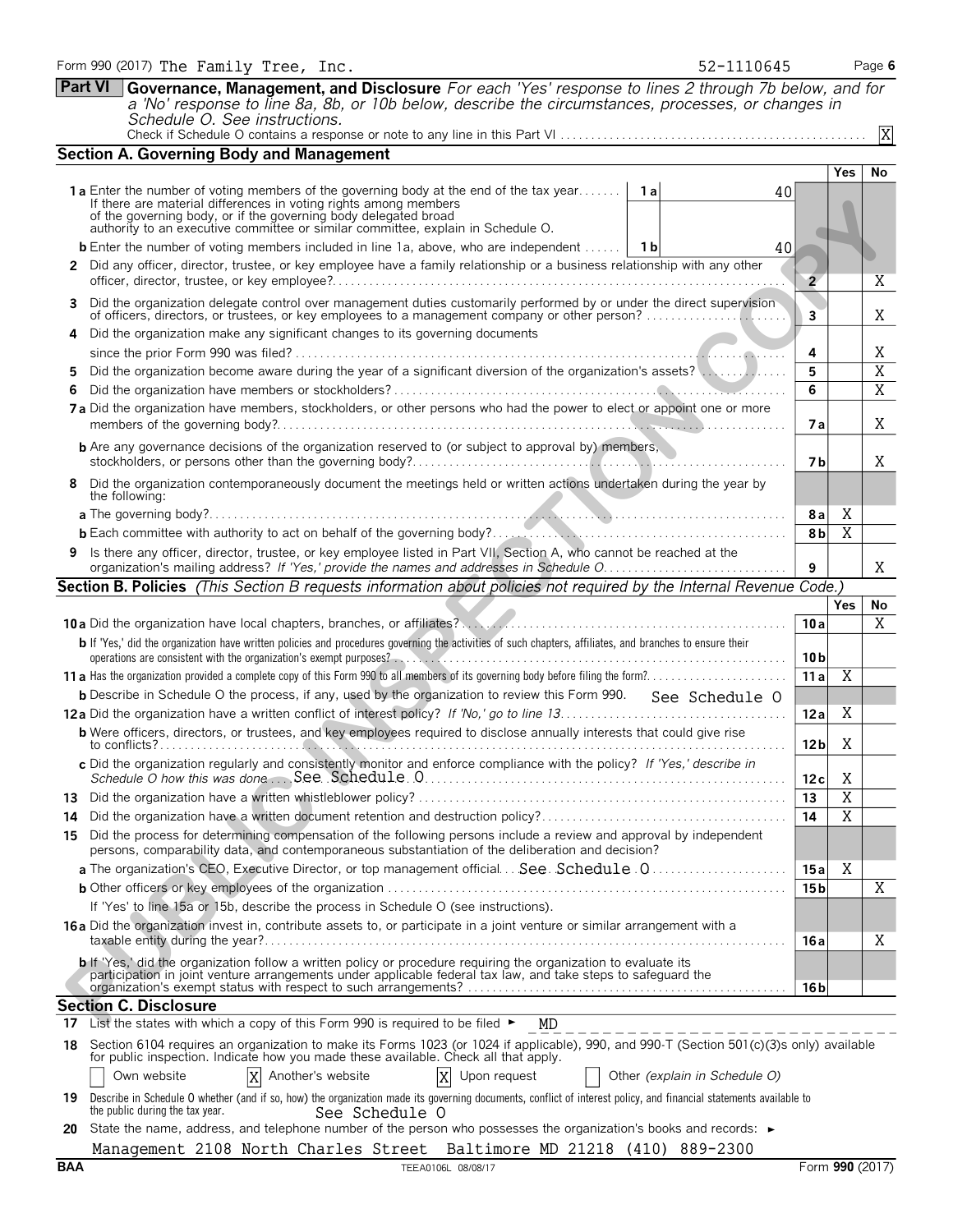Form 990 (2017) The Family Tree, Inc. 52-1110645

## Part VI Governance, Management, and Disclosure

*For each 'Yes' response to lines 2 through 7b below, and for a 'No' response to line 8a, 8b, or 10b below, describe the circumstances, processes, or changes in Schedule O. See instructions.*

Check if Schedule O contains a response or note to any line in this Part VI .......... [X]

### Section A. Governing Body and Management

| | | | Yes | No |
|---|---|---|---|---|
| **1a** Enter the number of voting members of the governing body at the end of the tax year. If there are material differences in voting rights among members of the governing body, or if the governing body delegated broad authority to an executive committee or similar committee, explain in Schedule O. | 1a | 40 | | |
| **b** Enter the number of voting members included in line 1a, above, who are independent | 1b | 40 | | |
| **2** Did any officer, director, trustee, or key employee have a family relationship or a business relationship with any other officer, director, trustee, or key employee? | 2 | | | X |
| **3** Did the organization delegate control over management duties customarily performed by or under the direct supervision of officers, directors, or trustees, or key employees to a management company or other person? | 3 | | | X |
| **4** Did the organization make any significant changes to its governing documents since the prior Form 990 was filed? | 4 | | | X |
| **5** Did the organization become aware during the year of a significant diversion of the organization's assets? | 5 | | | X |
| **6** Did the organization have members or stockholders? | 6 | | | X |
| **7a** Did the organization have members, stockholders, or other persons who had the power to elect or appoint one or more members of the governing body? | 7a | | | X |
| **b** Are any governance decisions of the organization reserved to (or subject to approval by) members, stockholders, or persons other than the governing body? | 7b | | | X |
| **8** Did the organization contemporaneously document the meetings held or written actions undertaken during the year by the following: | | | | |
| **a** The governing body? | 8a | | X | |
| **b** Each committee with authority to act on behalf of the governing body? | 8b | | X | |
| **9** Is there any officer, director, trustee, or key employee listed in Part VII, Section A, who cannot be reached at the organization's mailing address? *If 'Yes,' provide the names and addresses in Schedule O* | 9 | | | X |

### Section B. Policies *(This Section B requests information about policies not required by the Internal Revenue Code.)*

| | | Yes | No |
|---|---|---|---|
| **10a** Did the organization have local chapters, branches, or affiliates? | 10a | | X |
| **b** If 'Yes,' did the organization have written policies and procedures governing the activities of such chapters, affiliates, and branches to ensure their operations are consistent with the organization's exempt purposes? | 10b | | |
| **11a** Has the organization provided a complete copy of this Form 990 to all members of its governing body before filing the form? | 11a | X | |
| **b** Describe in Schedule O the process, if any, used by the organization to review this Form 990. See Schedule O | | | |
| **12a** Did the organization have a written conflict of interest policy? *If 'No,' go to line 13* | 12a | X | |
| **b** Were officers, directors, or trustees, and key employees required to disclose annually interests that could give rise to conflicts? | 12b | X | |
| **c** Did the organization regularly and consistently monitor and enforce compliance with the policy? *If 'Yes,' describe in Schedule O how this was done* See Schedule O | 12c | X | |
| **13** Did the organization have a written whistleblower policy? | 13 | X | |
| **14** Did the organization have a written document retention and destruction policy? | 14 | X | |
| **15** Did the process for determining compensation of the following persons include a review and approval by independent persons, comparability data, and contemporaneous substantiation of the deliberation and decision? | | | |
| **a** The organization's CEO, Executive Director, or top management official See Schedule O | 15a | X | |
| **b** Other officers or key employees of the organization | 15b | | X |
| If 'Yes' to line 15a or 15b, describe the process in Schedule O (see instructions). | | | |
| **16a** Did the organization invest in, contribute assets to, or participate in a joint venture or similar arrangement with a taxable entity during the year? | 16a | | X |
| **b** If 'Yes,' did the organization follow a written policy or procedure requiring the organization to evaluate its participation in joint venture arrangements under applicable federal tax law, and take steps to safeguard the organization's exempt status with respect to such arrangements? | 16b | | |

### Section C. Disclosure

**17** List the states with which a copy of this Form 990 is required to be filed ► MD

**18** Section 6104 requires an organization to make its Forms 1023 (or 1024 if applicable), 990, and 990-T (Section 501(c)(3)s only) available for public inspection. Indicate how you made these available. Check all that apply.

[ ] Own website [X] Another's website [X] Upon request [ ] Other *(explain in Schedule O)*

**19** Describe in Schedule O whether (and if so, how) the organization made its governing documents, conflict of interest policy, and financial statements available to the public during the tax year. See Schedule O

**20** State the name, address, and telephone number of the person who possesses the organization's books and records: ►

Management 2108 North Charles Street Baltimore MD 21218 (410) 889-2300

BAA TEEA0106L 08/08/17 Form **990** (2017)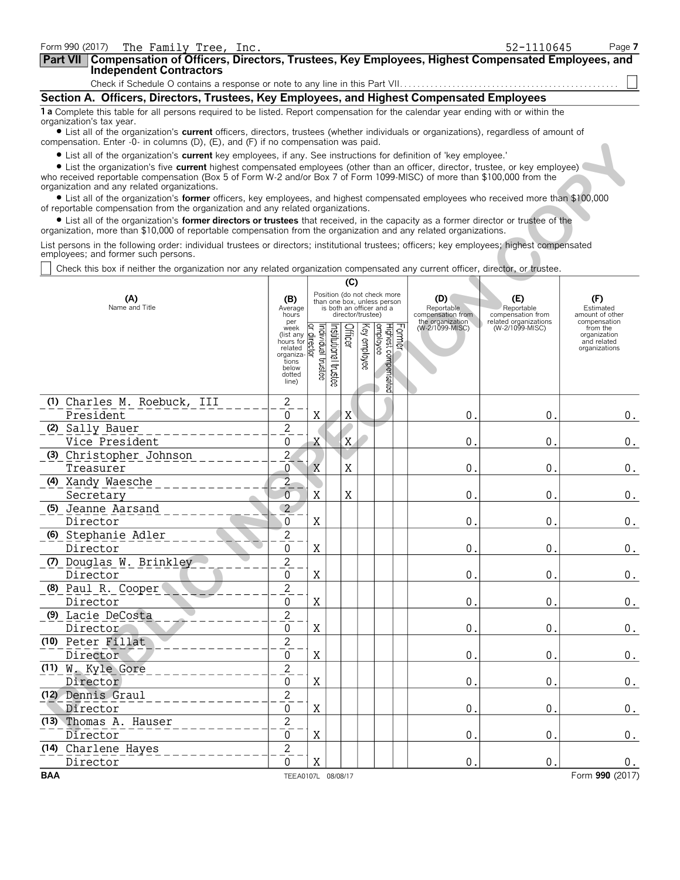Form 990 (2017) The Family Tree, Inc. 52-1110645

## Part VII Compensation of Officers, Directors, Trustees, Key Employees, Highest Compensated Employees, and Independent Contractors

Check if Schedule O contains a response or note to any line in this Part VII. . . . . . . . . . . . . . . . . . . . . . . . . . . . . . . . . . . . . . . . . . . . . . . . . ☐

### Section A. Officers, Directors, Trustees, Key Employees, and Highest Compensated Employees

**1 a** Complete this table for all persons required to be listed. Report compensation for the calendar year ending with or within the organization's tax year.

- List all of the organization's **current** officers, directors, trustees (whether individuals or organizations), regardless of amount of compensation. Enter -0- in columns (D), (E), and (F) if no compensation was paid.
- List all of the organization's **current** key employees, if any. See instructions for definition of 'key employee.'
- List the organization's five **current** highest compensated employees (other than an officer, director, trustee, or key employee) who received reportable compensation (Box 5 of Form W-2 and/or Box 7 of Form 1099-MISC) of more than $100,000 from the organization and any related organizations.
- List all of the organization's **former** officers, key employees, and highest compensated employees who received more than $100,000 of reportable compensation from the organization and any related organizations.
- List all of the organization's **former directors or trustees** that received, in the capacity as a former director or trustee of the organization, more than $10,000 of reportable compensation from the organization and any related organizations.

List persons in the following order: individual trustees or directors; institutional trustees; officers; key employees; highest compensated employees; and former such persons.

☐ Check this box if neither the organization nor any related organization compensated any current officer, director, or trustee.

| (A) Name and Title | (B) Average hours per week (list any hours for related organizations below dotted line) | (C) Position (do not check more than one box, unless person is both an officer and a director/trustee) | | | | | | (D) Reportable compensation from the organization (W-2/1099-MISC) | (E) Reportable compensation from related organizations (W-2/1099-MISC) | (F) Estimated amount of other compensation from the organization and related organizations |
|---|---|---|---|---|---|---|---|---|---|---|
| | | Individual trustee or director | Institutional trustee | Officer | Key employee | Highest compensated employee | Former | | | |
| (1) Charles M. Roebuck, III<br>President | 2<br>0 | X | | X | | | | 0. | 0. | 0. |
| (2) Sally Bauer<br>Vice President | 2<br>0 | X | | X | | | | 0. | 0. | 0. |
| (3) Christopher Johnson<br>Treasurer | 2<br>0 | X | | X | | | | 0. | 0. | 0. |
| (4) Xandy Waesche<br>Secretary | 2<br>0 | X | | X | | | | 0. | 0. | 0. |
| (5) Jeanne Aarsand<br>Director | 2<br>0 | X | | | | | | 0. | 0. | 0. |
| (6) Stephanie Adler<br>Director | 2<br>0 | X | | | | | | 0. | 0. | 0. |
| (7) Douglas W. Brinkley<br>Director | 2<br>0 | X | | | | | | 0. | 0. | 0. |
| (8) Paul R. Cooper<br>Director | 2<br>0 | X | | | | | | 0. | 0. | 0. |
| (9) Lacie DeCosta<br>Director | 2<br>0 | X | | | | | | 0. | 0. | 0. |
| (10) Peter Fillat<br>Director | 2<br>0 | X | | | | | | 0. | 0. | 0. |
| (11) W. Kyle Gore<br>Director | 2<br>0 | X | | | | | | 0. | 0. | 0. |
| (12) Dennis Graul<br>Director | 2<br>0 | X | | | | | | 0. | 0. | 0. |
| (13) Thomas A. Hauser<br>Director | 2<br>0 | X | | | | | | 0. | 0. | 0. |
| (14) Charlene Hayes<br>Director | 2<br>0 | X | | | | | | 0. | 0. | 0. |

BAA TEEA0107L 08/08/17 Form **990** (2017)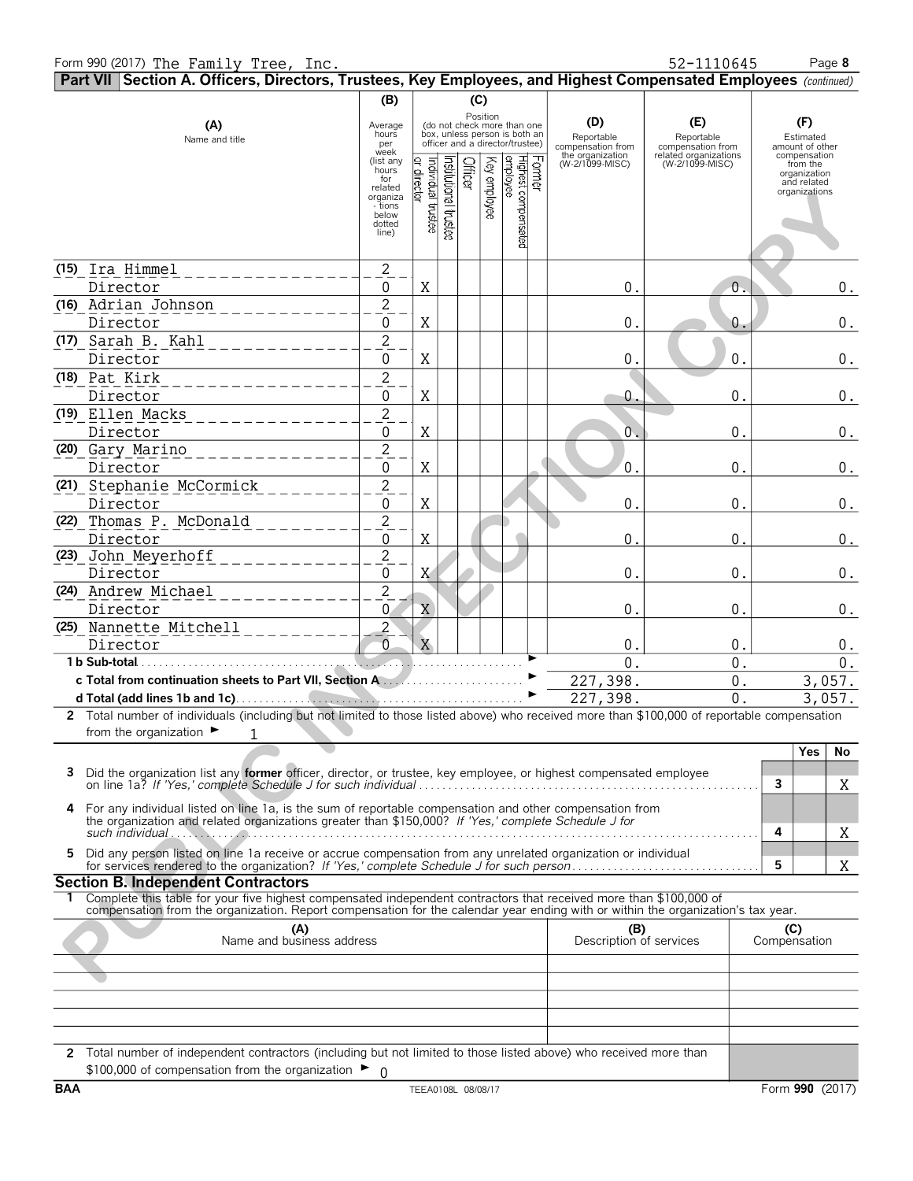Form 990 (2017) The Family Tree, Inc. 52-1110645 Page **8**

## Part VII Section A. Officers, Directors, Trustees, Key Employees, and Highest Compensated Employees *(continued)*

| (A) Name and title | (B) Average hours per week (list any hours for related organizations below dotted line) | (C) Position: Individual trustee or director | Institutional trustee | Officer | Key employee | Highest compensated employee | Former | (D) Reportable compensation from the organization (W-2/1099-MISC) | (E) Reportable compensation from related organizations (W-2/1099-MISC) | (F) Estimated amount of other compensation from the organization and related organizations |
|---|---|---|---|---|---|---|---|---|---|---|
| (15) Ira Himmel<br>Director | 2<br>0 | X | | | | | | 0. | 0. | 0. |
| (16) Adrian Johnson<br>Director | 2<br>0 | X | | | | | | 0. | 0. | 0. |
| (17) Sarah B. Kahl<br>Director | 2<br>0 | X | | | | | | 0. | 0. | 0. |
| (18) Pat Kirk<br>Director | 2<br>0 | X | | | | | | 0. | 0. | 0. |
| (19) Ellen Macks<br>Director | 2<br>0 | X | | | | | | 0. | 0. | 0. |
| (20) Gary Marino<br>Director | 2<br>0 | X | | | | | | 0. | 0. | 0. |
| (21) Stephanie McCormick<br>Director | 2<br>0 | X | | | | | | 0. | 0. | 0. |
| (22) Thomas P. McDonald<br>Director | 2<br>0 | X | | | | | | 0. | 0. | 0. |
| (23) John Meyerhoff<br>Director | 2<br>0 | X | | | | | | 0. | 0. | 0. |
| (24) Andrew Michael<br>Director | 2<br>0 | X | | | | | | 0. | 0. | 0. |
| (25) Nannette Mitchell<br>Director | 2<br>0 | X | | | | | | 0. | 0. | 0. |
| **1 b Sub-total** | | | | | | | | 0. | 0. | 0. |
| **c Total from continuation sheets to Part VII, Section A** | | | | | | | | 227,398. | 0. | 3,057. |
| **d Total (add lines 1b and 1c)** | | | | | | | | 227,398. | 0. | 3,057. |

**2** Total number of individuals (including but not limited to those listed above) who received more than $100,000 of reportable compensation from the organization ► 1

| | | Yes | No |
|---|---|---|---|
| **3** Did the organization list any **former** officer, director, or trustee, key employee, or highest compensated employee on line 1a? *If 'Yes,' complete Schedule J for such individual* | 3 | | X |
| **4** For any individual listed on line 1a, is the sum of reportable compensation and other compensation from the organization and related organizations greater than $150,000? *If 'Yes,' complete Schedule J for such individual* | 4 | | X |
| **5** Did any person listed on line 1a receive or accrue compensation from any unrelated organization or individual for services rendered to the organization? *If 'Yes,' complete Schedule J for such person* | 5 | | X |

### Section B. Independent Contractors

**1** Complete this table for your five highest compensated independent contractors that received more than $100,000 of compensation from the organization. Report compensation for the calendar year ending with or within the organization's tax year.

| (A) Name and business address | (B) Description of services | (C) Compensation |
|---|---|---|
| | | |
| | | |
| | | |
| | | |
| | | |

**2** Total number of independent contractors (including but not limited to those listed above) who received more than $100,000 of compensation from the organization ► 0

BAA TEEA0108L 08/08/17 Form **990** (2017)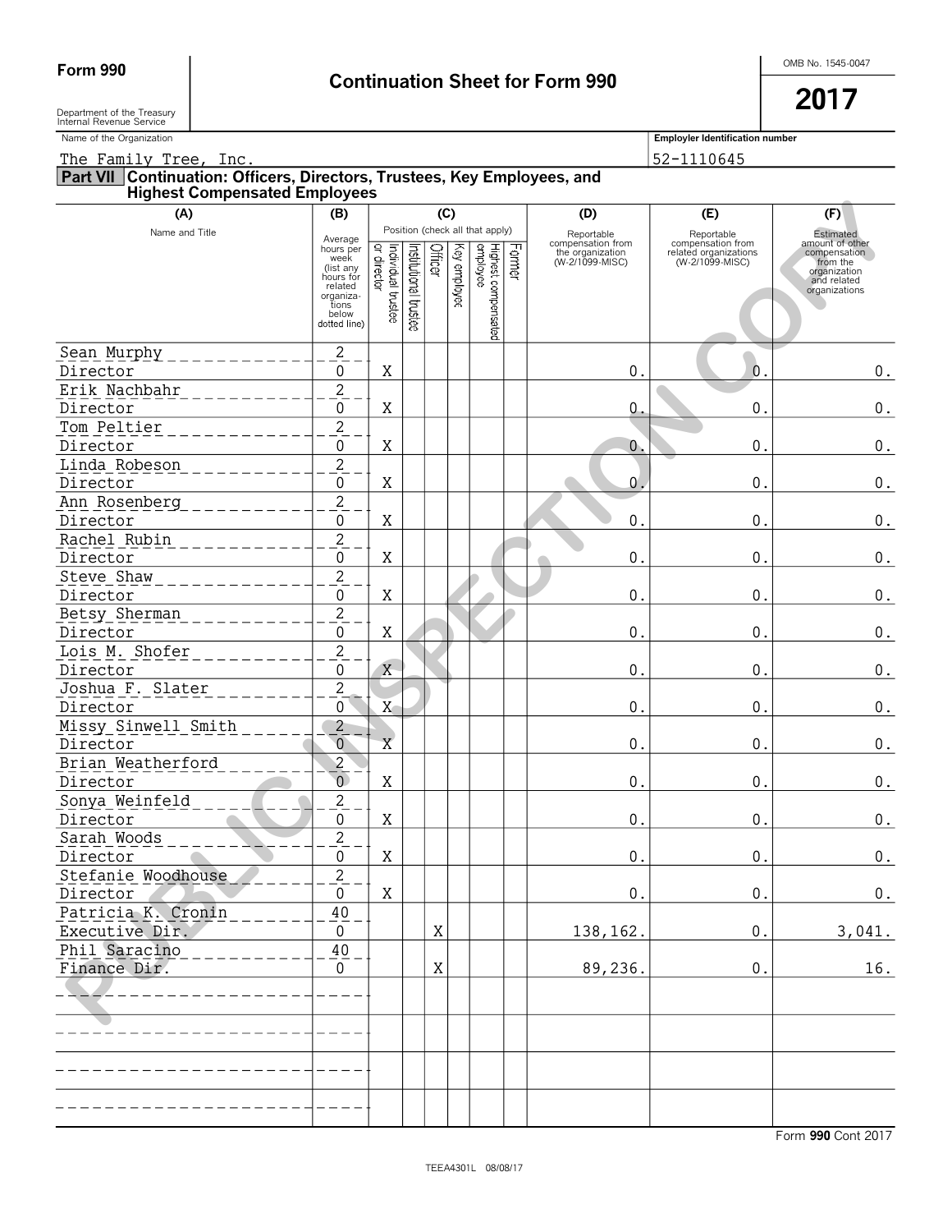**Form 990**

Department of the Treasury
Internal Revenue Service

# Continuation Sheet for Form 990

OMB No. 1545-0047

**2017**

Name of the Organization: The Family Tree, Inc.

Employer Identification number: 52-1110645

## Part VII Continuation: Officers, Directors, Trustees, Key Employees, and Highest Compensated Employees

| (A) Name and Title | (B) Average hours per week (list any hours for related organizations below dotted line) | (C) Individual trustee or director | Institutional trustee | Officer | Key employee | Highest compensated employee | Former | (D) Reportable compensation from the organization (W-2/1099-MISC) | (E) Reportable compensation from related organizations (W-2/1099-MISC) | (F) Estimated amount of other compensation from the organization and related organizations |
|---|---|---|---|---|---|---|---|---|---|---|
| Sean Murphy<br>Director | 2<br>0 | X | | | | | | 0. | 0. | 0. |
| Erik Nachbahr<br>Director | 2<br>0 | X | | | | | | 0. | 0. | 0. |
| Tom Peltier<br>Director | 2<br>0 | X | | | | | | 0. | 0. | 0. |
| Linda Robeson<br>Director | 2<br>0 | X | | | | | | 0. | 0. | 0. |
| Ann Rosenberg<br>Director | 2<br>0 | X | | | | | | 0. | 0. | 0. |
| Rachel Rubin<br>Director | 2<br>0 | X | | | | | | 0. | 0. | 0. |
| Steve Shaw<br>Director | 2<br>0 | X | | | | | | 0. | 0. | 0. |
| Betsy Sherman<br>Director | 2<br>0 | X | | | | | | 0. | 0. | 0. |
| Lois M. Shofer<br>Director | 2<br>0 | X | | | | | | 0. | 0. | 0. |
| Joshua F. Slater<br>Director | 2<br>0 | X | | | | | | 0. | 0. | 0. |
| Missy Sinwell Smith<br>Director | 2<br>0 | X | | | | | | 0. | 0. | 0. |
| Brian Weatherford<br>Director | 2<br>0 | X | | | | | | 0. | 0. | 0. |
| Sonya Weinfeld<br>Director | 2<br>0 | X | | | | | | 0. | 0. | 0. |
| Sarah Woods<br>Director | 2<br>0 | X | | | | | | 0. | 0. | 0. |
| Stefanie Woodhouse<br>Director | 2<br>0 | X | | | | | | 0. | 0. | 0. |
| Patricia K. Cronin<br>Executive Dir. | 40<br>0 | | | X | | | | 138,162. | 0. | 3,041. |
| Phil Saracino<br>Finance Dir. | 40<br>0 | | | X | | | | 89,236. | 0. | 16. |
| | | | | | | | | | | |
| | | | | | | | | | | |
| | | | | | | | | | | |
| | | | | | | | | | | |

Form **990** Cont 2017

TEEA4301L 08/08/17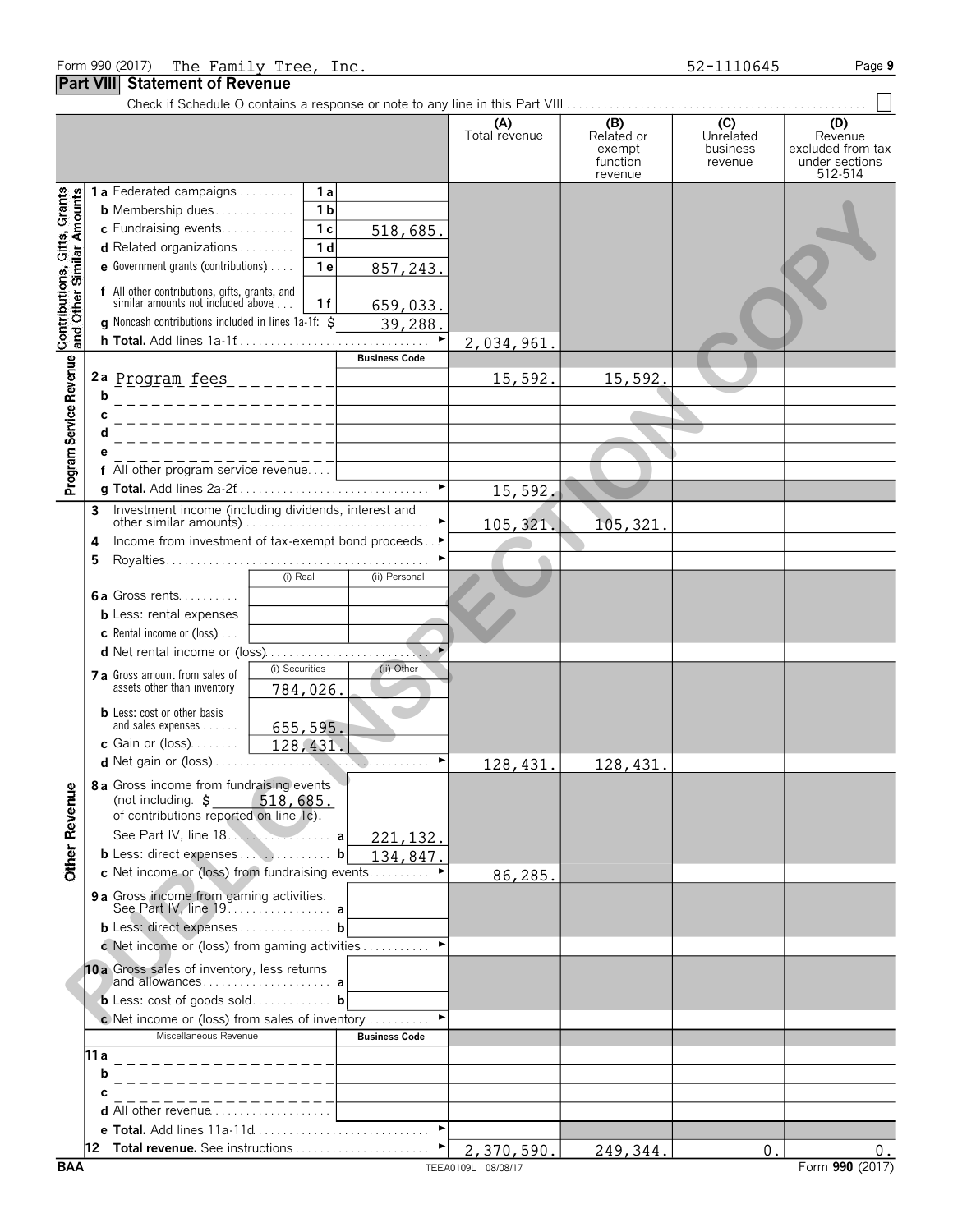Form 990 (2017) The Family Tree, Inc. 52-1110645 Page **9**

## Part VIII Statement of Revenue

Check if Schedule O contains a response or note to any line in this Part VIII . . . . . . . . . . . . . . . . . . . . . . . . . . . . . . . . . . . . . . . . . . . . . . ☐

| | | | | (A) Total revenue | (B) Related or exempt function revenue | (C) Unrelated business revenue | (D) Revenue excluded from tax under sections 512-514 |
|---|---|---|---|---|---|---|---|
| **Contributions, Gifts, Grants and Other Similar Amounts** | **1 a** Federated campaigns | 1 a | | | | | |
| | **b** Membership dues | 1 b | | | | | |
| | **c** Fundraising events | 1 c | 518,685. | | | | |
| | **d** Related organizations | 1 d | | | | | |
| | **e** Government grants (contributions) | 1 e | 857,243. | | | | |
| | **f** All other contributions, gifts, grants, and similar amounts not included above | 1 f | 659,033. | | | | |
| | **g** Noncash contributions included in lines 1a-1f: $ | | 39,288. | | | | |
| | **h Total.** Add lines 1a-1f | | ► | 2,034,961. | | | |
| **Program Service Revenue** | | | **Business Code** | | | | |
| | **2a** Program fees | | | 15,592. | 15,592. | | |
| | **b** | | | | | | |
| | **c** | | | | | | |
| | **d** | | | | | | |
| | **e** | | | | | | |
| | **f** All other program service revenue | | | | | | |
| | **g Total.** Add lines 2a-2f | | ► | 15,592. | | | |
| **Other Revenue** | **3** Investment income (including dividends, interest and other similar amounts) | | ► | 105,321. | 105,321. | | |
| | **4** Income from investment of tax-exempt bond proceeds | | ► | | | | |
| | **5** Royalties | | ► | | | | |
| | | (i) Real | (ii) Personal | | | | |
| | **6a** Gross rents | | | | | | |
| | **b** Less: rental expenses | | | | | | |
| | **c** Rental income or (loss) | | | | | | |
| | **d** Net rental income or (loss) | | ► | | | | |
| | | (i) Securities | (ii) Other | | | | |
| | **7a** Gross amount from sales of assets other than inventory | 784,026. | | | | | |
| | **b** Less: cost or other basis and sales expenses | 655,595. | | | | | |
| | **c** Gain or (loss) | 128,431. | | | | | |
| | **d** Net gain or (loss) | | ► | 128,431. | 128,431. | | |
| | **8a** Gross income from fundraising events (not including $ 518,685. of contributions reported on line 1c). See Part IV, line 18 | a | 221,132. | | | | |
| | **b** Less: direct expenses | b | 134,847. | | | | |
| | **c** Net income or (loss) from fundraising events | | ► | 86,285. | | | |
| | **9a** Gross income from gaming activities. See Part IV, line 19 | a | | | | | |
| | **b** Less: direct expenses | b | | | | | |
| | **c** Net income or (loss) from gaming activities | | ► | | | | |
| | **10a** Gross sales of inventory, less returns and allowances | a | | | | | |
| | **b** Less: cost of goods sold | b | | | | | |
| | **c** Net income or (loss) from sales of inventory | | ► | | | | |
| | Miscellaneous Revenue | | **Business Code** | | | | |
| | **11a** | | | | | | |
| | **b** | | | | | | |
| | **c** | | | | | | |
| | **d** All other revenue | | | | | | |
| | **e Total.** Add lines 11a-11d | | ► | | | | |
| | **12 Total revenue.** See instructions | | ► | 2,370,590. | 249,344. | 0. | 0. |

BAA TEEA0109L 08/08/17 Form **990** (2017)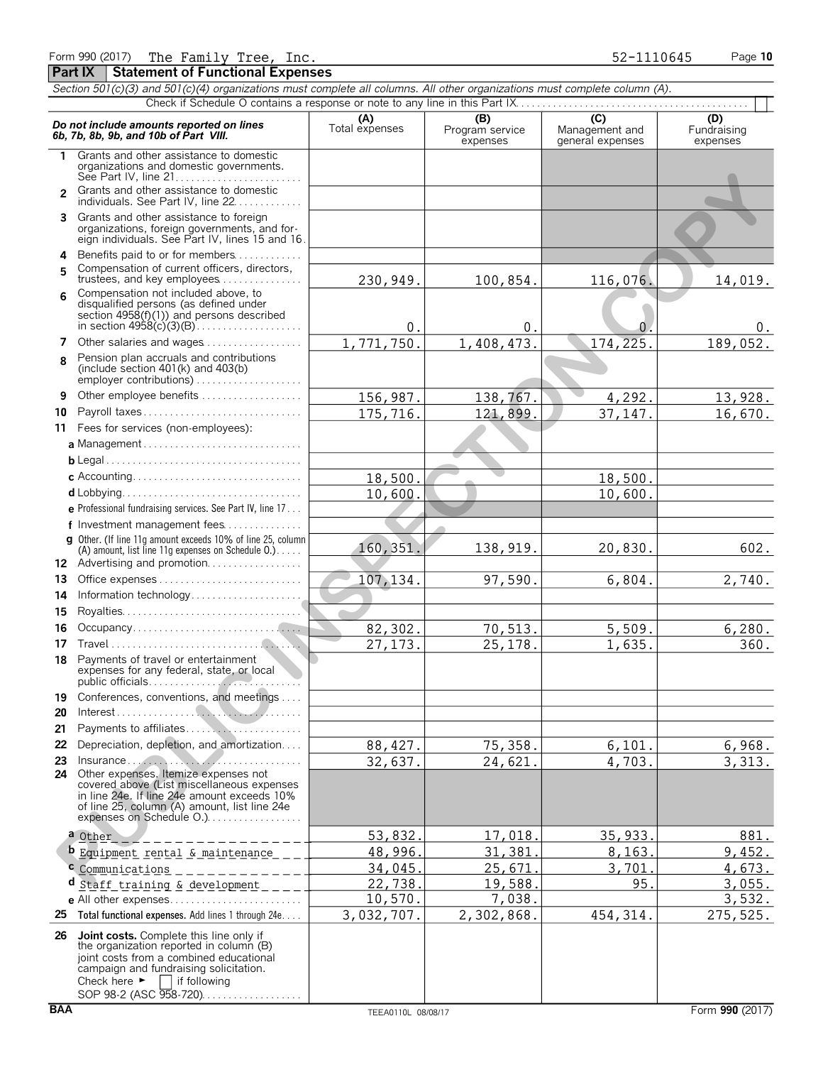Form 990 (2017) The Family Tree, Inc. 52-1110645

## Part IX Statement of Functional Expenses

*Section 501(c)(3) and 501(c)(4) organizations must complete all columns. All other organizations must complete column (A).*

Check if Schedule O contains a response or note to any line in this Part IX

| ***Do not include amounts reported on lines 6b, 7b, 8b, 9b, and 10b of Part VIII.*** | (A) Total expenses | (B) Program service expenses | (C) Management and general expenses | (D) Fundraising expenses |
|---|---|---|---|---|
| 1 Grants and other assistance to domestic organizations and domestic governments. See Part IV, line 21 | | | | |
| 2 Grants and other assistance to domestic individuals. See Part IV, line 22 | | | | |
| 3 Grants and other assistance to foreign organizations, foreign governments, and foreign individuals. See Part IV, lines 15 and 16 | | | | |
| 4 Benefits paid to or for members | | | | |
| 5 Compensation of current officers, directors, trustees, and key employees | 230,949. | 100,854. | 116,076. | 14,019. |
| 6 Compensation not included above, to disqualified persons (as defined under section 4958(f)(1)) and persons described in section 4958(c)(3)(B) | 0. | 0. | 0. | 0. |
| 7 Other salaries and wages | 1,771,750. | 1,408,473. | 174,225. | 189,052. |
| 8 Pension plan accruals and contributions (include section 401(k) and 403(b) employer contributions) | | | | |
| 9 Other employee benefits | 156,987. | 138,767. | 4,292. | 13,928. |
| 10 Payroll taxes | 175,716. | 121,899. | 37,147. | 16,670. |
| 11 Fees for services (non-employees): | | | | |
| a Management | | | | |
| b Legal | | | | |
| c Accounting | 18,500. | | 18,500. | |
| d Lobbying | 10,600. | | 10,600. | |
| e Professional fundraising services. See Part IV, line 17 | | | | |
| f Investment management fees | | | | |
| g Other. (If line 11g amount exceeds 10% of line 25, column (A) amount, list line 11g expenses on Schedule O.) | 160,351. | 138,919. | 20,830. | 602. |
| 12 Advertising and promotion | | | | |
| 13 Office expenses | 107,134. | 97,590. | 6,804. | 2,740. |
| 14 Information technology | | | | |
| 15 Royalties | | | | |
| 16 Occupancy | 82,302. | 70,513. | 5,509. | 6,280. |
| 17 Travel | 27,173. | 25,178. | 1,635. | 360. |
| 18 Payments of travel or entertainment expenses for any federal, state, or local public officials | | | | |
| 19 Conferences, conventions, and meetings | | | | |
| 20 Interest | | | | |
| 21 Payments to affiliates | | | | |
| 22 Depreciation, depletion, and amortization | 88,427. | 75,358. | 6,101. | 6,968. |
| 23 Insurance | 32,637. | 24,621. | 4,703. | 3,313. |
| 24 Other expenses. Itemize expenses not covered above (List miscellaneous expenses in line 24e. If line 24e amount exceeds 10% of line 25, column (A) amount, list line 24e expenses on Schedule O.) | | | | |
| a Other | 53,832. | 17,018. | 35,933. | 881. |
| b Equipment rental & maintenance | 48,996. | 31,381. | 8,163. | 9,452. |
| c Communications | 34,045. | 25,671. | 3,701. | 4,673. |
| d Staff training & development | 22,738. | 19,588. | 95. | 3,055. |
| e All other expenses | 10,570. | 7,038. | | 3,532. |
| 25 **Total functional expenses.** Add lines 1 through 24e | 3,032,707. | 2,302,868. | 454,314. | 275,525. |
| 26 **Joint costs.** Complete this line only if the organization reported in column (B) joint costs from a combined educational campaign and fundraising solicitation. Check here ► ☐ if following SOP 98-2 (ASC 958-720) | | | | |

BAA TEEA0110L 08/08/17 Form **990** (2017)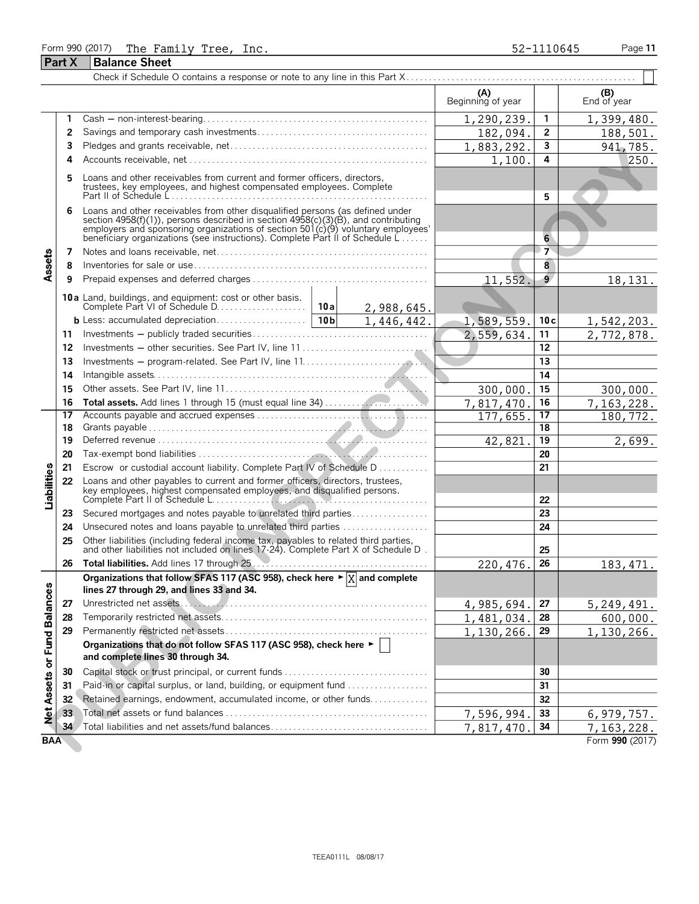Form 990 (2017) The Family Tree, Inc. 52-1110645

## Part X Balance Sheet

Check if Schedule O contains a response or note to any line in this Part X ☐

| | | | (A) Beginning of year | | (B) End of year |
|---|---|---|---|---|---|
| Assets | 1 | Cash – non-interest-bearing | 1,290,239. | 1 | 1,399,480. |
| | 2 | Savings and temporary cash investments | 182,094. | 2 | 188,501. |
| | 3 | Pledges and grants receivable, net | 1,883,292. | 3 | 941,785. |
| | 4 | Accounts receivable, net | 1,100. | 4 | 250. |
| | 5 | Loans and other receivables from current and former officers, directors, trustees, key employees, and highest compensated employees. Complete Part II of Schedule L | | 5 | |
| | 6 | Loans and other receivables from other disqualified persons (as defined under section 4958(f)(1)), persons described in section 4958(c)(3)(B), and contributing employers and sponsoring organizations of section 501(c)(9) voluntary employees' beneficiary organizations (see instructions). Complete Part II of Schedule L | | 6 | |
| | 7 | Notes and loans receivable, net | | 7 | |
| | 8 | Inventories for sale or use | | 8 | |
| | 9 | Prepaid expenses and deferred charges | 11,552. | 9 | 18,131. |
| | 10a | Land, buildings, and equipment: cost or other basis. Complete Part VI of Schedule D — 10a: 2,988,645. | | | |
| | b | Less: accumulated depreciation — 10b: 1,446,442. | 1,589,559. | 10c | 1,542,203. |
| | 11 | Investments – publicly traded securities | 2,559,634. | 11 | 2,772,878. |
| | 12 | Investments – other securities. See Part IV, line 11 | | 12 | |
| | 13 | Investments – program-related. See Part IV, line 11 | | 13 | |
| | 14 | Intangible assets | | 14 | |
| | 15 | Other assets. See Part IV, line 11 | 300,000. | 15 | 300,000. |
| | 16 | **Total assets.** Add lines 1 through 15 (must equal line 34) | 7,817,470. | 16 | 7,163,228. |
| Liabilities | 17 | Accounts payable and accrued expenses | 177,655. | 17 | 180,772. |
| | 18 | Grants payable | | 18 | |
| | 19 | Deferred revenue | 42,821. | 19 | 2,699. |
| | 20 | Tax-exempt bond liabilities | | 20 | |
| | 21 | Escrow or custodial account liability. Complete Part IV of Schedule D | | 21 | |
| | 22 | Loans and other payables to current and former officers, directors, trustees, key employees, highest compensated employees, and disqualified persons. Complete Part II of Schedule L | | 22 | |
| | 23 | Secured mortgages and notes payable to unrelated third parties | | 23 | |
| | 24 | Unsecured notes and loans payable to unrelated third parties | | 24 | |
| | 25 | Other liabilities (including federal income tax, payables to related third parties, and other liabilities not included on lines 17-24). Complete Part X of Schedule D | | 25 | |
| | 26 | **Total liabilities.** Add lines 17 through 25 | 220,476. | 26 | 183,471. |
| Net Assets or Fund Balances | | **Organizations that follow SFAS 117 (ASC 958), check here ► ☒ and complete lines 27 through 29, and lines 33 and 34.** | | | |
| | 27 | Unrestricted net assets | 4,985,694. | 27 | 5,249,491. |
| | 28 | Temporarily restricted net assets | 1,481,034. | 28 | 600,000. |
| | 29 | Permanently restricted net assets | 1,130,266. | 29 | 1,130,266. |
| | | **Organizations that do not follow SFAS 117 (ASC 958), check here ► ☐ and complete lines 30 through 34.** | | | |
| | 30 | Capital stock or trust principal, or current funds | | 30 | |
| | 31 | Paid-in or capital surplus, or land, building, or equipment fund | | 31 | |
| | 32 | Retained earnings, endowment, accumulated income, or other funds | | 32 | |
| | 33 | Total net assets or fund balances | 7,596,994. | 33 | 6,979,757. |
| | 34 | Total liabilities and net assets/fund balances | 7,817,470. | 34 | 7,163,228. |

BAA Form **990** (2017)

TEEA0111L 08/08/17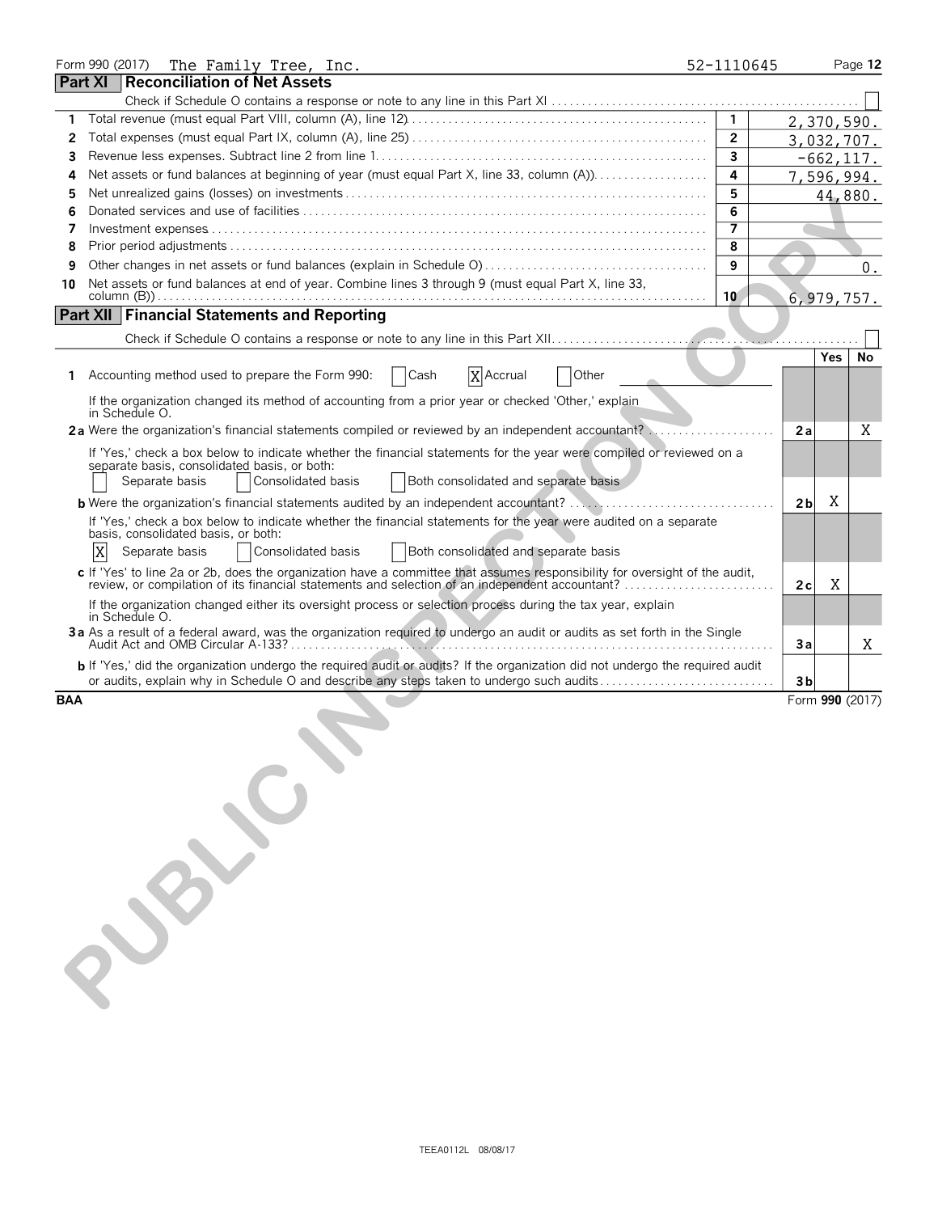Form 990 (2017) The Family Tree, Inc. 52-1110645 Page 12

## Part XI Reconciliation of Net Assets

Check if Schedule O contains a response or note to any line in this Part XI ☐

| | | | |
|---|---|---|---|
| 1 | Total revenue (must equal Part VIII, column (A), line 12) | 1 | 2,370,590. |
| 2 | Total expenses (must equal Part IX, column (A), line 25) | 2 | 3,032,707. |
| 3 | Revenue less expenses. Subtract line 2 from line 1 | 3 | -662,117. |
| 4 | Net assets or fund balances at beginning of year (must equal Part X, line 33, column (A)) | 4 | 7,596,994. |
| 5 | Net unrealized gains (losses) on investments | 5 | 44,880. |
| 6 | Donated services and use of facilities | 6 | |
| 7 | Investment expenses | 7 | |
| 8 | Prior period adjustments | 8 | |
| 9 | Other changes in net assets or fund balances (explain in Schedule O) | 9 | 0. |
| 10 | Net assets or fund balances at end of year. Combine lines 3 through 9 (must equal Part X, line 33, column (B)) | 10 | 6,979,757. |

## Part XII Financial Statements and Reporting

Check if Schedule O contains a response or note to any line in this Part XII ☐

| | | | Yes | No |
|---|---|---|---|---|
| 1 | Accounting method used to prepare the Form 990: ☐ Cash ☒ Accrual ☐ Other | | | |
| | If the organization changed its method of accounting from a prior year or checked 'Other,' explain in Schedule O. | | | |
| 2a | Were the organization's financial statements compiled or reviewed by an independent accountant? | 2a | | X |
| | If 'Yes,' check a box below to indicate whether the financial statements for the year were compiled or reviewed on a separate basis, consolidated basis, or both: ☐ Separate basis ☐ Consolidated basis ☐ Both consolidated and separate basis | | | |
| b | Were the organization's financial statements audited by an independent accountant? | 2b | X | |
| | If 'Yes,' check a box below to indicate whether the financial statements for the year were audited on a separate basis, consolidated basis, or both: ☒ Separate basis ☐ Consolidated basis ☐ Both consolidated and separate basis | | | |
| c | If 'Yes' to line 2a or 2b, does the organization have a committee that assumes responsibility for oversight of the audit, review, or compilation of its financial statements and selection of an independent accountant? | 2c | X | |
| | If the organization changed either its oversight process or selection process during the tax year, explain in Schedule O. | | | |
| 3a | As a result of a federal award, was the organization required to undergo an audit or audits as set forth in the Single Audit Act and OMB Circular A-133? | 3a | | X |
| b | If 'Yes,' did the organization undergo the required audit or audits? If the organization did not undergo the required audit or audits, explain why in Schedule O and describe any steps taken to undergo such audits | 3b | | |

BAA Form 990 (2017)

TEEA0112L 08/08/17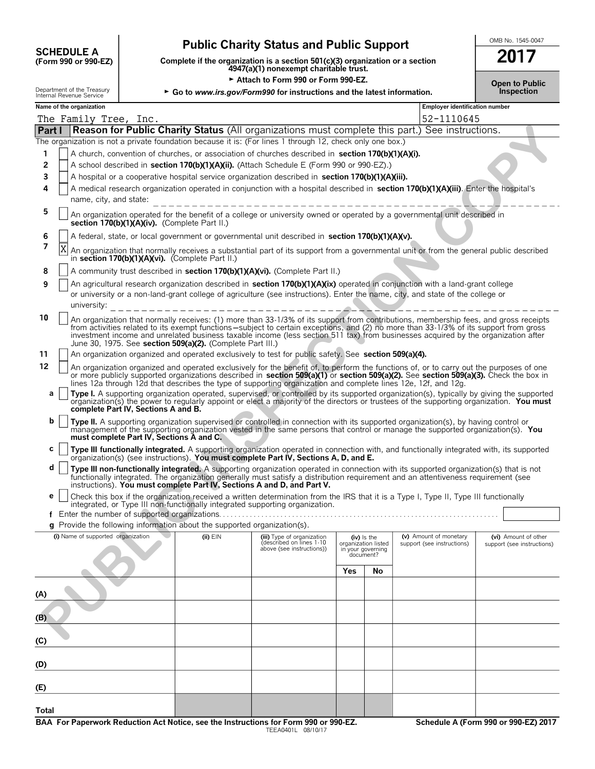# SCHEDULE A (Form 990 or 990-EZ)

## Public Charity Status and Public Support

**Complete if the organization is a section 501(c)(3) organization or a section 4947(a)(1) nonexempt charitable trust.**

► Attach to Form 990 or Form 990-EZ.

► Go to *www.irs.gov/Form990* for instructions and the latest information.

Department of the Treasury Internal Revenue Service

OMB No. 1545-0047

**2017**

**Open to Public Inspection**

Name of the organization: The Family Tree, Inc.

Employer identification number: 52-1110645

## Part I Reason for Public Charity Status (All organizations must complete this part.) See instructions.

The organization is not a private foundation because it is: (For lines 1 through 12, check only one box.)

1 [ ] A church, convention of churches, or association of churches described in **section 170(b)(1)(A)(i).**

2 [ ] A school described in **section 170(b)(1)(A)(ii).** (Attach Schedule E (Form 990 or 990-EZ).)

3 [ ] A hospital or a cooperative hospital service organization described in **section 170(b)(1)(A)(iii).**

4 [ ] A medical research organization operated in conjunction with a hospital described in **section 170(b)(1)(A)(iii)**. Enter the hospital's name, city, and state:

5 [ ] An organization operated for the benefit of a college or university owned or operated by a governmental unit described in **section 170(b)(1)(A)(iv).** (Complete Part II.)

6 [ ] A federal, state, or local government or governmental unit described in **section 170(b)(1)(A)(v).**

7 [X] An organization that normally receives a substantial part of its support from a governmental unit or from the general public described in **section 170(b)(1)(A)(vi).** (Complete Part II.)

8 [ ] A community trust described in **section 170(b)(1)(A)(vi).** (Complete Part II.)

9 [ ] An agricultural research organization described in **section 170(b)(1)(A)(ix)** operated in conjunction with a land-grant college or university or a non-land-grant college of agriculture (see instructions). Enter the name, city, and state of the college or university:

10 [ ] An organization that normally receives: (1) more than 33-1/3% of its support from contributions, membership fees, and gross receipts from activities related to its exempt functions—subject to certain exceptions, and (2) no more than 33-1/3% of its support from gross investment income and unrelated business taxable income (less section 511 tax) from businesses acquired by the organization after June 30, 1975. See **section 509(a)(2).** (Complete Part III.)

11 [ ] An organization organized and operated exclusively to test for public safety. See **section 509(a)(4).**

12 [ ] An organization organized and operated exclusively for the benefit of, to perform the functions of, or to carry out the purposes of one or more publicly supported organizations described in **section 509(a)(1)** or **section 509(a)(2).** See **section 509(a)(3).** Check the box in lines 12a through 12d that describes the type of supporting organization and complete lines 12e, 12f, and 12g.

a [ ] **Type I.** A supporting organization operated, supervised, or controlled by its supported organization(s), typically by giving the supported organization(s) the power to regularly appoint or elect a majority of the directors or trustees of the supporting organization. **You must complete Part IV, Sections A and B.**

b [ ] **Type II.** A supporting organization supervised or controlled in connection with its supported organization(s), by having control or management of the supporting organization vested in the same persons that control or manage the supported organization(s). **You must complete Part IV, Sections A and C.**

c [ ] **Type III functionally integrated.** A supporting organization operated in connection with, and functionally integrated with, its supported organization(s) (see instructions). **You must complete Part IV, Sections A, D, and E.**

d [ ] **Type III non-functionally integrated.** A supporting organization operated in connection with its supported organization(s) that is not functionally integrated. The organization generally must satisfy a distribution requirement and an attentiveness requirement (see instructions). **You must complete Part IV, Sections A and D, and Part V.**

e [ ] Check this box if the organization received a written determination from the IRS that it is a Type I, Type II, Type III functionally integrated, or Type III non-functionally integrated supporting organization.

f Enter the number of supported organizations

g Provide the following information about the supported organization(s).

| (i) Name of supported organization | (ii) EIN | (iii) Type of organization (described on lines 1-10 above (see instructions)) | (iv) Is the organization listed in your governing document? Yes | No | (v) Amount of monetary support (see instructions) | (vi) Amount of other support (see instructions) |
|---|---|---|---|---|---|---|
| (A) | | | | | | |
| (B) | | | | | | |
| (C) | | | | | | |
| (D) | | | | | | |
| (E) | | | | | | |
| Total | | | | | | |

**BAA For Paperwork Reduction Act Notice, see the Instructions for Form 990 or 990-EZ.** TEEA0401L 08/10/17 **Schedule A (Form 990 or 990-EZ) 2017**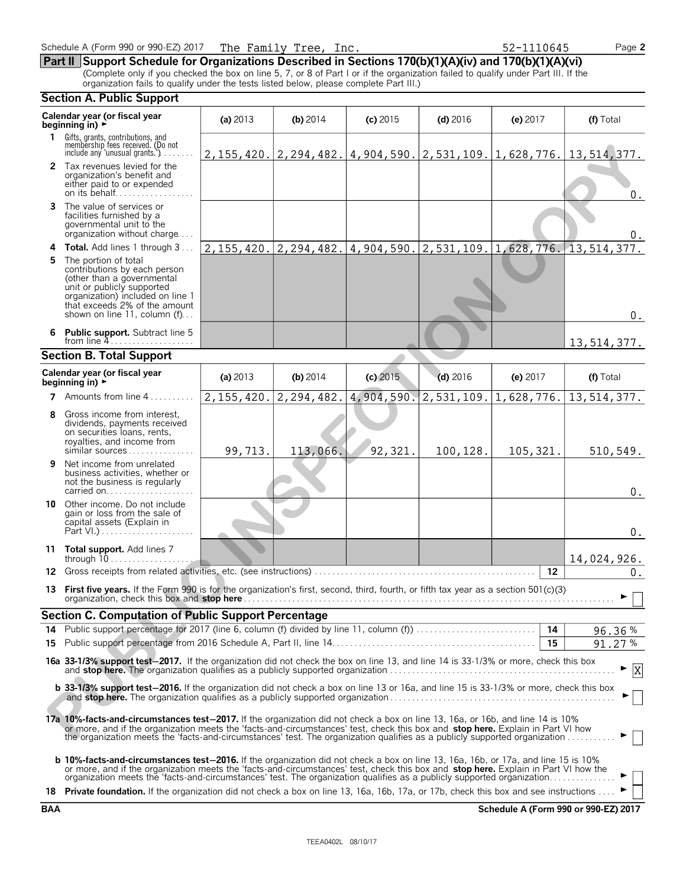Schedule A (Form 990 or 990-EZ) 2017 The Family Tree, Inc. 52-1110645 Page 2

## Part II Support Schedule for Organizations Described in Sections 170(b)(1)(A)(iv) and 170(b)(1)(A)(vi)

(Complete only if you checked the box on line 5, 7, or 8 of Part I or if the organization failed to qualify under Part III. If the organization fails to qualify under the tests listed below, please complete Part III.)

### Section A. Public Support

| Calendar year (or fiscal year beginning in) ► | (a) 2013 | (b) 2014 | (c) 2015 | (d) 2016 | (e) 2017 | (f) Total |
|---|---|---|---|---|---|---|
| **1** Gifts, grants, contributions, and membership fees received. (Do not include any 'unusual grants.') | 2,155,420. | 2,294,482. | 4,904,590. | 2,531,109. | 1,628,776. | 13,514,377. |
| **2** Tax revenues levied for the organization's benefit and either paid to or expended on its behalf | | | | | | 0. |
| **3** The value of services or facilities furnished by a governmental unit to the organization without charge | | | | | | 0. |
| **4 Total.** Add lines 1 through 3 | 2,155,420. | 2,294,482. | 4,904,590. | 2,531,109. | 1,628,776. | 13,514,377. |
| **5** The portion of total contributions by each person (other than a governmental unit or publicly supported organization) included on line 1 that exceeds 2% of the amount shown on line 11, column (f) | | | | | | 0. |
| **6 Public support.** Subtract line 5 from line 4 | | | | | | 13,514,377. |

### Section B. Total Support

| Calendar year (or fiscal year beginning in) ► | (a) 2013 | (b) 2014 | (c) 2015 | (d) 2016 | (e) 2017 | (f) Total |
|---|---|---|---|---|---|---|
| **7** Amounts from line 4 | 2,155,420. | 2,294,482. | 4,904,590. | 2,531,109. | 1,628,776. | 13,514,377. |
| **8** Gross income from interest, dividends, payments received on securities loans, rents, royalties, and income from similar sources | 99,713. | 113,066. | 92,321. | 100,128. | 105,321. | 510,549. |
| **9** Net income from unrelated business activities, whether or not the business is regularly carried on | | | | | | 0. |
| **10** Other income. Do not include gain or loss from the sale of capital assets (Explain in Part VI.) | | | | | | 0. |
| **11 Total support.** Add lines 7 through 10 | | | | | | 14,024,926. |

**12** Gross receipts from related activities, etc. (see instructions) — **12** — 0.

**13 First five years.** If the Form 990 is for the organization's first, second, third, fourth, or fifth tax year as a section 501(c)(3) organization, check this box and **stop here** ► ☐

### Section C. Computation of Public Support Percentage

**14** Public support percentage for 2017 (line 6, column (f) divided by line 11, column (f)) — **14** — 96.36 %

**15** Public support percentage from 2016 Schedule A, Part II, line 14 — **15** — 91.27 %

**16a 33-1/3% support test–2017.** If the organization did not check the box on line 13, and line 14 is 33-1/3% or more, check this box and **stop here.** The organization qualifies as a publicly supported organization ► [X]

**b 33-1/3% support test–2016.** If the organization did not check a box on line 13 or 16a, and line 15 is 33-1/3% or more, check this box and **stop here.** The organization qualifies as a publicly supported organization ► ☐

**17a 10%-facts-and-circumstances test–2017.** If the organization did not check a box on line 13, 16a, or 16b, and line 14 is 10% or more, and if the organization meets the 'facts-and-circumstances' test, check this box and **stop here.** Explain in Part VI how the organization meets the 'facts-and-circumstances' test. The organization qualifies as a publicly supported organization ► ☐

**b 10%-facts-and-circumstances test–2016.** If the organization did not check a box on line 13, 16a, 16b, or 17a, and line 15 is 10% or more, and if the organization meets the 'facts-and-circumstances' test, check this box and **stop here.** Explain in Part VI how the organization meets the 'facts-and-circumstances' test. The organization qualifies as a publicly supported organization ► ☐

**18 Private foundation.** If the organization did not check a box on line 13, 16a, 16b, 17a, or 17b, check this box and see instructions ► ☐

BAA Schedule A (Form 990 or 990-EZ) 2017

TEEA0402L 08/10/17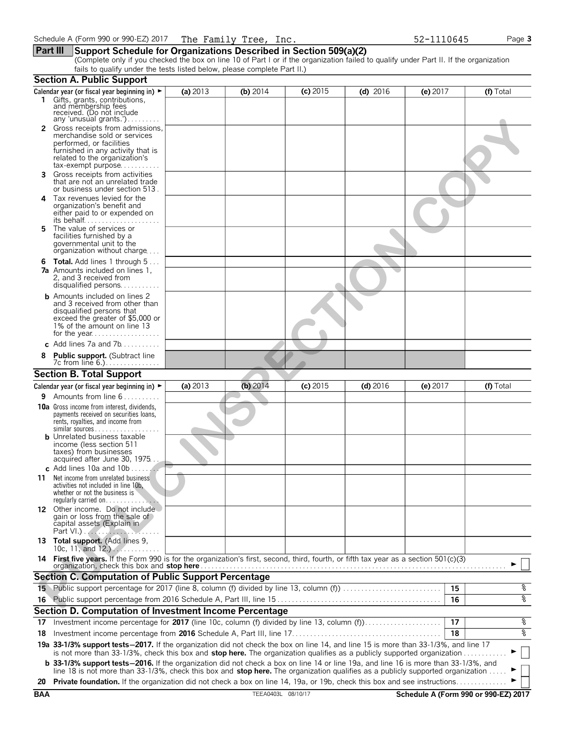Schedule A (Form 990 or 990-EZ) 2017 The Family Tree, Inc. 52-1110645 Page 3

## Part III Support Schedule for Organizations Described in Section 509(a)(2)

(Complete only if you checked the box on line 10 of Part I or if the organization failed to qualify under Part II. If the organization fails to qualify under the tests listed below, please complete Part II.)

### Section A. Public Support

| Calendar year (or fiscal year beginning in) ► | (a) 2013 | (b) 2014 | (c) 2015 | (d) 2016 | (e) 2017 | (f) Total |
|---|---|---|---|---|---|---|
| **1** Gifts, grants, contributions, and membership fees received. (Do not include any 'unusual grants.') | | | | | | |
| **2** Gross receipts from admissions, merchandise sold or services performed, or facilities furnished in any activity that is related to the organization's tax-exempt purpose | | | | | | |
| **3** Gross receipts from activities that are not an unrelated trade or business under section 513 | | | | | | |
| **4** Tax revenues levied for the organization's benefit and either paid to or expended on its behalf | | | | | | |
| **5** The value of services or facilities furnished by a governmental unit to the organization without charge | | | | | | |
| **6 Total.** Add lines 1 through 5 | | | | | | |
| **7a** Amounts included on lines 1, 2, and 3 received from disqualified persons | | | | | | |
| **b** Amounts included on lines 2 and 3 received from other than disqualified persons that exceed the greater of $5,000 or 1% of the amount on line 13 for the year | | | | | | |
| **c** Add lines 7a and 7b | | | | | | |
| **8 Public support.** (Subtract line 7c from line 6.) | | | | | | |

### Section B. Total Support

| Calendar year (or fiscal year beginning in) ► | (a) 2013 | (b) 2014 | (c) 2015 | (d) 2016 | (e) 2017 | (f) Total |
|---|---|---|---|---|---|---|
| **9** Amounts from line 6 | | | | | | |
| **10a** Gross income from interest, dividends, payments received on securities loans, rents, royalties, and income from similar sources | | | | | | |
| **b** Unrelated business taxable income (less section 511 taxes) from businesses acquired after June 30, 1975 | | | | | | |
| **c** Add lines 10a and 10b | | | | | | |
| **11** Net income from unrelated business activities not included in line 10b, whether or not the business is regularly carried on | | | | | | |
| **12** Other income. Do not include gain or loss from the sale of capital assets (Explain in Part VI.) | | | | | | |
| **13 Total support.** (Add lines 9, 10c, 11, and 12.) | | | | | | |

**14 First five years.** If the Form 990 is for the organization's first, second, third, fourth, or fifth tax year as a section 501(c)(3) organization, check this box and **stop here** ► ☐

### Section C. Computation of Public Support Percentage

| | | |
|---|---|---|
| **15** Public support percentage for 2017 (line 8, column (f) divided by line 13, column (f)) | 15 | % |
| **16** Public support percentage from 2016 Schedule A, Part III, line 15 | 16 | % |

### Section D. Computation of Investment Income Percentage

| | | |
|---|---|---|
| **17** Investment income percentage for **2017** (line 10c, column (f) divided by line 13, column (f)) | 17 | % |
| **18** Investment income percentage from **2016** Schedule A, Part III, line 17 | 18 | % |

**19a 33-1/3% support tests—2017.** If the organization did not check the box on line 14, and line 15 is more than 33-1/3%, and line 17 is not more than 33-1/3%, check this box and **stop here.** The organization qualifies as a publicly supported organization ► ☐

**b 33-1/3% support tests—2016.** If the organization did not check a box on line 14 or line 19a, and line 16 is more than 33-1/3%, and line 18 is not more than 33-1/3%, check this box and **stop here.** The organization qualifies as a publicly supported organization ► ☐

**20 Private foundation.** If the organization did not check a box on line 14, 19a, or 19b, check this box and see instructions ► ☐

BAA TEEA0403L 08/10/17 Schedule A (Form 990 or 990-EZ) 2017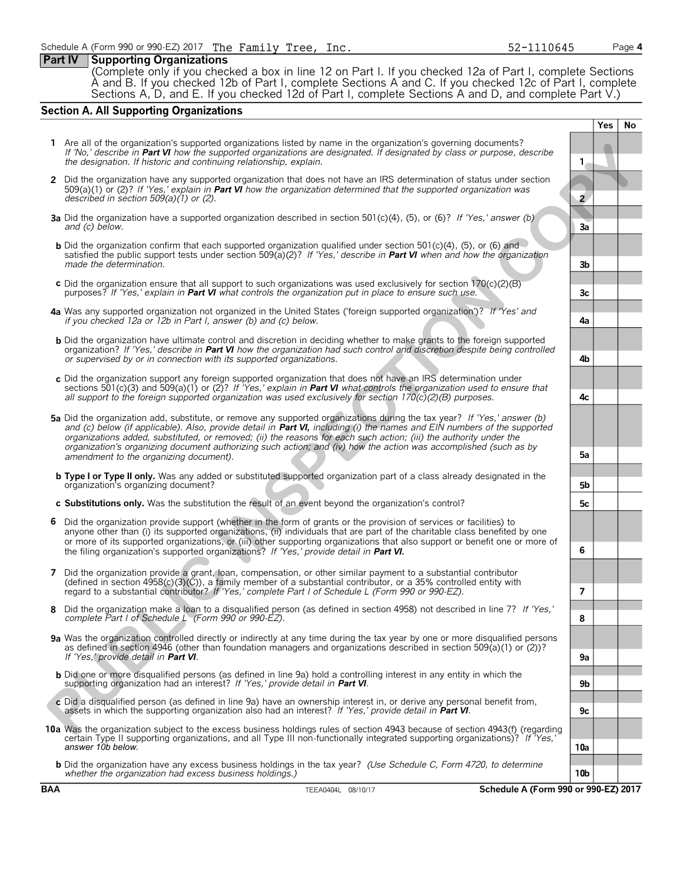Schedule A (Form 990 or 990-EZ) 2017 The Family Tree, Inc. 52-1110645 Page **4**

## Part IV Supporting Organizations

(Complete only if you checked a box in line 12 on Part I. If you checked 12a of Part I, complete Sections A and B. If you checked 12b of Part I, complete Sections A and C. If you checked 12c of Part I, complete Sections A, D, and E. If you checked 12d of Part I, complete Sections A and D, and complete Part V.)

### Section A. All Supporting Organizations

| | | Line | Yes | No |
|---|---|---|---|---|
| **1** | Are all of the organization's supported organizations listed by name in the organization's governing documents? *If 'No,' describe in **Part VI** how the supported organizations are designated. If designated by class or purpose, describe the designation. If historic and continuing relationship, explain.* | 1 | | |
| **2** | Did the organization have any supported organization that does not have an IRS determination of status under section 509(a)(1) or (2)? *If 'Yes,' explain in **Part VI** how the organization determined that the supported organization was described in section 509(a)(1) or (2).* | 2 | | |
| **3a** | Did the organization have a supported organization described in section 501(c)(4), (5), or (6)? *If 'Yes,' answer (b) and (c) below.* | 3a | | |
| **b** | Did the organization confirm that each supported organization qualified under section 501(c)(4), (5), or (6) and satisfied the public support tests under section 509(a)(2)? *If 'Yes,' describe in **Part VI** when and how the organization made the determination.* | 3b | | |
| **c** | Did the organization ensure that all support to such organizations was used exclusively for section 170(c)(2)(B) purposes? *If 'Yes,' explain in **Part VI** what controls the organization put in place to ensure such use.* | 3c | | |
| **4a** | Was any supported organization not organized in the United States ('foreign supported organization')? *If 'Yes' and if you checked 12a or 12b in Part I, answer (b) and (c) below.* | 4a | | |
| **b** | Did the organization have ultimate control and discretion in deciding whether to make grants to the foreign supported organization? *If 'Yes,' describe in **Part VI** how the organization had such control and discretion despite being controlled or supervised by or in connection with its supported organizations.* | 4b | | |
| **c** | Did the organization support any foreign supported organization that does not have an IRS determination under sections 501(c)(3) and 509(a)(1) or (2)? *If 'Yes,' explain in **Part VI** what controls the organization used to ensure that all support to the foreign supported organization was used exclusively for section 170(c)(2)(B) purposes.* | 4c | | |
| **5a** | Did the organization add, substitute, or remove any supported organizations during the tax year? *If 'Yes,' answer (b) and (c) below (if applicable). Also, provide detail in **Part VI,** including (i) the names and EIN numbers of the supported organizations added, substituted, or removed; (ii) the reasons for each such action; (iii) the authority under the organization's organizing document authorizing such action; and (iv) how the action was accomplished (such as by amendment to the organizing document).* | 5a | | |
| **b** | **Type I or Type II only.** Was any added or substituted supported organization part of a class already designated in the organization's organizing document? | 5b | | |
| **c** | **Substitutions only.** Was the substitution the result of an event beyond the organization's control? | 5c | | |
| **6** | Did the organization provide support (whether in the form of grants or the provision of services or facilities) to anyone other than (i) its supported organizations, (ii) individuals that are part of the charitable class benefited by one or more of its supported organizations, or (iii) other supporting organizations that also support or benefit one or more of the filing organization's supported organizations? *If 'Yes,' provide detail in **Part VI.*** | 6 | | |
| **7** | Did the organization provide a grant, loan, compensation, or other similar payment to a substantial contributor (defined in section 4958(c)(3)(C)), a family member of a substantial contributor, or a 35% controlled entity with regard to a substantial contributor? *If 'Yes,' complete Part I of Schedule L (Form 990 or 990-EZ).* | 7 | | |
| **8** | Did the organization make a loan to a disqualified person (as defined in section 4958) not described in line 7? *If 'Yes,' complete Part I of Schedule L (Form 990 or 990-EZ).* | 8 | | |
| **9a** | Was the organization controlled directly or indirectly at any time during the tax year by one or more disqualified persons as defined in section 4946 (other than foundation managers and organizations described in section 509(a)(1) or (2))? *If 'Yes,' provide detail in **Part VI**.* | 9a | | |
| **b** | Did one or more disqualified persons (as defined in line 9a) hold a controlling interest in any entity in which the supporting organization had an interest? *If 'Yes,' provide detail in **Part VI**.* | 9b | | |
| **c** | Did a disqualified person (as defined in line 9a) have an ownership interest in, or derive any personal benefit from, assets in which the supporting organization also had an interest? *If 'Yes,' provide detail in **Part VI**.* | 9c | | |
| **10a** | Was the organization subject to the excess business holdings rules of section 4943 because of section 4943(f) (regarding certain Type II supporting organizations, and all Type III non-functionally integrated supporting organizations)? *If 'Yes,' answer 10b below.* | 10a | | |
| **b** | Did the organization have any excess business holdings in the tax year? *(Use Schedule C, Form 4720, to determine whether the organization had excess business holdings.)* | 10b | | |

BAA TEEA0404L 08/10/17 Schedule A (Form 990 or 990-EZ) 2017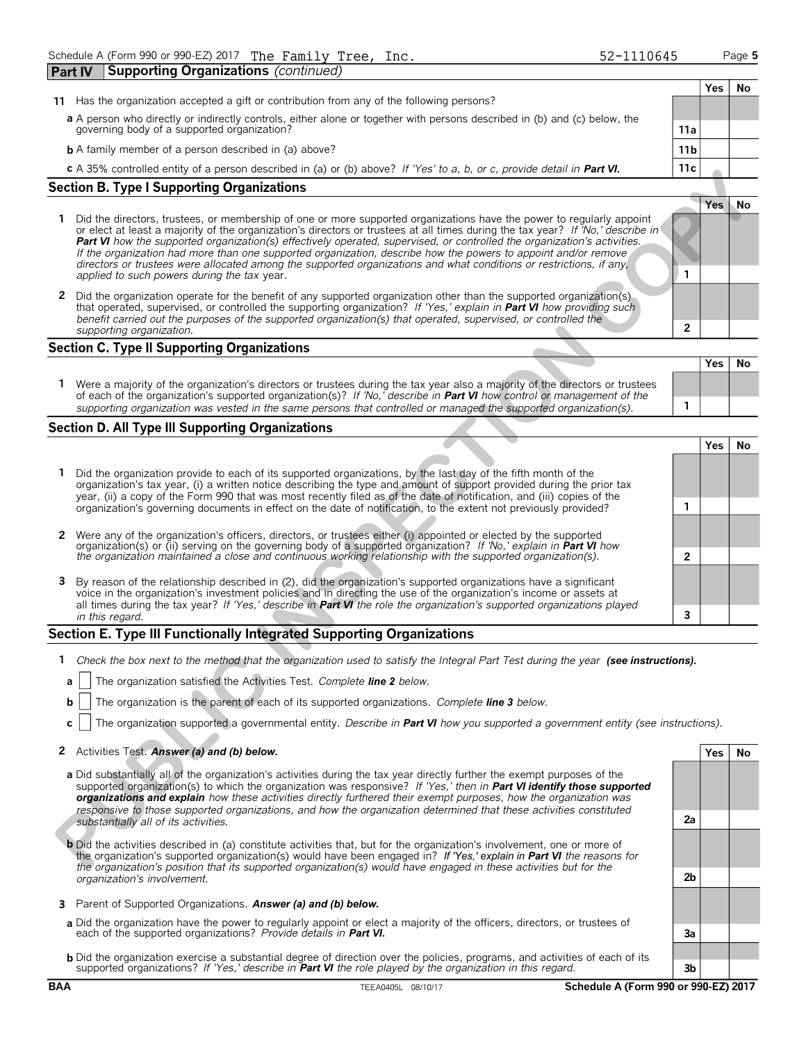Schedule A (Form 990 or 990-EZ) 2017 The Family Tree, Inc. 52-1110645 Page **5**

## Part IV Supporting Organizations *(continued)*

| | | Yes | No |
|---|---|---|---|
| **11** Has the organization accepted a gift or contribution from any of the following persons? | | | |
| **a** A person who directly or indirectly controls, either alone or together with persons described in (b) and (c) below, the governing body of a supported organization? | 11a | | |
| **b** A family member of a person described in (a) above? | 11b | | |
| **c** A 35% controlled entity of a person described in (a) or (b) above? *If 'Yes' to a, b, or c, provide detail in* ***Part VI.*** | 11c | | |

### Section B. Type I Supporting Organizations

| | | Yes | No |
|---|---|---|---|
| **1** Did the directors, trustees, or membership of one or more supported organizations have the power to regularly appoint or elect at least a majority of the organization's directors or trustees at all times during the tax year? *If 'No,' describe in* ***Part VI*** *how the supported organization(s) effectively operated, supervised, or controlled the organization's activities. If the organization had more than one supported organization, describe how the powers to appoint and/or remove directors or trustees were allocated among the supported organizations and what conditions or restrictions, if any, applied to such powers during the tax* year. | 1 | | |
| **2** Did the organization operate for the benefit of any supported organization other than the supported organization(s) that operated, supervised, or controlled the supporting organization? *If 'Yes,' explain in* ***Part VI*** *how providing such benefit carried out the purposes of the supported organization(s) that operated, supervised, or controlled the supporting organization.* | 2 | | |

### Section C. Type II Supporting Organizations

| | | Yes | No |
|---|---|---|---|
| **1** Were a majority of the organization's directors or trustees during the tax year also a majority of the directors or trustees of each of the organization's supported organization(s)? *If 'No,' describe in* ***Part VI*** *how control or management of the supporting organization was vested in the same persons that controlled or managed the supported organization(s).* | 1 | | |

### Section D. All Type III Supporting Organizations

| | | Yes | No |
|---|---|---|---|
| **1** Did the organization provide to each of its supported organizations, by the last day of the fifth month of the organization's tax year, (i) a written notice describing the type and amount of support provided during the prior tax year, (ii) a copy of the Form 990 that was most recently filed as of the date of notification, and (iii) copies of the organization's governing documents in effect on the date of notification, to the extent not previously provided? | 1 | | |
| **2** Were any of the organization's officers, directors, or trustees either (i) appointed or elected by the supported organization(s) or (ii) serving on the governing body of a supported organization? *If 'No,' explain in* ***Part VI*** *how the organization maintained a close and continuous working relationship with the supported organization(s).* | 2 | | |
| **3** By reason of the relationship described in (2), did the organization's supported organizations have a significant voice in the organization's investment policies and in directing the use of the organization's income or assets at all times during the tax year? *If 'Yes,' describe in* ***Part VI*** *the role the organization's supported organizations played in this regard.* | 3 | | |

### Section E. Type III Functionally Integrated Supporting Organizations

**1** *Check the box next to the method that the organization used to satisfy the Integral Part Test during the year* ***(see instructions).***

**a** ☐ The organization satisfied the Activities Test. *Complete* ***line 2*** *below.*

**b** ☐ The organization is the parent of each of its supported organizations. *Complete* ***line 3*** *below.*

**c** ☐ The organization supported a governmental entity. *Describe in* ***Part VI*** *how you supported a government entity (see instructions).*

| | | Yes | No |
|---|---|---|---|
| **2** Activities Test. ***Answer (a) and (b) below.*** | | | |
| **a** Did substantially all of the organization's activities during the tax year directly further the exempt purposes of the supported organization(s) to which the organization was responsive? *If 'Yes,' then in* ***Part VI identify those supported organizations and explain*** *how these activities directly furthered their exempt purposes, how the organization was responsive to those supported organizations, and how the organization determined that these activities constituted substantially all of its activities.* | 2a | | |
| **b** Did the activities described in (a) constitute activities that, but for the organization's involvement, one or more of the organization's supported organization(s) would have been engaged in? ***If 'Yes,' explain in*** ***Part VI*** *the reasons for the organization's position that its supported organization(s) would have engaged in these activities but for the organization's involvement.* | 2b | | |
| **3** Parent of Supported Organizations. ***Answer (a) and (b) below.*** | | | |
| **a** Did the organization have the power to regularly appoint or elect a majority of the officers, directors, or trustees of each of the supported organizations? *Provide details in* ***Part VI.*** | 3a | | |
| **b** Did the organization exercise a substantial degree of direction over the policies, programs, and activities of each of its supported organizations? *If 'Yes,' describe in* ***Part VI*** *the role played by the organization in this regard.* | 3b | | |

BAA TEEA0405L 08/10/17 **Schedule A (Form 990 or 990-EZ) 2017**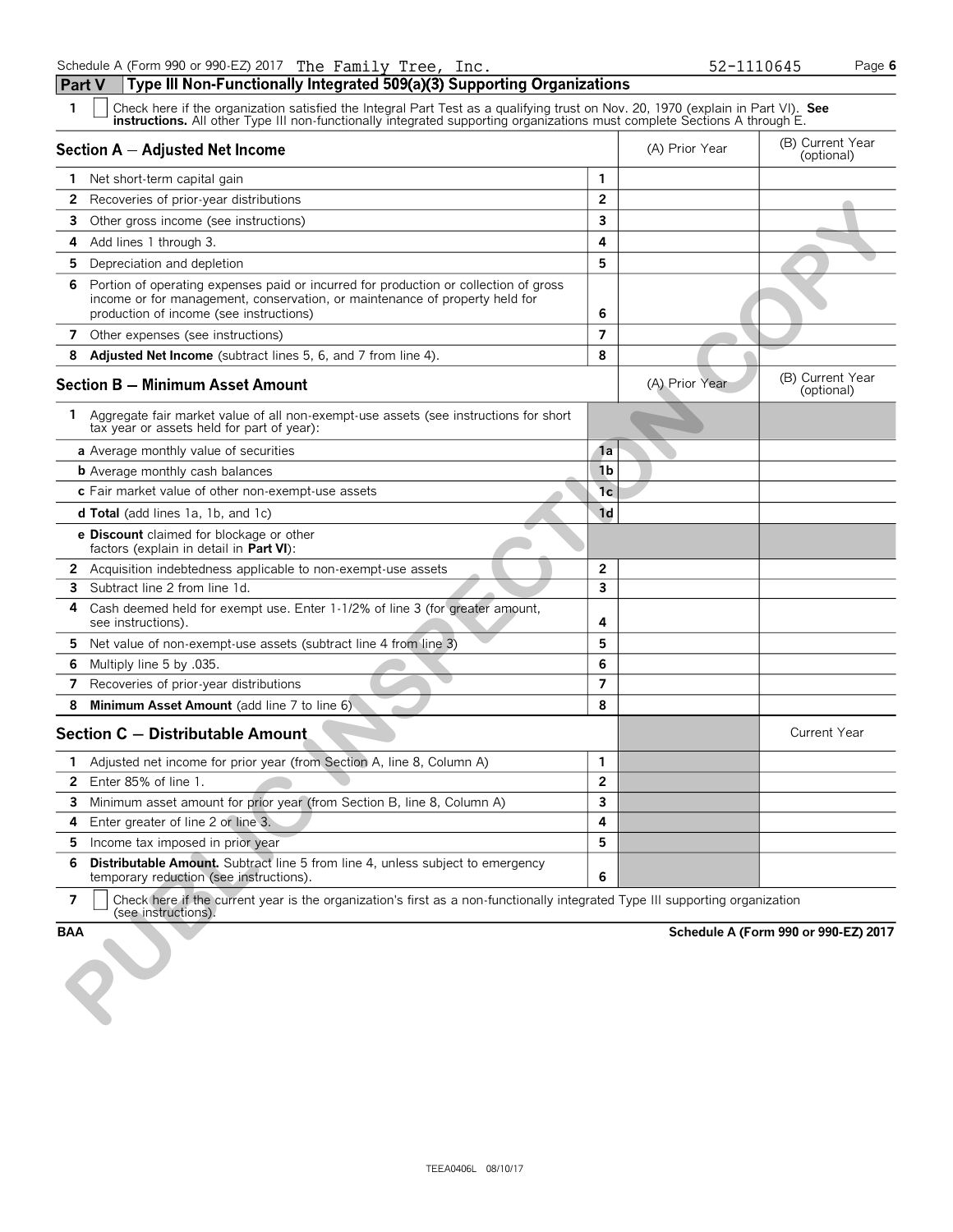Schedule A (Form 990 or 990-EZ) 2017 The Family Tree, Inc. 52-1110645

## Part V Type III Non-Functionally Integrated 509(a)(3) Supporting Organizations

1 ☐ Check here if the organization satisfied the Integral Part Test as a qualifying trust on Nov. 20, 1970 (explain in Part VI). **See instructions.** All other Type III non-functionally integrated supporting organizations must complete Sections A through E.

| Section A — Adjusted Net Income | | (A) Prior Year | (B) Current Year (optional) |
|---|---|---|---|
| 1 Net short-term capital gain | 1 | | |
| 2 Recoveries of prior-year distributions | 2 | | |
| 3 Other gross income (see instructions) | 3 | | |
| 4 Add lines 1 through 3. | 4 | | |
| 5 Depreciation and depletion | 5 | | |
| 6 Portion of operating expenses paid or incurred for production or collection of gross income or for management, conservation, or maintenance of property held for production of income (see instructions) | 6 | | |
| 7 Other expenses (see instructions) | 7 | | |
| 8 **Adjusted Net Income** (subtract lines 5, 6, and 7 from line 4). | 8 | | |

| Section B — Minimum Asset Amount | | (A) Prior Year | (B) Current Year (optional) |
|---|---|---|---|
| 1 Aggregate fair market value of all non-exempt-use assets (see instructions for short tax year or assets held for part of year): | | | |
| a Average monthly value of securities | 1a | | |
| b Average monthly cash balances | 1b | | |
| c Fair market value of other non-exempt-use assets | 1c | | |
| d **Total** (add lines 1a, 1b, and 1c) | 1d | | |
| e **Discount** claimed for blockage or other factors (explain in detail in **Part VI**): | | | |
| 2 Acquisition indebtedness applicable to non-exempt-use assets | 2 | | |
| 3 Subtract line 2 from line 1d. | 3 | | |
| 4 Cash deemed held for exempt use. Enter 1-1/2% of line 3 (for greater amount, see instructions). | 4 | | |
| 5 Net value of non-exempt-use assets (subtract line 4 from line 3) | 5 | | |
| 6 Multiply line 5 by .035. | 6 | | |
| 7 Recoveries of prior-year distributions | 7 | | |
| 8 **Minimum Asset Amount** (add line 7 to line 6) | 8 | | |

| Section C — Distributable Amount | | | Current Year |
|---|---|---|---|
| 1 Adjusted net income for prior year (from Section A, line 8, Column A) | 1 | | |
| 2 Enter 85% of line 1. | 2 | | |
| 3 Minimum asset amount for prior year (from Section B, line 8, Column A) | 3 | | |
| 4 Enter greater of line 2 or line 3. | 4 | | |
| 5 Income tax imposed in prior year | 5 | | |
| 6 **Distributable Amount.** Subtract line 5 from line 4, unless subject to emergency temporary reduction (see instructions). | 6 | | |

7 ☐ Check here if the current year is the organization's first as a non-functionally integrated Type III supporting organization (see instructions).

BAA Schedule A (Form 990 or 990-EZ) 2017

TEEA0406L 08/10/17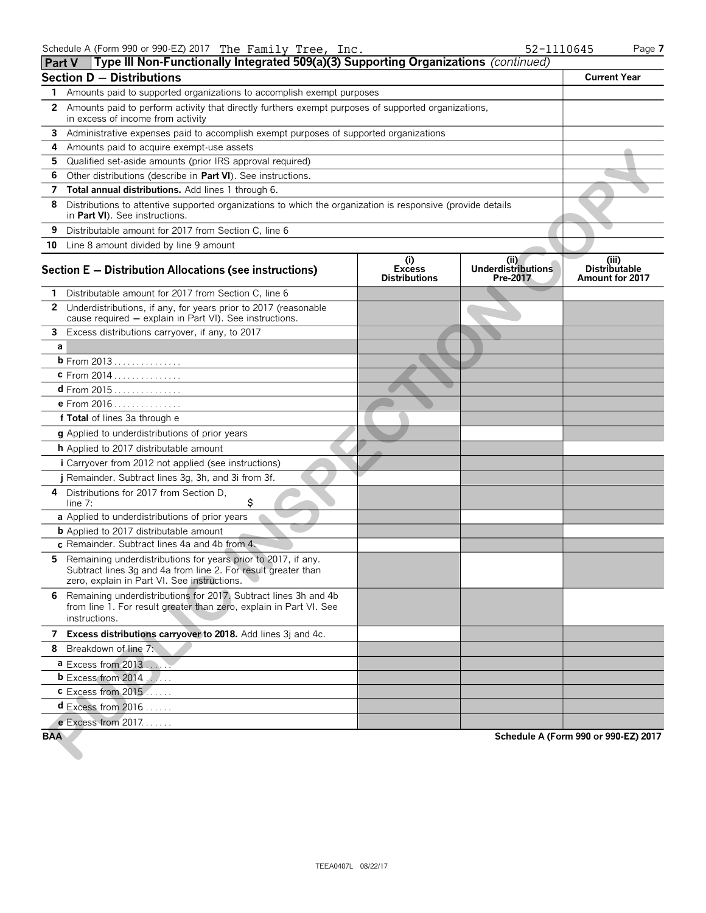Schedule A (Form 990 or 990-EZ) 2017 The Family Tree, Inc. 52-1110645

## Part V Type III Non-Functionally Integrated 509(a)(3) Supporting Organizations *(continued)*

### Section D — Distributions

| | | Current Year |
|---|---|---|
| 1 | Amounts paid to supported organizations to accomplish exempt purposes | |
| 2 | Amounts paid to perform activity that directly furthers exempt purposes of supported organizations, in excess of income from activity | |
| 3 | Administrative expenses paid to accomplish exempt purposes of supported organizations | |
| 4 | Amounts paid to acquire exempt-use assets | |
| 5 | Qualified set-aside amounts (prior IRS approval required) | |
| 6 | Other distributions (describe in **Part VI**). See instructions. | |
| 7 | **Total annual distributions.** Add lines 1 through 6. | |
| 8 | Distributions to attentive supported organizations to which the organization is responsive (provide details in **Part VI**). See instructions. | |
| 9 | Distributable amount for 2017 from Section C, line 6 | |
| 10 | Line 8 amount divided by line 9 amount | |

### Section E — Distribution Allocations (see instructions)

| | | (i) Excess Distributions | (ii) Underdistributions Pre-2017 | (iii) Distributable Amount for 2017 |
|---|---|---|---|---|
| 1 | Distributable amount for 2017 from Section C, line 6 | | | |
| 2 | Underdistributions, if any, for years prior to 2017 (reasonable cause required — explain in Part VI). See instructions. | | | |
| 3 | Excess distributions carryover, if any, to 2017 | | | |
| a | | | | |
| b | From 2013 | | | |
| c | From 2014 | | | |
| d | From 2015 | | | |
| e | From 2016 | | | |
| f | **Total** of lines 3a through e | | | |
| g | Applied to underdistributions of prior years | | | |
| h | Applied to 2017 distributable amount | | | |
| i | Carryover from 2012 not applied (see instructions) | | | |
| j | Remainder. Subtract lines 3g, 3h, and 3i from 3f. | | | |
| 4 | Distributions for 2017 from Section D, line 7: $ | | | |
| a | Applied to underdistributions of prior years | | | |
| b | Applied to 2017 distributable amount | | | |
| c | Remainder. Subtract lines 4a and 4b from 4. | | | |
| 5 | Remaining underdistributions for years prior to 2017, if any. Subtract lines 3g and 4a from line 2. For result greater than zero, explain in Part VI. See instructions. | | | |
| 6 | Remaining underdistributions for 2017. Subtract lines 3h and 4b from line 1. For result greater than zero, explain in Part VI. See instructions. | | | |
| 7 | **Excess distributions carryover to 2018.** Add lines 3j and 4c. | | | |
| 8 | Breakdown of line 7: | | | |
| a | Excess from 2013 | | | |
| b | Excess from 2014 | | | |
| c | Excess from 2015 | | | |
| d | Excess from 2016 | | | |
| e | Excess from 2017 | | | |

BAA Schedule A (Form 990 or 990-EZ) 2017

TEEA0407L 08/22/17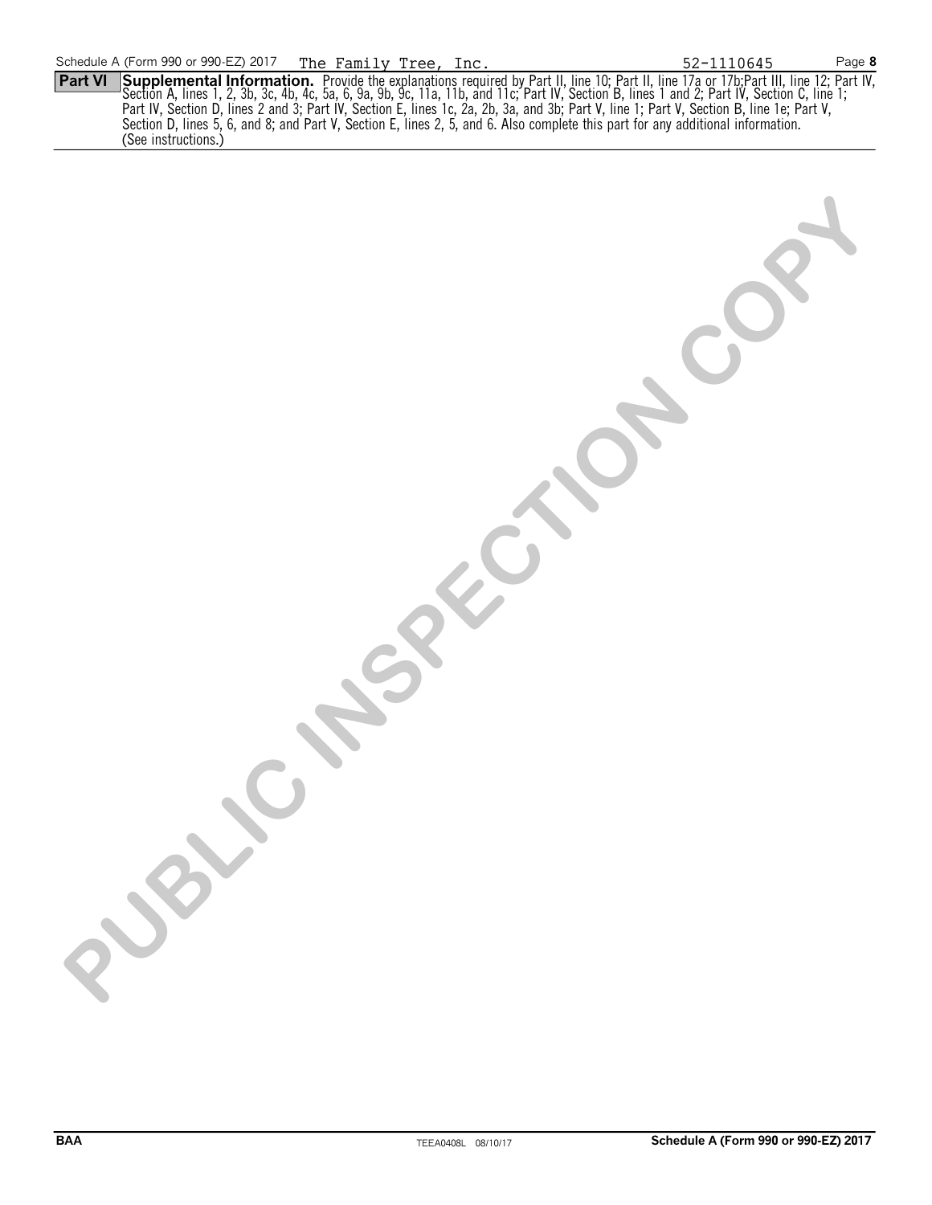Schedule A (Form 990 or 990-EZ) 2017 The Family Tree, Inc. 52-1110645 Page **8**

**Part VI** **Supplemental Information.** Provide the explanations required by Part II, line 10; Part II, line 17a or 17b;Part III, line 12; Part IV, Section A, lines 1, 2, 3b, 3c, 4b, 4c, 5a, 6, 9a, 9b, 9c, 11a, 11b, and 11c; Part IV, Section B, lines 1 and 2; Part IV, Section C, line 1; Part IV, Section D, lines 2 and 3; Part IV, Section E, lines 1c, 2a, 2b, 3a, and 3b; Part V, line 1; Part V, Section B, line 1e; Part V, Section D, lines 5, 6, and 8; and Part V, Section E, lines 2, 5, and 6. Also complete this part for any additional information. (See instructions.)

PUBLIC INSPECTION COPY

BAA TEEA0408L 08/10/17 **Schedule A (Form 990 or 990-EZ) 2017**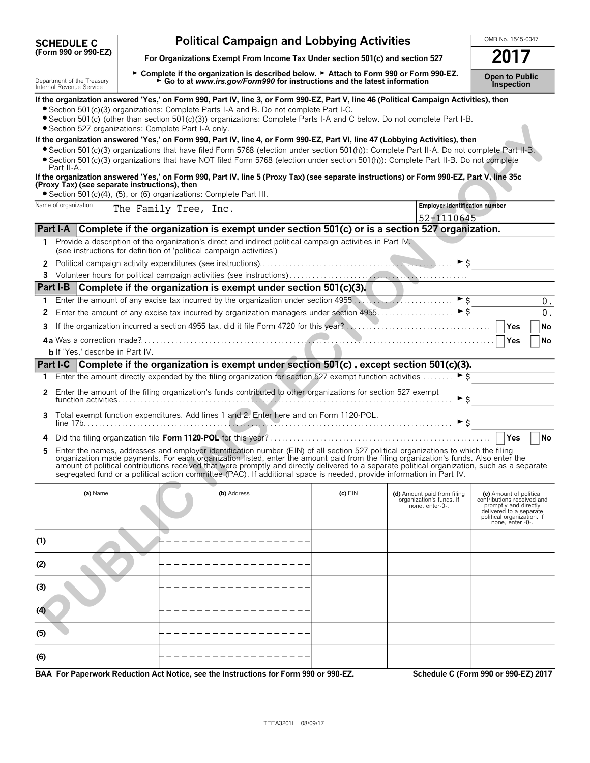**SCHEDULE C (Form 990 or 990-EZ)**

Department of the Treasury
Internal Revenue Service

# Political Campaign and Lobbying Activities

**For Organizations Exempt From Income Tax Under section 501(c) and section 527**

► Complete if the organization is described below. ► Attach to Form 990 or Form 990-EZ.
► Go to at *www.irs.gov/Form990* for instructions and the latest information

OMB No. 1545-0047

**2017**

**Open to Public Inspection**

**If the organization answered 'Yes,' on Form 990, Part IV, line 3, or Form 990-EZ, Part V, line 46 (Political Campaign Activities), then**

- Section 501(c)(3) organizations: Complete Parts I-A and B. Do not complete Part I-C.
- Section 501(c) (other than section 501(c)(3)) organizations: Complete Parts I-A and C below. Do not complete Part I-B.
- Section 527 organizations: Complete Part I-A only.

**If the organization answered 'Yes,' on Form 990, Part IV, line 4, or Form 990-EZ, Part VI, line 47 (Lobbying Activities), then**

- Section 501(c)(3) organizations that have filed Form 5768 (election under section 501(h)): Complete Part II-A. Do not complete Part II-B.
- Section 501(c)(3) organizations that have NOT filed Form 5768 (election under section 501(h)): Complete Part II-B. Do not complete Part II-A.

**If the organization answered 'Yes,' on Form 990, Part IV, line 5 (Proxy Tax) (see separate instructions) or Form 990-EZ, Part V, line 35c (Proxy Tax) (see separate instructions), then**

- Section 501(c)(4), (5), or (6) organizations: Complete Part III.

| Name of organization | Employer identification number |
|---|---|
| The Family Tree, Inc. | 52-1110645 |

## Part I-A Complete if the organization is exempt under section 501(c) or is a section 527 organization.

1 Provide a description of the organization's direct and indirect political campaign activities in Part IV. (see instructions for definition of 'political campaign activities')

2 Political campaign activity expenditures (see instructions) ► $

3 Volunteer hours for political campaign activities (see instructions)

## Part I-B Complete if the organization is exempt under section 501(c)(3).

1 Enter the amount of any excise tax incurred by the organization under section 4955 ► $ 0.

2 Enter the amount of any excise tax incurred by organization managers under section 4955 ► $ 0.

3 If the organization incurred a section 4955 tax, did it file Form 4720 for this year? ☐ Yes ☐ No

4a Was a correction made? ☐ Yes ☐ No

b If 'Yes,' describe in Part IV.

## Part I-C Complete if the organization is exempt under section 501(c) , except section 501(c)(3).

1 Enter the amount directly expended by the filing organization for section 527 exempt function activities ► $

2 Enter the amount of the filing organization's funds contributed to other organizations for section 527 exempt function activities ► $

3 Total exempt function expenditures. Add lines 1 and 2. Enter here and on Form 1120-POL, line 17b ► $

4 Did the filing organization file **Form 1120-POL** for this year? ☐ Yes ☐ No

5 Enter the names, addresses and employer identification number (EIN) of all section 527 political organizations to which the filing organization made payments. For each organization listed, enter the amount paid from the filing organization's funds. Also enter the amount of political contributions received that were promptly and directly delivered to a separate political organization, such as a separate segregated fund or a political action committee (PAC). If additional space is needed, provide information in Part IV.

| | (a) Name | (b) Address | (c) EIN | (d) Amount paid from filing organization's funds. If none, enter -0-. | (e) Amount of political contributions received and promptly and directly delivered to a separate political organization. If none, enter -0-. |
|---|---|---|---|---|---|
| (1) | | | | | |
| (2) | | | | | |
| (3) | | | | | |
| (4) | | | | | |
| (5) | | | | | |
| (6) | | | | | |

**BAA For Paperwork Reduction Act Notice, see the Instructions for Form 990 or 990-EZ.** **Schedule C (Form 990 or 990-EZ) 2017**

TEEA3201L 08/09/17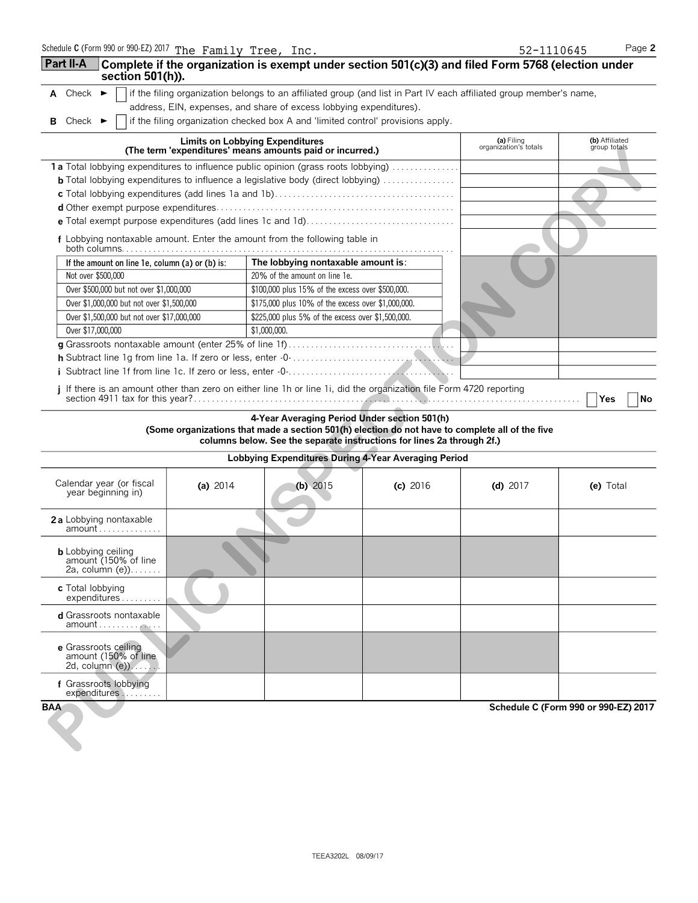Schedule C (Form 990 or 990-EZ) 2017 The Family Tree, Inc. 52-1110645 Page 2

## Part II-A Complete if the organization is exempt under section 501(c)(3) and filed Form 5768 (election under section 501(h)).

**A** Check ► ☐ if the filing organization belongs to an affiliated group (and list in Part IV each affiliated group member's name, address, EIN, expenses, and share of excess lobbying expenditures).

**B** Check ► ☐ if the filing organization checked box A and 'limited control' provisions apply.

| **Limits on Lobbying Expenditures** (The term 'expenditures' means amounts paid or incurred.) | (a) Filing organization's totals | (b) Affiliated group totals |
|---|---|---|
| **1a** Total lobbying expenditures to influence public opinion (grass roots lobbying) | | |
| **b** Total lobbying expenditures to influence a legislative body (direct lobbying) | | |
| **c** Total lobbying expenditures (add lines 1a and 1b) | | |
| **d** Other exempt purpose expenditures | | |
| **e** Total exempt purpose expenditures (add lines 1c and 1d) | | |
| **f** Lobbying nontaxable amount. Enter the amount from the following table in both columns | | |

| If the amount on line 1e, column (a) or (b) is: | The lobbying nontaxable amount is: |
|---|---|
| Not over $500,000 | 20% of the amount on line 1e. |
| Over $500,000 but not over $1,000,000 | $100,000 plus 15% of the excess over $500,000. |
| Over $1,000,000 but not over $1,500,000 | $175,000 plus 10% of the excess over $1,000,000. |
| Over $1,500,000 but not over $17,000,000 | $225,000 plus 5% of the excess over $1,500,000. |
| Over $17,000,000 | $1,000,000. |

| | (a) Filing organization's totals | (b) Affiliated group totals |
|---|---|---|
| **g** Grassroots nontaxable amount (enter 25% of line 1f) | | |
| **h** Subtract line 1g from line 1a. If zero or less, enter -0- | | |
| **i** Subtract line 1f from line 1c. If zero or less, enter -0- | | |

**j** If there is an amount other than zero on either line 1h or line 1i, did the organization file Form 4720 reporting section 4911 tax for this year? ☐ Yes ☐ No

### 4-Year Averaging Period Under section 501(h)
**(Some organizations that made a section 501(h) election do not have to complete all of the five columns below. See the separate instructions for lines 2a through 2f.)**

**Lobbying Expenditures During 4-Year Averaging Period**

| Calendar year (or fiscal year beginning in) | (a) 2014 | (b) 2015 | (c) 2016 | (d) 2017 | (e) Total |
|---|---|---|---|---|---|
| **2a** Lobbying nontaxable amount | | | | | |
| **b** Lobbying ceiling amount (150% of line 2a, column (e)) | | | | | |
| **c** Total lobbying expenditures | | | | | |
| **d** Grassroots nontaxable amount | | | | | |
| **e** Grassroots ceiling amount (150% of line 2d, column (e)) | | | | | |
| **f** Grassroots lobbying expenditures | | | | | |

BAA Schedule C (Form 990 or 990-EZ) 2017

TEEA3202L 08/09/17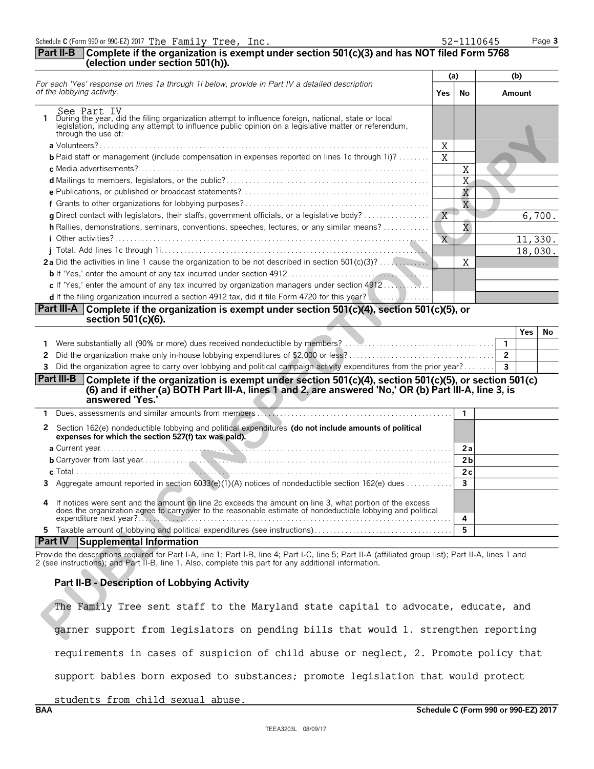Schedule C (Form 990 or 990-EZ) 2017 The Family Tree, Inc. 52-1110645

## Part II-B Complete if the organization is exempt under section 501(c)(3) and has NOT filed Form 5768 (election under section 501(h)).

| For each 'Yes' response on lines 1a through 1i below, provide in Part IV a detailed description of the lobbying activity. | (a) Yes | (a) No | (b) Amount |
|---|---|---|---|
| See Part IV<br>**1** During the year, did the filing organization attempt to influence foreign, national, state or local legislation, including any attempt to influence public opinion on a legislative matter or referendum, through the use of: | | | |
| **a** Volunteers? | X | | |
| **b** Paid staff or management (include compensation in expenses reported on lines 1c through 1i)? | X | | |
| **c** Media advertisements? | | X | |
| **d** Mailings to members, legislators, or the public? | | X | |
| **e** Publications, or published or broadcast statements? | | X | |
| **f** Grants to other organizations for lobbying purposes? | | X | |
| **g** Direct contact with legislators, their staffs, government officials, or a legislative body? | X | | 6,700. |
| **h** Rallies, demonstrations, seminars, conventions, speeches, lectures, or any similar means? | | X | |
| **i** Other activities? | X | | 11,330. |
| **j** Total. Add lines 1c through 1i | | | 18,030. |
| **2a** Did the activities in line 1 cause the organization to be not described in section 501(c)(3)? | | X | |
| **b** If 'Yes,' enter the amount of any tax incurred under section 4912 | | | |
| **c** If 'Yes,' enter the amount of any tax incurred by organization managers under section 4912 | | | |
| **d** If the filing organization incurred a section 4912 tax, did it file Form 4720 for this year? | | | |

## Part III-A Complete if the organization is exempt under section 501(c)(4), section 501(c)(5), or section 501(c)(6).

| | | | Yes | No |
|---|---|---|---|---|
| **1** | Were substantially all (90% or more) dues received nondeductible by members? | 1 | | |
| **2** | Did the organization make only in-house lobbying expenditures of $2,000 or less? | 2 | | |
| **3** | Did the organization agree to carry over lobbying and political campaign activity expenditures from the prior year? | 3 | | |

## Part III-B Complete if the organization is exempt under section 501(c)(4), section 501(c)(5), or section 501(c)(6) and if either (a) BOTH Part III-A, lines 1 and 2, are answered 'No,' OR (b) Part III-A, line 3, is answered 'Yes.'

| | | | |
|---|---|---|---|
| **1** | Dues, assessments and similar amounts from members | 1 | |
| **2** | Section 162(e) nondeductible lobbying and political expenditures **(do not include amounts of political expenses for which the section 527(f) tax was paid).** | | |
| | **a** Current year | 2a | |
| | **b** Carryover from last year | 2b | |
| | **c** Total | 2c | |
| **3** | Aggregate amount reported in section 6033(e)(1)(A) notices of nondeductible section 162(e) dues | 3 | |
| **4** | If notices were sent and the amount on line 2c exceeds the amount on line 3, what portion of the excess does the organization agree to carryover to the reasonable estimate of nondeductible lobbying and political expenditure next year? | 4 | |
| **5** | Taxable amount of lobbying and political expenditures (see instructions) | 5 | |

## Part IV Supplemental Information

Provide the descriptions required for Part I-A, line 1; Part I-B, line 4; Part I-C, line 5; Part II-A (affiliated group list); Part II-A, lines 1 and 2 (see instructions); and Part II-B, line 1. Also, complete this part for any additional information.

**Part II-B - Description of Lobbying Activity**

The Family Tree sent staff to the Maryland state capital to advocate, educate, and garner support from legislators on pending bills that would 1. strengthen reporting requirements in cases of suspicion of child abuse or neglect, 2. Promote policy that support babies born exposed to substances; promote legislation that would protect students from child sexual abuse.

BAA Schedule C (Form 990 or 990-EZ) 2017

TEEA3203L 08/09/17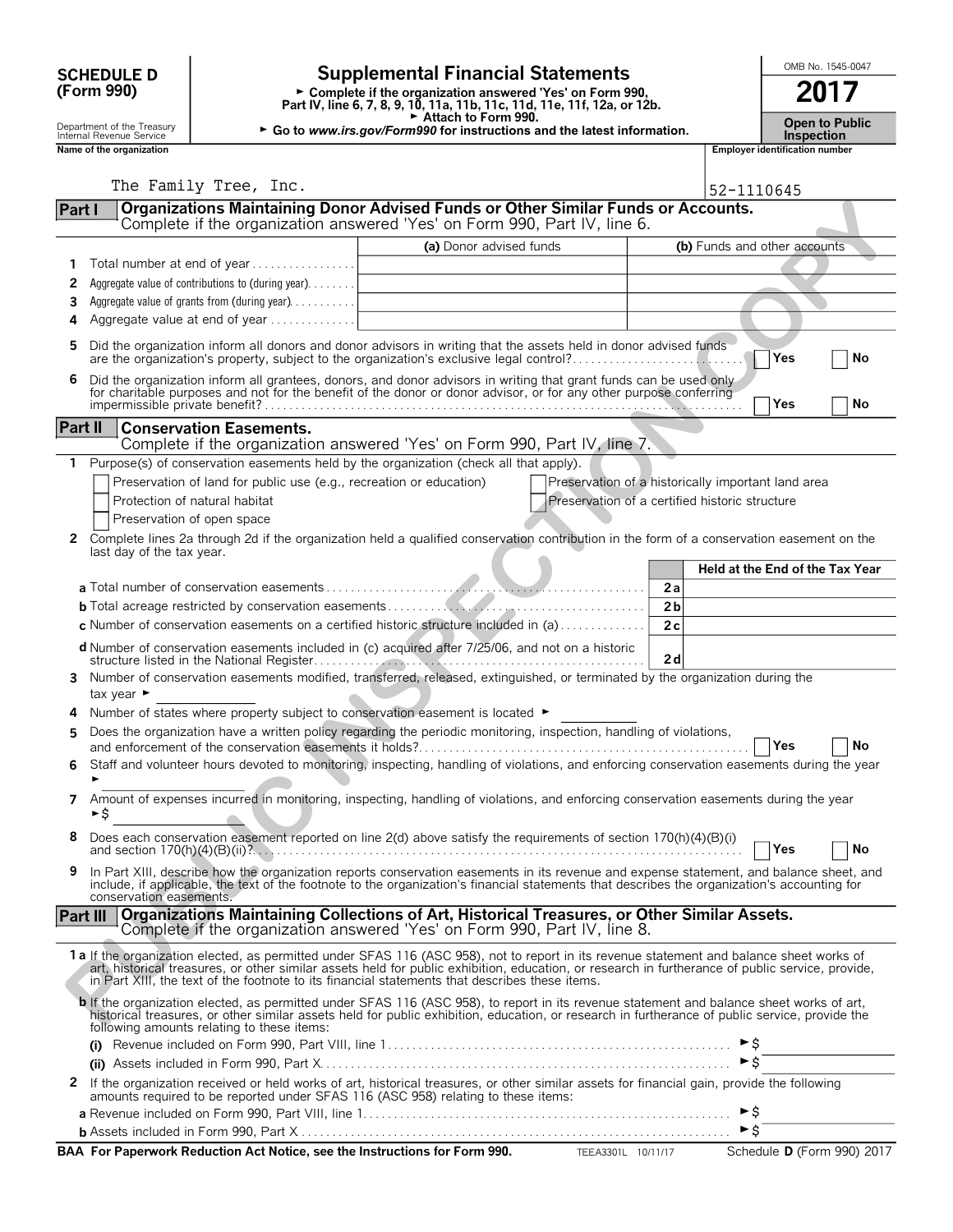**SCHEDULE D (Form 990)**

Department of the Treasury
Internal Revenue Service

# Supplemental Financial Statements

► Complete if the organization answered 'Yes' on Form 990, Part IV, line 6, 7, 8, 9, 10, 11a, 11b, 11c, 11d, 11e, 11f, 12a, or 12b.
► Attach to Form 990.
► Go to *www.irs.gov/Form990* for instructions and the latest information.

OMB No. 1545-0047

**2017**

**Open to Public Inspection**

Name of the organization: The Family Tree, Inc.

Employer identification number: 52-1110645

## Part I — Organizations Maintaining Donor Advised Funds or Other Similar Funds or Accounts.

Complete if the organization answered 'Yes' on Form 990, Part IV, line 6.

| | | (a) Donor advised funds | (b) Funds and other accounts |
|---|---|---|---|
| 1 | Total number at end of year | | |
| 2 | Aggregate value of contributions to (during year) | | |
| 3 | Aggregate value of grants from (during year) | | |
| 4 | Aggregate value at end of year | | |

**5** Did the organization inform all donors and donor advisors in writing that the assets held in donor advised funds are the organization's property, subject to the organization's exclusive legal control? ☐ Yes ☐ No

**6** Did the organization inform all grantees, donors, and donor advisors in writing that grant funds can be used only for charitable purposes and not for the benefit of the donor or donor advisor, or for any other purpose conferring impermissible private benefit? ☐ Yes ☐ No

## Part II — Conservation Easements.

Complete if the organization answered 'Yes' on Form 990, Part IV, line 7.

**1** Purpose(s) of conservation easements held by the organization (check all that apply).

- ☐ Preservation of land for public use (e.g., recreation or education)
- ☐ Protection of natural habitat
- ☐ Preservation of open space
- ☐ Preservation of a historically important land area
- ☐ Preservation of a certified historic structure

**2** Complete lines 2a through 2d if the organization held a qualified conservation contribution in the form of a conservation easement on the last day of the tax year.

| | | Held at the End of the Tax Year |
|---|---|---|
| **a** Total number of conservation easements | 2a | |
| **b** Total acreage restricted by conservation easements | 2b | |
| **c** Number of conservation easements on a certified historic structure included in (a) | 2c | |
| **d** Number of conservation easements included in (c) acquired after 7/25/06, and not on a historic structure listed in the National Register | 2d | |

**3** Number of conservation easements modified, transferred, released, extinguished, or terminated by the organization during the tax year ►

**4** Number of states where property subject to conservation easement is located ►

**5** Does the organization have a written policy regarding the periodic monitoring, inspection, handling of violations, and enforcement of the conservation easements it holds? ☐ Yes ☐ No

**6** Staff and volunteer hours devoted to monitoring, inspecting, handling of violations, and enforcing conservation easements during the year ►

**7** Amount of expenses incurred in monitoring, inspecting, handling of violations, and enforcing conservation easements during the year ►$

**8** Does each conservation easement reported on line 2(d) above satisfy the requirements of section 170(h)(4)(B)(i) and section 170(h)(4)(B)(ii)? ☐ Yes ☐ No

**9** In Part XIII, describe how the organization reports conservation easements in its revenue and expense statement, and balance sheet, and include, if applicable, the text of the footnote to the organization's financial statements that describes the organization's accounting for conservation easements.

## Part III — Organizations Maintaining Collections of Art, Historical Treasures, or Other Similar Assets.

Complete if the organization answered 'Yes' on Form 990, Part IV, line 8.

**1a** If the organization elected, as permitted under SFAS 116 (ASC 958), not to report in its revenue statement and balance sheet works of art, historical treasures, or other similar assets held for public exhibition, education, or research in furtherance of public service, provide, in Part XIII, the text of the footnote to its financial statements that describes these items.

**b** If the organization elected, as permitted under SFAS 116 (ASC 958), to report in its revenue statement and balance sheet works of art, historical treasures, or other similar assets held for public exhibition, education, or research in furtherance of public service, provide the following amounts relating to these items:

(i) Revenue included on Form 990, Part VIII, line 1 ►$

(ii) Assets included in Form 990, Part X ►$

**2** If the organization received or held works of art, historical treasures, or other similar assets for financial gain, provide the following amounts required to be reported under SFAS 116 (ASC 958) relating to these items:

**a** Revenue included on Form 990, Part VIII, line 1 ►$

**b** Assets included in Form 990, Part X ►$

BAA For Paperwork Reduction Act Notice, see the Instructions for Form 990. TEEA3301L 10/11/17 Schedule D (Form 990) 2017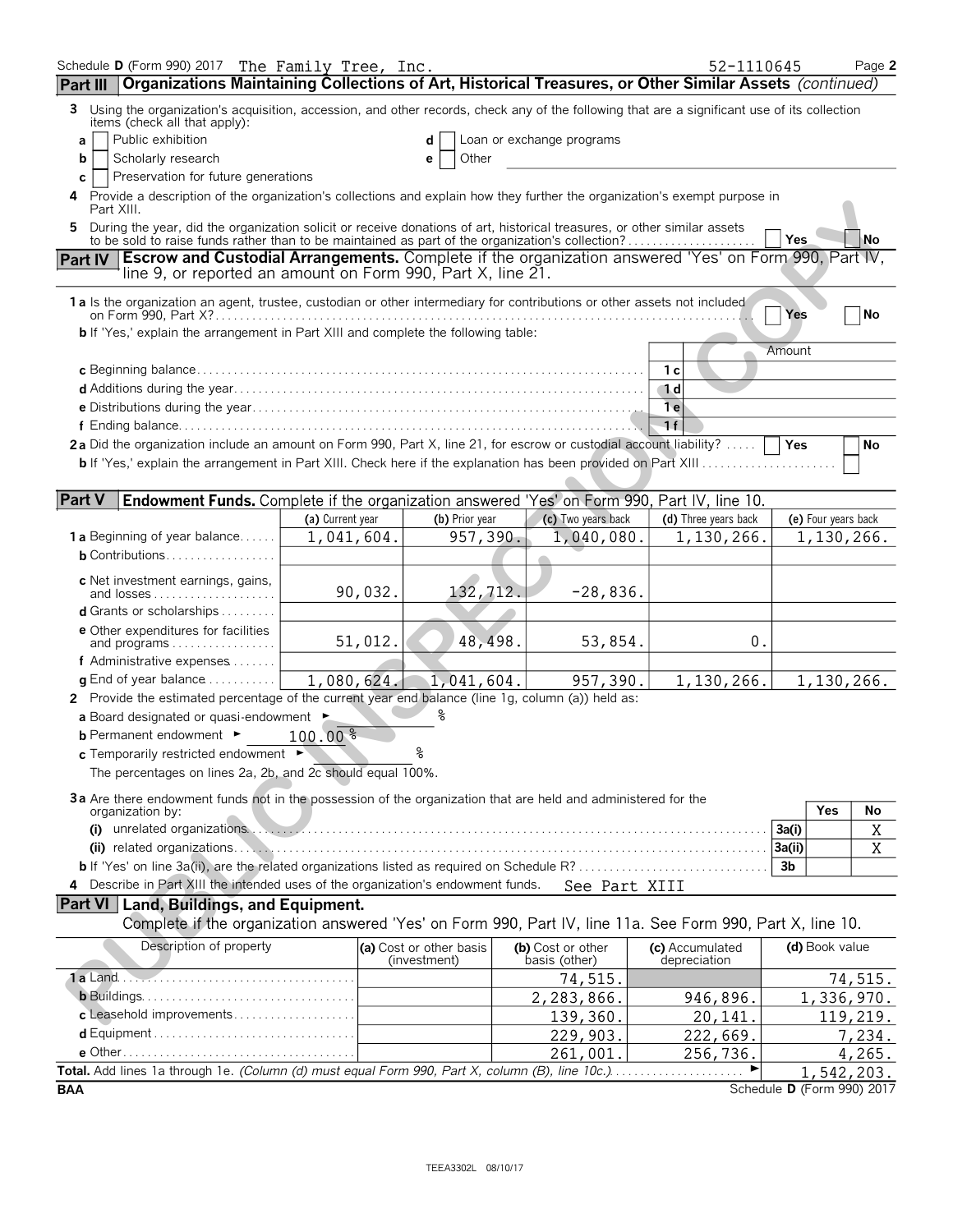Schedule D (Form 990) 2017 The Family Tree, Inc. 52-1110645 Page 2

## Part III Organizations Maintaining Collections of Art, Historical Treasures, or Other Similar Assets *(continued)*

3 Using the organization's acquisition, accession, and other records, check any of the following that are a significant use of its collection items (check all that apply):

- a ☐ Public exhibition
- b ☐ Scholarly research
- c ☐ Preservation for future generations
- d ☐ Loan or exchange programs
- e ☐ Other

4 Provide a description of the organization's collections and explain how they further the organization's exempt purpose in Part XIII.

5 During the year, did the organization solicit or receive donations of art, historical treasures, or other similar assets to be sold to raise funds rather than to be maintained as part of the organization's collection? ☐ Yes ☐ No

## Part IV Escrow and Custodial Arrangements.

Complete if the organization answered 'Yes' on Form 990, Part IV, line 9, or reported an amount on Form 990, Part X, line 21.

1a Is the organization an agent, trustee, custodian or other intermediary for contributions or other assets not included on Form 990, Part X? ☐ Yes ☐ No

b If 'Yes,' explain the arrangement in Part XIII and complete the following table:

| | | Amount |
|---|---|---|
| c Beginning balance | 1c | |
| d Additions during the year | 1d | |
| e Distributions during the year | 1e | |
| f Ending balance | 1f | |

2a Did the organization include an amount on Form 990, Part X, line 21, for escrow or custodial account liability? ☐ Yes ☐ No

b If 'Yes,' explain the arrangement in Part XIII. Check here if the explanation has been provided on Part XIII ☐

## Part V Endowment Funds.

Complete if the organization answered 'Yes' on Form 990, Part IV, line 10.

| | (a) Current year | (b) Prior year | (c) Two years back | (d) Three years back | (e) Four years back |
|---|---|---|---|---|---|
| 1a Beginning of year balance | 1,041,604. | 957,390. | 1,040,080. | 1,130,266. | 1,130,266. |
| b Contributions | | | | | |
| c Net investment earnings, gains, and losses | 90,032. | 132,712. | -28,836. | | |
| d Grants or scholarships | | | | | |
| e Other expenditures for facilities and programs | 51,012. | 48,498. | 53,854. | 0. | |
| f Administrative expenses | | | | | |
| g End of year balance | 1,080,624. | 1,041,604. | 957,390. | 1,130,266. | 1,130,266. |

2 Provide the estimated percentage of the current year end balance (line 1g, column (a)) held as:

a Board designated or quasi-endowment ► %

b Permanent endowment ► 100.00 %

c Temporarily restricted endowment ► %

The percentages on lines 2a, 2b, and 2c should equal 100%.

3a Are there endowment funds not in the possession of the organization that are held and administered for the organization by:

| | | Yes | No |
|---|---|---|---|
| (i) unrelated organizations | 3a(i) | | X |
| (ii) related organizations | 3a(ii) | | X |
| b If 'Yes' on line 3a(ii), are the related organizations listed as required on Schedule R? | 3b | | |

4 Describe in Part XIII the intended uses of the organization's endowment funds. See Part XIII

## Part VI Land, Buildings, and Equipment.

Complete if the organization answered 'Yes' on Form 990, Part IV, line 11a. See Form 990, Part X, line 10.

| Description of property | (a) Cost or other basis (investment) | (b) Cost or other basis (other) | (c) Accumulated depreciation | (d) Book value |
|---|---|---|---|---|
| 1a Land | | 74,515. | | 74,515. |
| b Buildings | | 2,283,866. | 946,896. | 1,336,970. |
| c Leasehold improvements | | 139,360. | 20,141. | 119,219. |
| d Equipment | | 229,903. | 222,669. | 7,234. |
| e Other | | 261,001. | 256,736. | 4,265. |
| **Total.** Add lines 1a through 1e. *(Column (d) must equal Form 990, Part X, column (B), line 10c.)* ► | | | | 1,542,203. |

BAA Schedule D (Form 990) 2017

TEEA3302L 08/10/17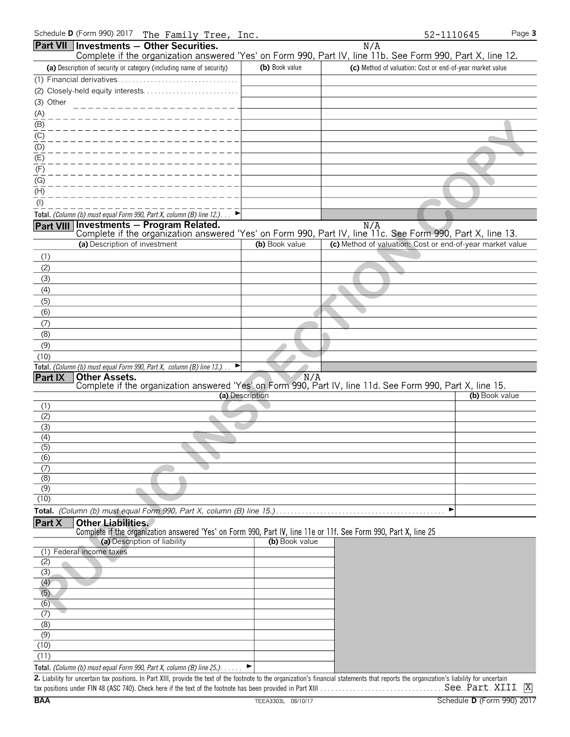Schedule D (Form 990) 2017 The Family Tree, Inc. 52-1110645

## Part VII Investments — Other Securities.

N/A

Complete if the organization answered 'Yes' on Form 990, Part IV, line 11b. See Form 990, Part X, line 12.

| (a) Description of security or category (including name of security) | (b) Book value | (c) Method of valuation: Cost or end-of-year market value |
|---|---|---|
| (1) Financial derivatives | | |
| (2) Closely-held equity interests | | |
| (3) Other | | |
| (A) | | |
| (B) | | |
| (C) | | |
| (D) | | |
| (E) | | |
| (F) | | |
| (G) | | |
| (H) | | |
| (I) | | |
| **Total.** *(Column (b) must equal Form 990, Part X, column (B) line 12.)* ► | | |

## Part VIII Investments — Program Related.

N/A

Complete if the organization answered 'Yes' on Form 990, Part IV, line 11c. See Form 990, Part X, line 13.

| (a) Description of investment | (b) Book value | (c) Method of valuation: Cost or end-of-year market value |
|---|---|---|
| (1) | | |
| (2) | | |
| (3) | | |
| (4) | | |
| (5) | | |
| (6) | | |
| (7) | | |
| (8) | | |
| (9) | | |
| (10) | | |
| **Total.** *(Column (b) must equal Form 990, Part X, column (B) line 13.)* ► | | |

## Part IX Other Assets.

N/A

Complete if the organization answered 'Yes' on Form 990, Part IV, line 11d. See Form 990, Part X, line 15.

| (a) Description | (b) Book value |
|---|---|
| (1) | |
| (2) | |
| (3) | |
| (4) | |
| (5) | |
| (6) | |
| (7) | |
| (8) | |
| (9) | |
| (10) | |
| **Total.** *(Column (b) must equal Form 990, Part X, column (B) line 15.)* ► | |

## Part X Other Liabilities.

Complete if the organization answered 'Yes' on Form 990, Part IV, line 11e or 11f. See Form 990, Part X, line 25

| (a) Description of liability | (b) Book value |
|---|---|
| (1) Federal income taxes | |
| (2) | |
| (3) | |
| (4) | |
| (5) | |
| (6) | |
| (7) | |
| (8) | |
| (9) | |
| (10) | |
| (11) | |
| **Total.** *(Column (b) must equal Form 990, Part X, column (B) line 25.)* ► | |

**2.** Liability for uncertain tax positions. In Part XIII, provide the text of the footnote to the organization's financial statements that reports the organization's liability for uncertain tax positions under FIN 48 (ASC 740). Check here if the text of the footnote has been provided in Part XIII See Part XIII [X]

BAA TEEA3303L 08/10/17 Schedule D (Form 990) 2017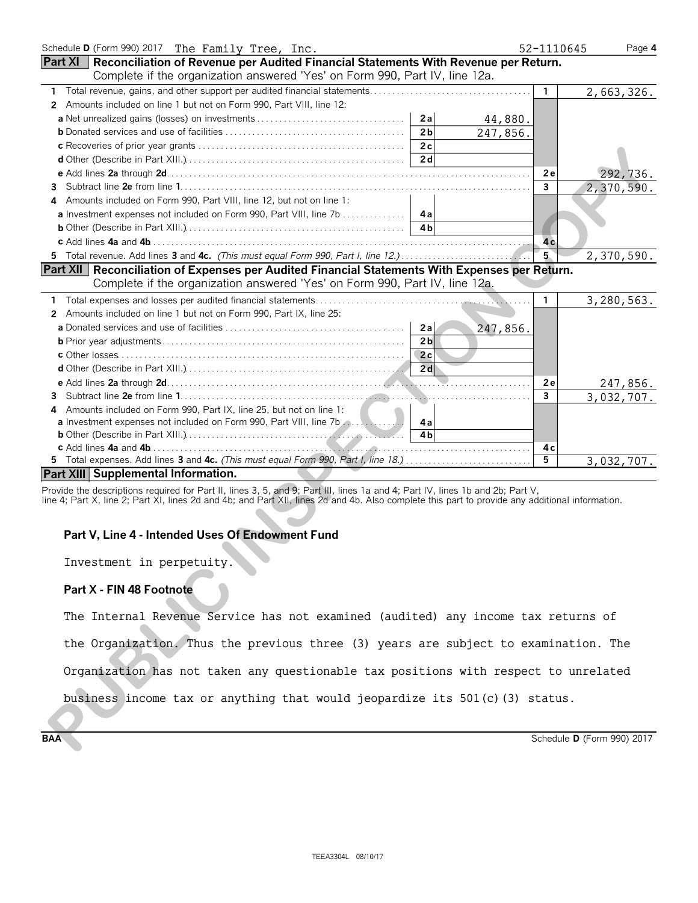Schedule D (Form 990) 2017 The Family Tree, Inc. 52-1110645 Page 4

## Part XI Reconciliation of Revenue per Audited Financial Statements With Revenue per Return.

Complete if the organization answered 'Yes' on Form 990, Part IV, line 12a.

| | | | | |
|---|---|---|---|---|
| **1** Total revenue, gains, and other support per audited financial statements | | | 1 | 2,663,326. |
| **2** Amounts included on line 1 but not on Form 990, Part VIII, line 12: | | | | |
| **a** Net unrealized gains (losses) on investments | 2a | 44,880. | | |
| **b** Donated services and use of facilities | 2b | 247,856. | | |
| **c** Recoveries of prior year grants | 2c | | | |
| **d** Other (Describe in Part XIII.) | 2d | | | |
| **e** Add lines **2a** through **2d** | | | 2e | 292,736. |
| **3** Subtract line **2e** from line **1** | | | 3 | 2,370,590. |
| **4** Amounts included on Form 990, Part VIII, line 12, but not on line 1: | | | | |
| **a** Investment expenses not included on Form 990, Part VIII, line 7b | 4a | | | |
| **b** Other (Describe in Part XIII.) | 4b | | | |
| **c** Add lines **4a** and **4b** | | | 4c | |
| **5** Total revenue. Add lines **3** and **4c.** *(This must equal Form 990, Part I, line 12.)* | | | 5 | 2,370,590. |

## Part XII Reconciliation of Expenses per Audited Financial Statements With Expenses per Return.

Complete if the organization answered 'Yes' on Form 990, Part IV, line 12a.

| | | | | |
|---|---|---|---|---|
| **1** Total expenses and losses per audited financial statements | | | 1 | 3,280,563. |
| **2** Amounts included on line 1 but not on Form 990, Part IX, line 25: | | | | |
| **a** Donated services and use of facilities | 2a | 247,856. | | |
| **b** Prior year adjustments | 2b | | | |
| **c** Other losses | 2c | | | |
| **d** Other (Describe in Part XIII.) | 2d | | | |
| **e** Add lines **2a** through **2d** | | | 2e | 247,856. |
| **3** Subtract line **2e** from line **1** | | | 3 | 3,032,707. |
| **4** Amounts included on Form 990, Part IX, line 25, but not on line 1: | | | | |
| **a** Investment expenses not included on Form 990, Part VIII, line 7b | 4a | | | |
| **b** Other (Describe in Part XIII.) | 4b | | | |
| **c** Add lines **4a** and **4b** | | | 4c | |
| **5** Total expenses. Add lines **3** and **4c.** *(This must equal Form 990, Part I, line 18.)* | | | 5 | 3,032,707. |

## Part XIII Supplemental Information.

Provide the descriptions required for Part II, lines 3, 5, and 9; Part III, lines 1a and 4; Part IV, lines 1b and 2b; Part V, line 4; Part X, line 2; Part XI, lines 2d and 4b; and Part XII, lines 2d and 4b. Also complete this part to provide any additional information.

**Part V, Line 4 - Intended Uses Of Endowment Fund**

Investment in perpetuity.

**Part X - FIN 48 Footnote**

The Internal Revenue Service has not examined (audited) any income tax returns of the Organization. Thus the previous three (3) years are subject to examination. The Organization has not taken any questionable tax positions with respect to unrelated business income tax or anything that would jeopardize its 501(c)(3) status.

BAA Schedule D (Form 990) 2017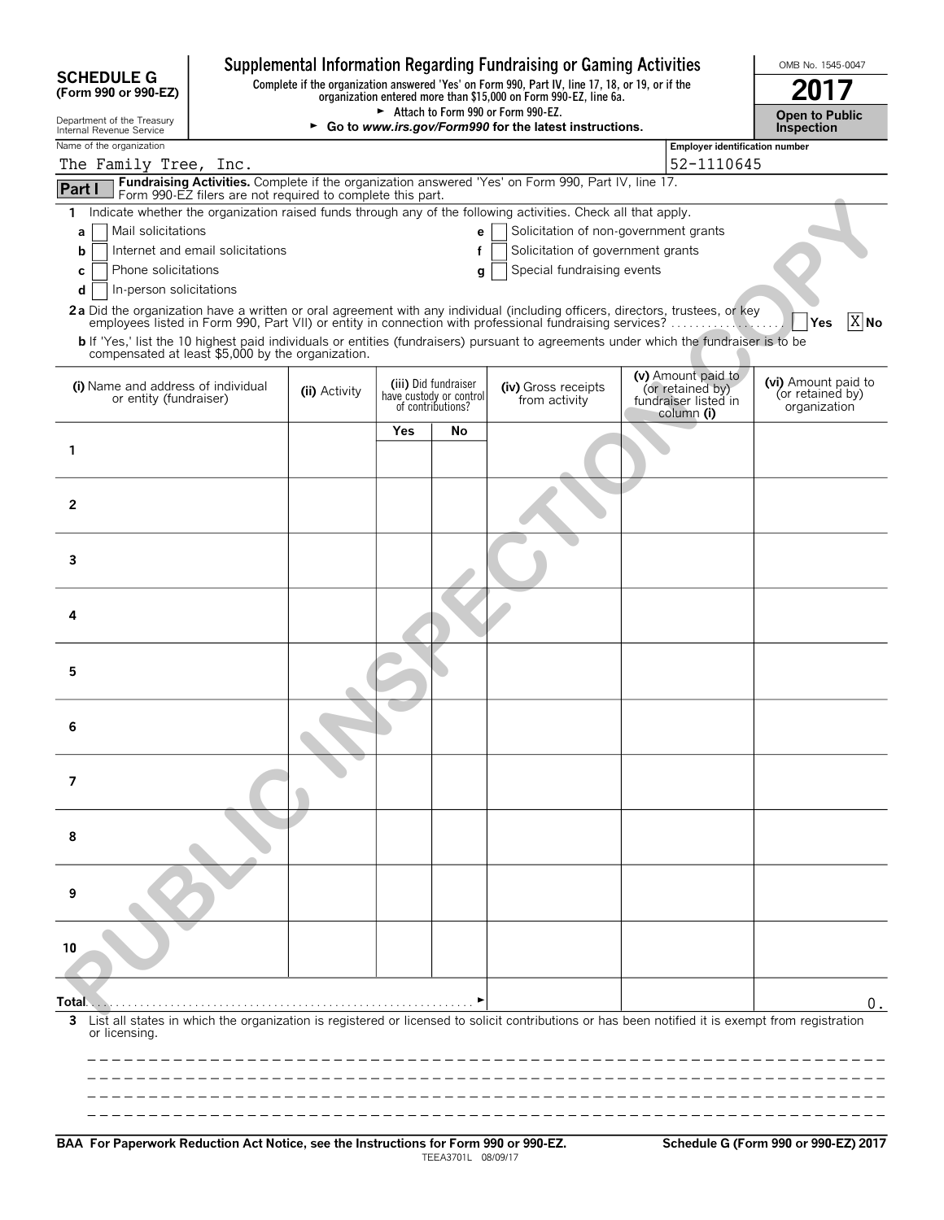**SCHEDULE G (Form 990 or 990-EZ)**

Department of the Treasury
Internal Revenue Service

# Supplemental Information Regarding Fundraising or Gaming Activities

Complete if the organization answered 'Yes' on Form 990, Part IV, line 17, 18, or 19, or if the organization entered more than $15,000 on Form 990-EZ, line 6a.

► Attach to Form 990 or Form 990-EZ.

► Go to *www.irs.gov/Form990* for the latest instructions.

OMB No. 1545-0047

**2017**

**Open to Public Inspection**

Name of the organization: The Family Tree, Inc.

Employer identification number: 52-1110645

**Part I** **Fundraising Activities.** Complete if the organization answered 'Yes' on Form 990, Part IV, line 17. Form 990-EZ filers are not required to complete this part.

**1** Indicate whether the organization raised funds through any of the following activities. Check all that apply.

- **a** [ ] Mail solicitations
- **b** [ ] Internet and email solicitations
- **c** [ ] Phone solicitations
- **d** [ ] In-person solicitations
- **e** [ ] Solicitation of non-government grants
- **f** [ ] Solicitation of government grants
- **g** [ ] Special fundraising events

**2a** Did the organization have a written or oral agreement with any individual (including officers, directors, trustees, or key employees listed in Form 990, Part VII) or entity in connection with professional fundraising services? [ ] Yes [X] No

**b** If 'Yes,' list the 10 highest paid individuals or entities (fundraisers) pursuant to agreements under which the fundraiser is to be compensated at least $5,000 by the organization.

| (i) Name and address of individual or entity (fundraiser) | (ii) Activity | (iii) Did fundraiser have custody or control of contributions? | | (iv) Gross receipts from activity | (v) Amount paid to (or retained by) fundraiser listed in column (i) | (vi) Amount paid to (or retained by) organization |
|---|---|---|---|---|---|---|
| | | Yes | No | | | |
| 1 | | | | | | |
| 2 | | | | | | |
| 3 | | | | | | |
| 4 | | | | | | |
| 5 | | | | | | |
| 6 | | | | | | |
| 7 | | | | | | |
| 8 | | | | | | |
| 9 | | | | | | |
| 10 | | | | | | |
| Total ► | | | | | | 0. |

**3** List all states in which the organization is registered or licensed to solicit contributions or has been notified it is exempt from registration or licensing.

**BAA For Paperwork Reduction Act Notice, see the Instructions for Form 990 or 990-EZ.**

TEEA3701L 08/09/17

**Schedule G (Form 990 or 990-EZ) 2017**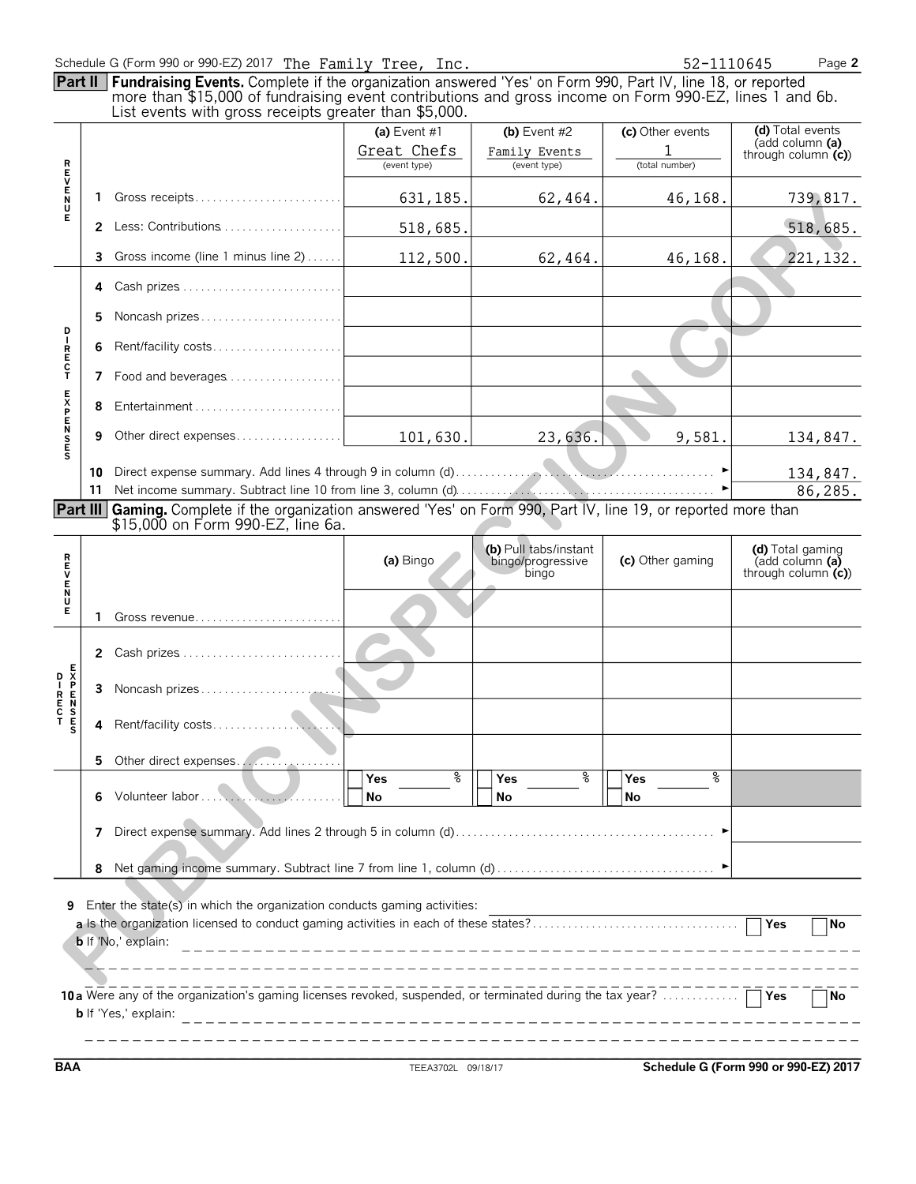Schedule G (Form 990 or 990-EZ) 2017 The Family Tree, Inc. 52-1110645 Page **2**

**Part II** **Fundraising Events.** Complete if the organization answered 'Yes' on Form 990, Part IV, line 18, or reported more than $15,000 of fundraising event contributions and gross income on Form 990-EZ, lines 1 and 6b. List events with gross receipts greater than $5,000.

| | | (a) Event #1 Great Chefs (event type) | (b) Event #2 Family Events (event type) | (c) Other events 1 (total number) | (d) Total events (add column (a) through column (c)) |
|---|---|---|---|---|---|
| REVENUE | 1 Gross receipts | 631,185. | 62,464. | 46,168. | 739,817. |
| | 2 Less: Contributions | 518,685. | | | 518,685. |
| | 3 Gross income (line 1 minus line 2) | 112,500. | 62,464. | 46,168. | 221,132. |
| DIRECT EXPENSES | 4 Cash prizes | | | | |
| | 5 Noncash prizes | | | | |
| | 6 Rent/facility costs | | | | |
| | 7 Food and beverages | | | | |
| | 8 Entertainment | | | | |
| | 9 Other direct expenses | 101,630. | 23,636. | 9,581. | 134,847. |
| | 10 Direct expense summary. Add lines 4 through 9 in column (d) | | | ► | 134,847. |
| | 11 Net income summary. Subtract line 10 from line 3, column (d) | | | ► | 86,285. |

**Part III** **Gaming.** Complete if the organization answered 'Yes' on Form 990, Part IV, line 19, or reported more than $15,000 on Form 990-EZ, line 6a.

| | | (a) Bingo | (b) Pull tabs/instant bingo/progressive bingo | (c) Other gaming | (d) Total gaming (add column (a) through column (c)) |
|---|---|---|---|---|---|
| REVENUE | 1 Gross revenue | | | | |
| DIRECT EXPENSES | 2 Cash prizes | | | | |
| | 3 Noncash prizes | | | | |
| | 4 Rent/facility costs | | | | |
| | 5 Other direct expenses | | | | |
| | 6 Volunteer labor | ☐ Yes ___ % ☐ No | ☐ Yes ___ % ☐ No | ☐ Yes ___ % ☐ No | |
| | 7 Direct expense summary. Add lines 2 through 5 in column (d) | | | ► | |
| | 8 Net gaming income summary. Subtract line 7 from line 1, column (d) | | | ► | |

**9** Enter the state(s) in which the organization conducts gaming activities: ____________________

**a** Is the organization licensed to conduct gaming activities in each of these states? ☐ Yes ☐ No

**b** If 'No,' explain: ____________________

**10a** Were any of the organization's gaming licenses revoked, suspended, or terminated during the tax year? ☐ Yes ☐ No

**b** If 'Yes,' explain: ____________________

BAA TEEA3702L 09/18/17 **Schedule G (Form 990 or 990-EZ) 2017**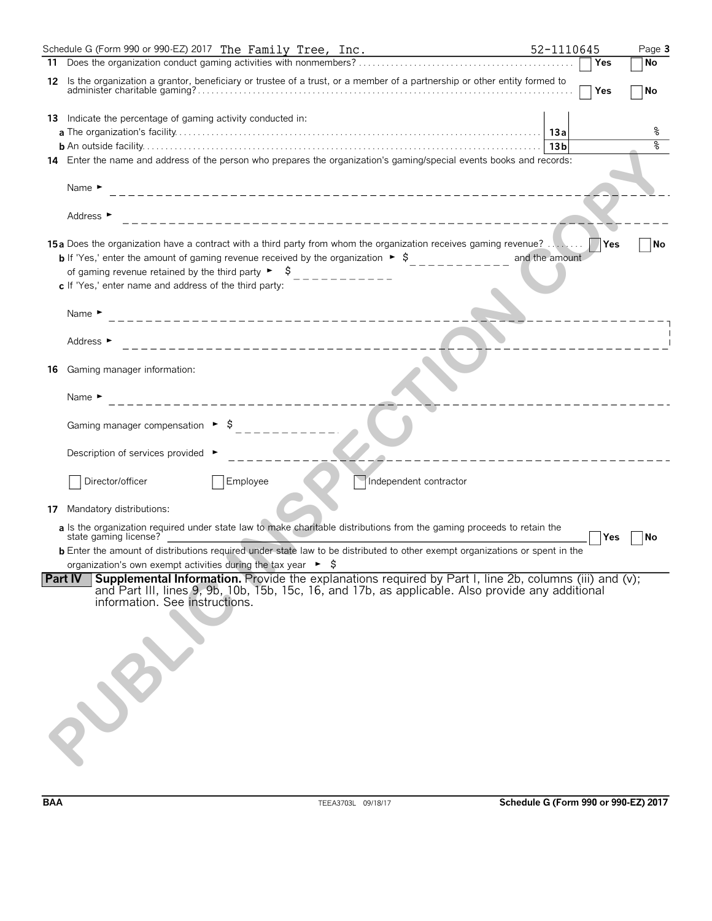Schedule G (Form 990 or 990-EZ) 2017 The Family Tree, Inc. 52-1110645 Page **3**

**11** Does the organization conduct gaming activities with nonmembers? ☐ **Yes** ☐ **No**

**12** Is the organization a grantor, beneficiary or trustee of a trust, or a member of a partnership or other entity formed to administer charitable gaming? ☐ **Yes** ☐ **No**

**13** Indicate the percentage of gaming activity conducted in:

**a** The organization's facility **13a** %

**b** An outside facility **13b** %

**14** Enter the name and address of the person who prepares the organization's gaming/special events books and records:

Name ►

Address ►

**15a** Does the organization have a contract with a third party from whom the organization receives gaming revenue? ☐ **Yes** ☐ **No**

**b** If 'Yes,' enter the amount of gaming revenue received by the organization ► $ and the amount of gaming revenue retained by the third party ► $

**c** If 'Yes,' enter name and address of the third party:

Name ►

Address ►

**16** Gaming manager information:

Name ►

Gaming manager compensation ► $

Description of services provided ►

☐ Director/officer ☐ Employee ☐ Independent contractor

**17** Mandatory distributions:

**a** Is the organization required under state law to make charitable distributions from the gaming proceeds to retain the state gaming license? ☐ **Yes** ☐ **No**

**b** Enter the amount of distributions required under state law to be distributed to other exempt organizations or spent in the organization's own exempt activities during the tax year ► $

**Part IV** **Supplemental Information.** Provide the explanations required by Part I, line 2b, columns (iii) and (v); and Part III, lines 9, 9b, 10b, 15b, 15c, 16, and 17b, as applicable. Also provide any additional information. See instructions.

**BAA** TEEA3703L 09/18/17 **Schedule G (Form 990 or 990-EZ) 2017**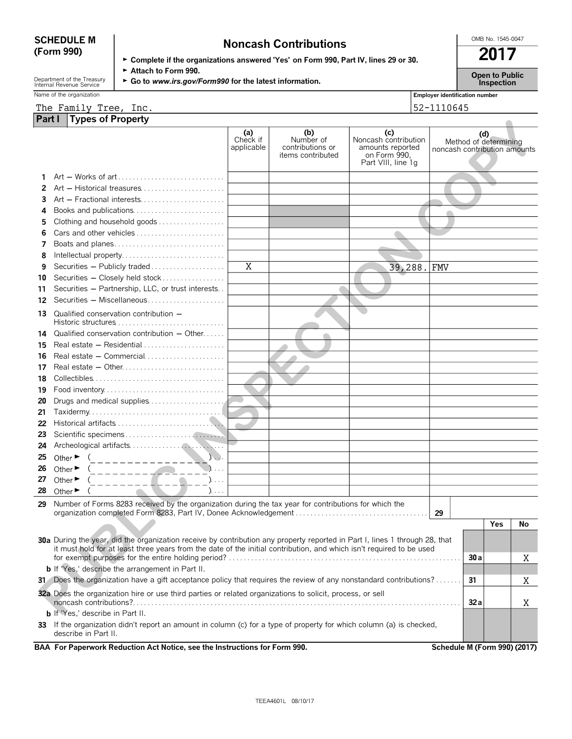**SCHEDULE M (Form 990)**

Department of the Treasury Internal Revenue Service

# Noncash Contributions

► Complete if the organizations answered 'Yes' on Form 990, Part IV, lines 29 or 30.
► Attach to Form 990.
► Go to *www.irs.gov/Form990* for the latest information.

OMB No. 1545-0047

**2017**

**Open to Public Inspection**

Name of the organization: The Family Tree, Inc.

Employer identification number: 52-1110645

## Part I Types of Property

| | | (a) Check if applicable | (b) Number of contributions or items contributed | (c) Noncash contribution amounts reported on Form 990, Part VIII, line 1g | (d) Method of determining noncash contribution amounts |
|---|---|---|---|---|---|
| 1 | Art — Works of art | | | | |
| 2 | Art — Historical treasures | | | | |
| 3 | Art — Fractional interests | | | | |
| 4 | Books and publications | | | | |
| 5 | Clothing and household goods | | | | |
| 6 | Cars and other vehicles | | | | |
| 7 | Boats and planes | | | | |
| 8 | Intellectual property | | | | |
| 9 | Securities — Publicly traded | X | | 39,288. | FMV |
| 10 | Securities — Closely held stock | | | | |
| 11 | Securities — Partnership, LLC, or trust interests | | | | |
| 12 | Securities — Miscellaneous | | | | |
| 13 | Qualified conservation contribution — Historic structures | | | | |
| 14 | Qualified conservation contribution — Other | | | | |
| 15 | Real estate — Residential | | | | |
| 16 | Real estate — Commercial | | | | |
| 17 | Real estate — Other | | | | |
| 18 | Collectibles | | | | |
| 19 | Food inventory | | | | |
| 20 | Drugs and medical supplies | | | | |
| 21 | Taxidermy | | | | |
| 22 | Historical artifacts | | | | |
| 23 | Scientific specimens | | | | |
| 24 | Archeological artifacts | | | | |
| 25 | Other ► ( ) | | | | |
| 26 | Other ► ( ) | | | | |
| 27 | Other ► ( ) | | | | |
| 28 | Other ► ( ) | | | | |

**29** Number of Forms 8283 received by the organization during the tax year for contributions for which the organization completed Form 8283, Part IV, Donee Acknowledgement . . . . **29**

| | | | Yes | No |
|---|---|---|---|---|
| **30a** | During the year, did the organization receive by contribution any property reported in Part I, lines 1 through 28, that it must hold for at least three years from the date of the initial contribution, and which isn't required to be used for exempt purposes for the entire holding period? | 30a | | X |
| **b** | If 'Yes,' describe the arrangement in Part II. | | | |
| **31** | Does the organization have a gift acceptance policy that requires the review of any nonstandard contributions? | 31 | | X |
| **32a** | Does the organization hire or use third parties or related organizations to solicit, process, or sell noncash contributions? | 32a | | X |
| **b** | If 'Yes,' describe in Part II. | | | |
| **33** | If the organization didn't report an amount in column (c) for a type of property for which column (a) is checked, describe in Part II. | | | |

**BAA For Paperwork Reduction Act Notice, see the Instructions for Form 990.** **Schedule M (Form 990) (2017)**

TEEA4601L 08/10/17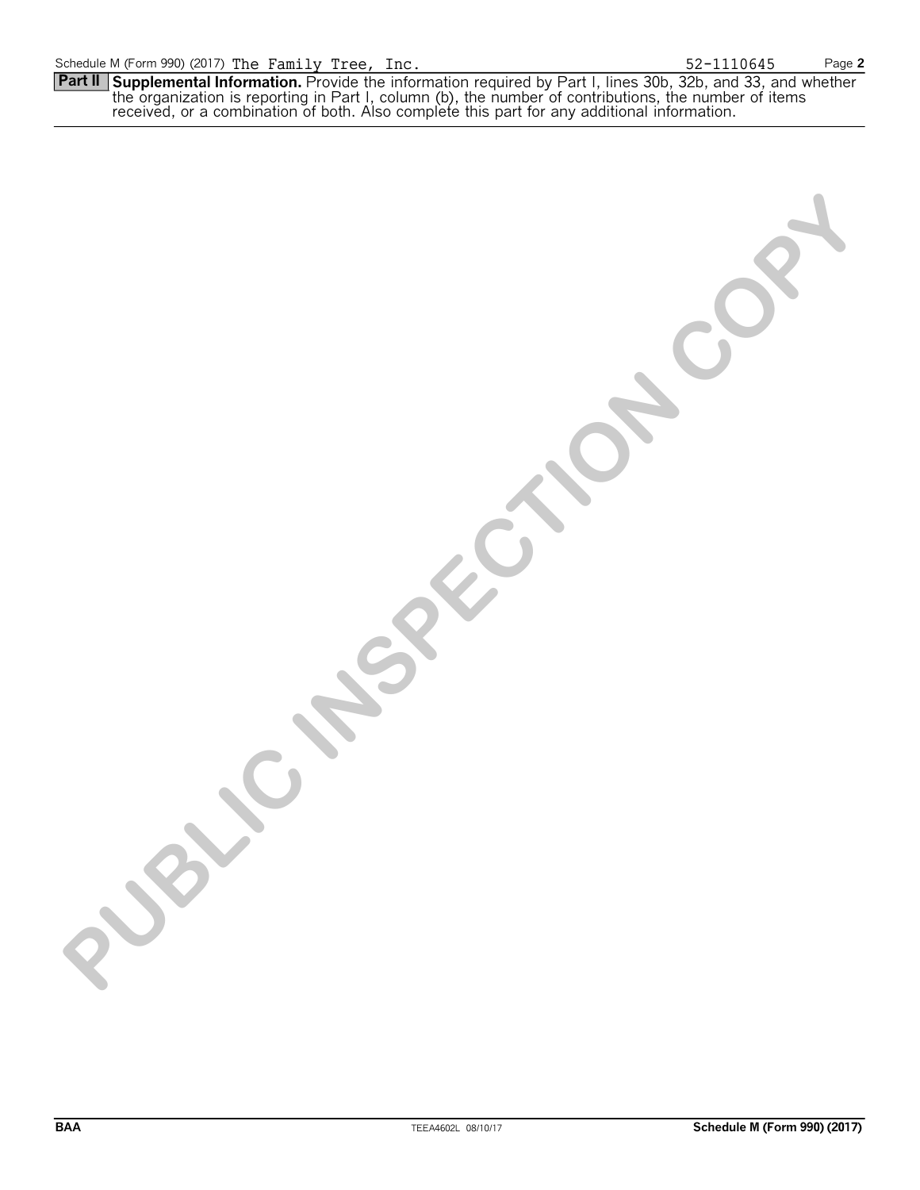Schedule M (Form 990) (2017) The Family Tree, Inc. 52-1110645

**Part II** **Supplemental Information.** Provide the information required by Part I, lines 30b, 32b, and 33, and whether the organization is reporting in Part I, column (b), the number of contributions, the number of items received, or a combination of both. Also complete this part for any additional information.

PUBLIC INSPECTION COPY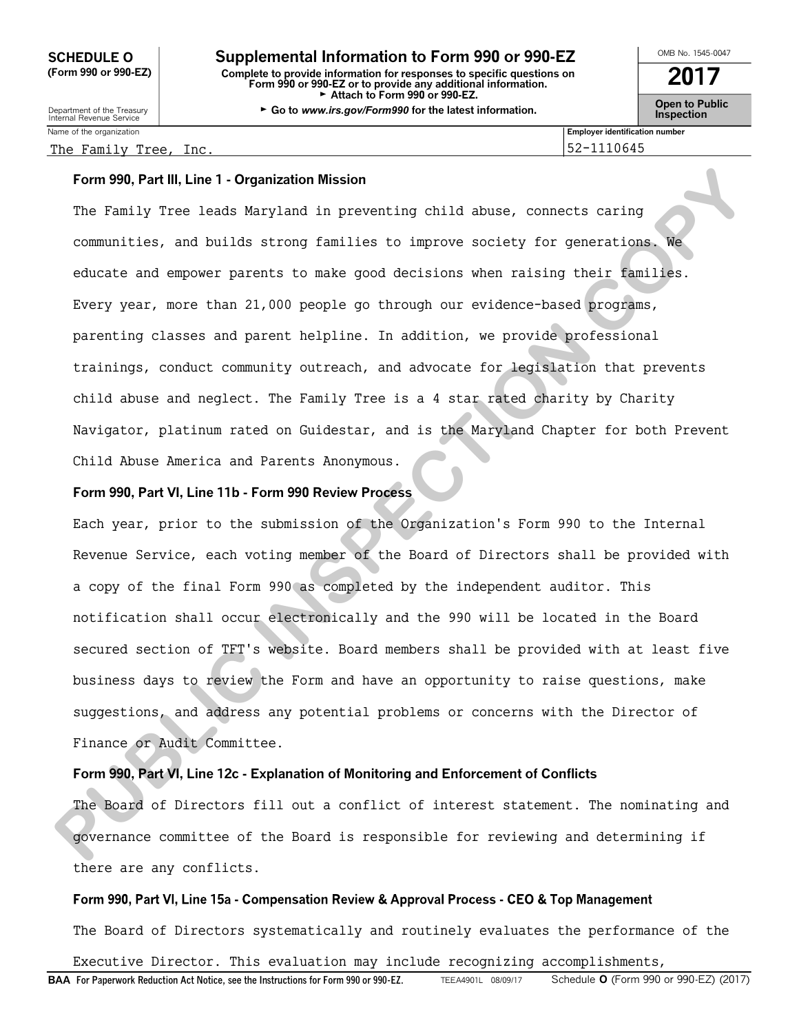**SCHEDULE O** (Form 990 or 990-EZ)

**Supplemental Information to Form 990 or 990-EZ**

**Complete to provide information for responses to specific questions on Form 990 or 990-EZ or to provide any additional information.**
► Attach to Form 990 or 990-EZ.
► Go to *www.irs.gov/Form990* for the latest information.

Department of the Treasury
Internal Revenue Service

OMB No. 1545-0047

**2017**

**Open to Public Inspection**

| Name of the organization | Employer identification number |
|---|---|
| The Family Tree, Inc. | 52-1110645 |

**Form 990, Part III, Line 1 - Organization Mission**

The Family Tree leads Maryland in preventing child abuse, connects caring communities, and builds strong families to improve society for generations. We educate and empower parents to make good decisions when raising their families. Every year, more than 21,000 people go through our evidence-based programs, parenting classes and parent helpline. In addition, we provide professional trainings, conduct community outreach, and advocate for legislation that prevents child abuse and neglect. The Family Tree is a 4 star rated charity by Charity Navigator, platinum rated on Guidestar, and is the Maryland Chapter for both Prevent Child Abuse America and Parents Anonymous.

**Form 990, Part VI, Line 11b - Form 990 Review Process**

Each year, prior to the submission of the Organization's Form 990 to the Internal Revenue Service, each voting member of the Board of Directors shall be provided with a copy of the final Form 990 as completed by the independent auditor. This notification shall occur electronically and the 990 will be located in the Board secured section of TFT's website. Board members shall be provided with at least five business days to review the Form and have an opportunity to raise questions, make suggestions, and address any potential problems or concerns with the Director of Finance or Audit Committee.

**Form 990, Part VI, Line 12c - Explanation of Monitoring and Enforcement of Conflicts**

The Board of Directors fill out a conflict of interest statement. The nominating and governance committee of the Board is responsible for reviewing and determining if there are any conflicts.

**Form 990, Part VI, Line 15a - Compensation Review & Approval Process - CEO & Top Management**

The Board of Directors systematically and routinely evaluates the performance of the Executive Director. This evaluation may include recognizing accomplishments,

**BAA For Paperwork Reduction Act Notice, see the Instructions for Form 990 or 990-EZ.** TEEA4901L 08/09/17 Schedule **O** (Form 990 or 990-EZ) (2017)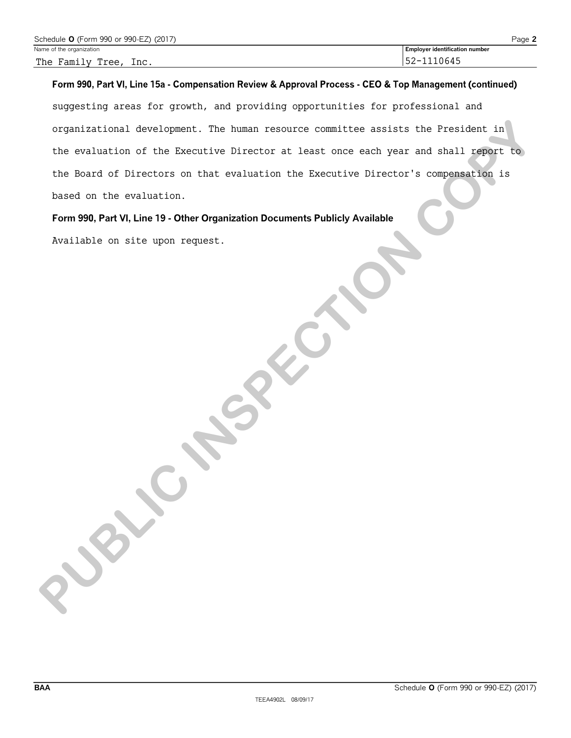Schedule **O** (Form 990 or 990-EZ) (2017)

| Name of the organization | Employer identification number |
| --- | --- |
| The Family Tree, Inc. | 52-1110645 |

**Form 990, Part VI, Line 15a - Compensation Review & Approval Process - CEO & Top Management (continued)**

suggesting areas for growth, and providing opportunities for professional and organizational development. The human resource committee assists the President in the evaluation of the Executive Director at least once each year and shall report to the Board of Directors on that evaluation the Executive Director's compensation is based on the evaluation.

**Form 990, Part VI, Line 19 - Other Organization Documents Publicly Available**

Available on site upon request.

PUBLIC INSPECTION COPY

BAA

Schedule **O** (Form 990 or 990-EZ) (2017)

TEEA4902L 08/09/17